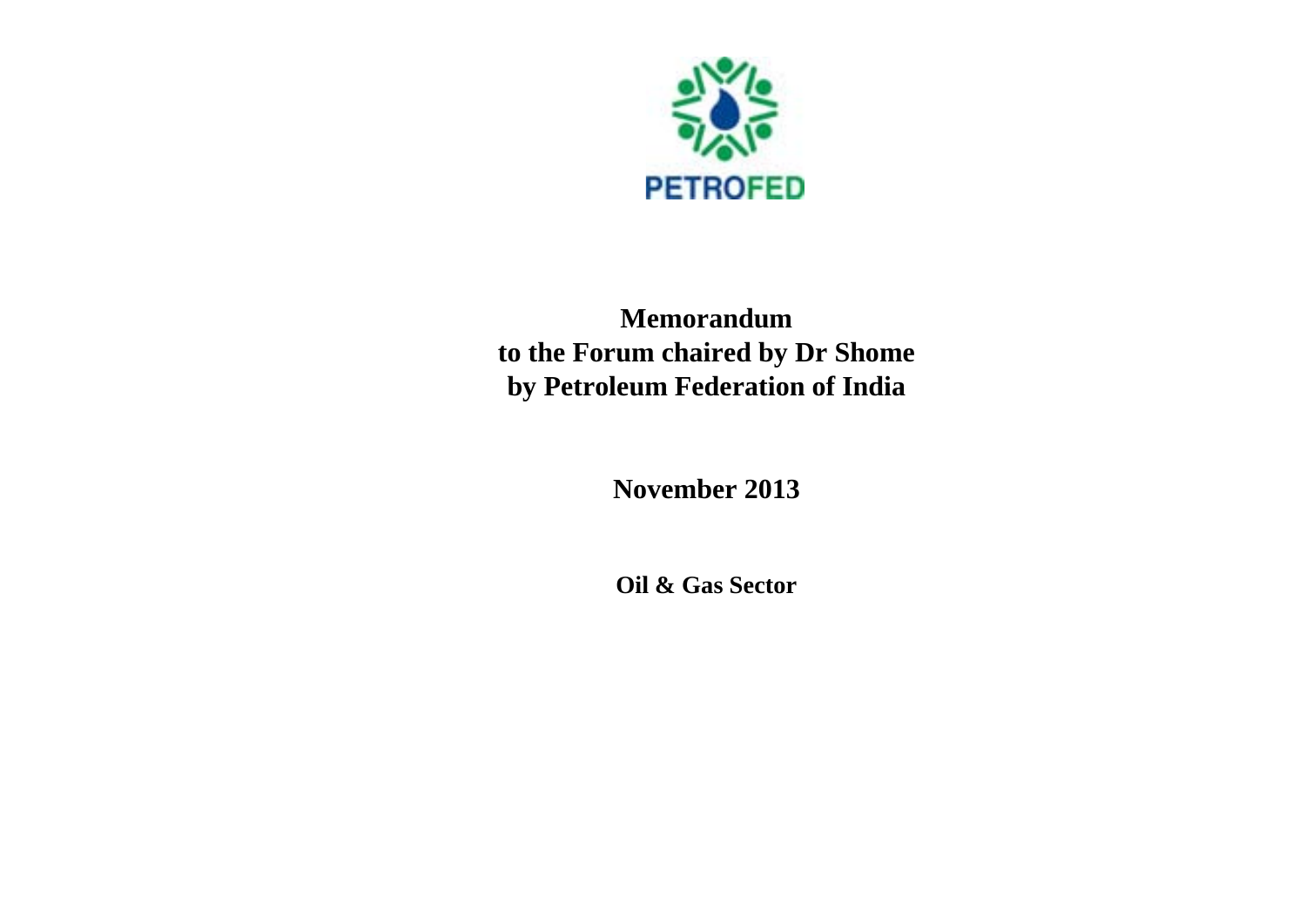PETROFED

# Memorandum
# to the Forum chaired by Dr Shome
# by Petroleum Federation of India

**November 2013**

**Oil & Gas Sector**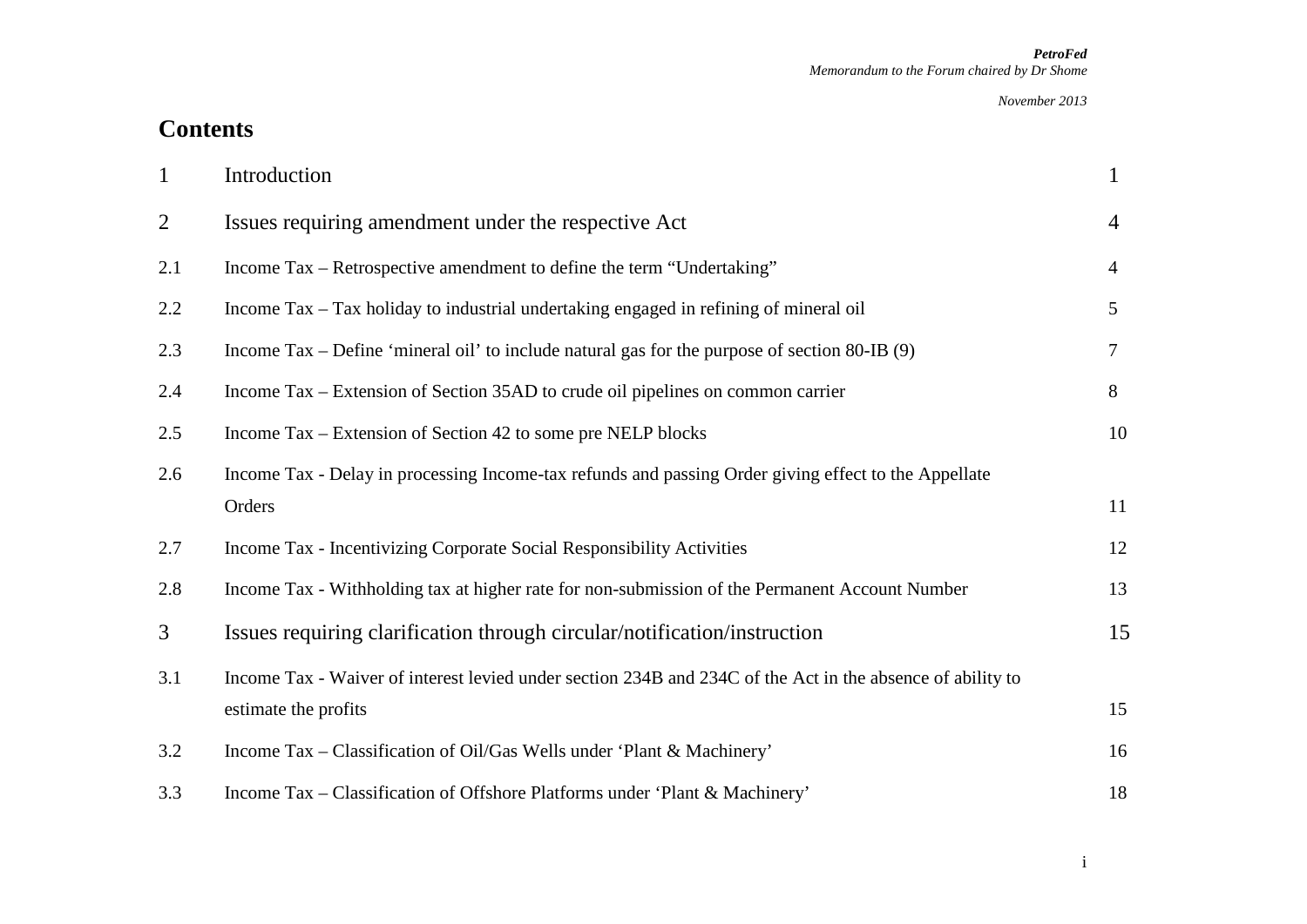# Contents

| | | |
|---|---|---|
| 1 | Introduction | 1 |
| 2 | Issues requiring amendment under the respective Act | 4 |
| 2.1 | Income Tax – Retrospective amendment to define the term "Undertaking" | 4 |
| 2.2 | Income Tax – Tax holiday to industrial undertaking engaged in refining of mineral oil | 5 |
| 2.3 | Income Tax – Define 'mineral oil' to include natural gas for the purpose of section 80-IB (9) | 7 |
| 2.4 | Income Tax – Extension of Section 35AD to crude oil pipelines on common carrier | 8 |
| 2.5 | Income Tax – Extension of Section 42 to some pre NELP blocks | 10 |
| 2.6 | Income Tax - Delay in processing Income-tax refunds and passing Order giving effect to the Appellate Orders | 11 |
| 2.7 | Income Tax - Incentivizing Corporate Social Responsibility Activities | 12 |
| 2.8 | Income Tax - Withholding tax at higher rate for non-submission of the Permanent Account Number | 13 |
| 3 | Issues requiring clarification through circular/notification/instruction | 15 |
| 3.1 | Income Tax - Waiver of interest levied under section 234B and 234C of the Act in the absence of ability to estimate the profits | 15 |
| 3.2 | Income Tax – Classification of Oil/Gas Wells under 'Plant & Machinery' | 16 |
| 3.3 | Income Tax – Classification of Offshore Platforms under 'Plant & Machinery' | 18 |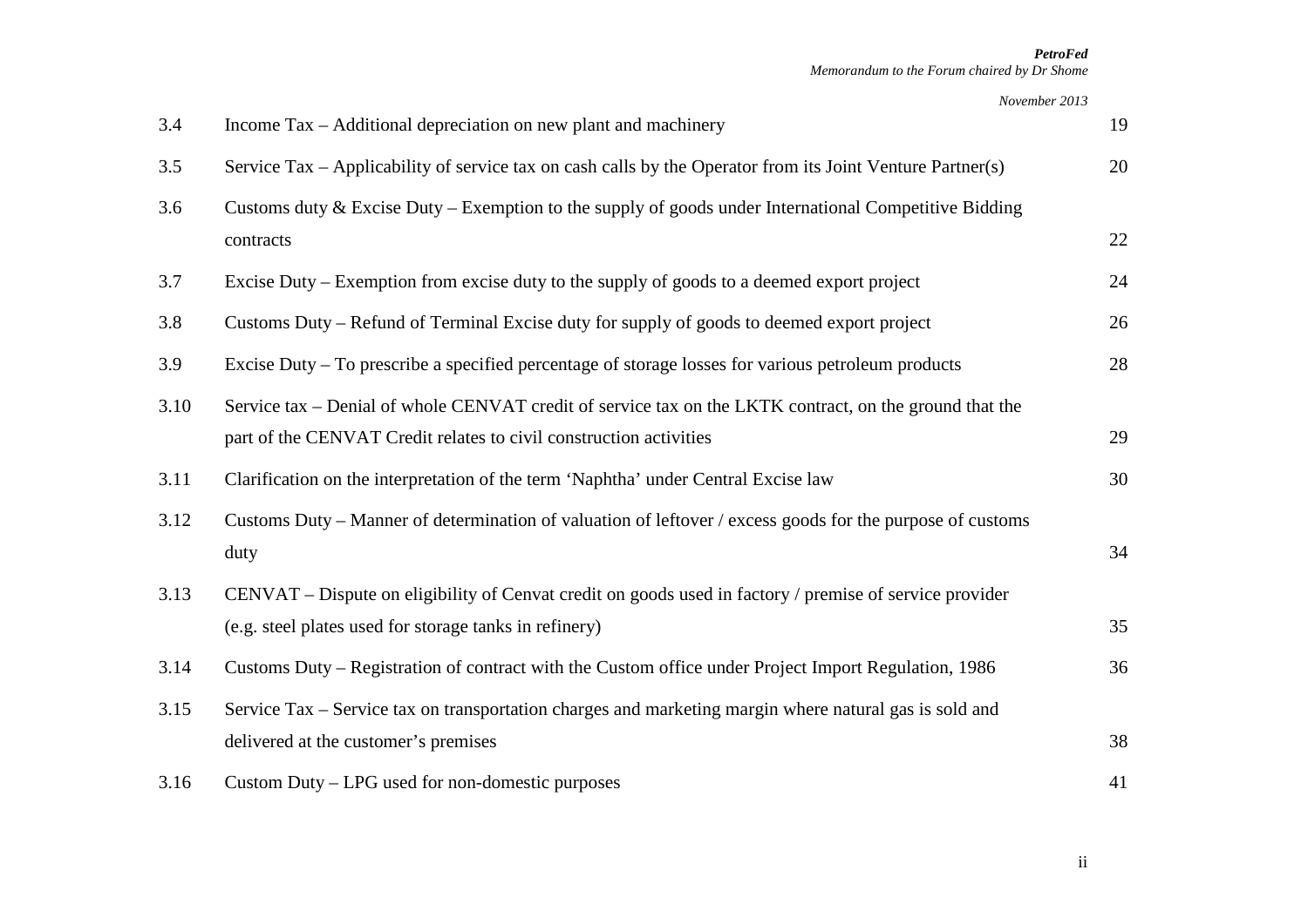| | | |
|---|---|---|
| 3.4 | Income Tax – Additional depreciation on new plant and machinery | 19 |
| 3.5 | Service Tax – Applicability of service tax on cash calls by the Operator from its Joint Venture Partner(s) | 20 |
| 3.6 | Customs duty & Excise Duty – Exemption to the supply of goods under International Competitive Bidding contracts | 22 |
| 3.7 | Excise Duty – Exemption from excise duty to the supply of goods to a deemed export project | 24 |
| 3.8 | Customs Duty – Refund of Terminal Excise duty for supply of goods to deemed export project | 26 |
| 3.9 | Excise Duty – To prescribe a specified percentage of storage losses for various petroleum products | 28 |
| 3.10 | Service tax – Denial of whole CENVAT credit of service tax on the LKTK contract, on the ground that the part of the CENVAT Credit relates to civil construction activities | 29 |
| 3.11 | Clarification on the interpretation of the term 'Naphtha' under Central Excise law | 30 |
| 3.12 | Customs Duty – Manner of determination of valuation of leftover / excess goods for the purpose of customs duty | 34 |
| 3.13 | CENVAT – Dispute on eligibility of Cenvat credit on goods used in factory / premise of service provider (e.g. steel plates used for storage tanks in refinery) | 35 |
| 3.14 | Customs Duty – Registration of contract with the Custom office under Project Import Regulation, 1986 | 36 |
| 3.15 | Service Tax – Service tax on transportation charges and marketing margin where natural gas is sold and delivered at the customer's premises | 38 |
| 3.16 | Custom Duty – LPG used for non-domestic purposes | 41 |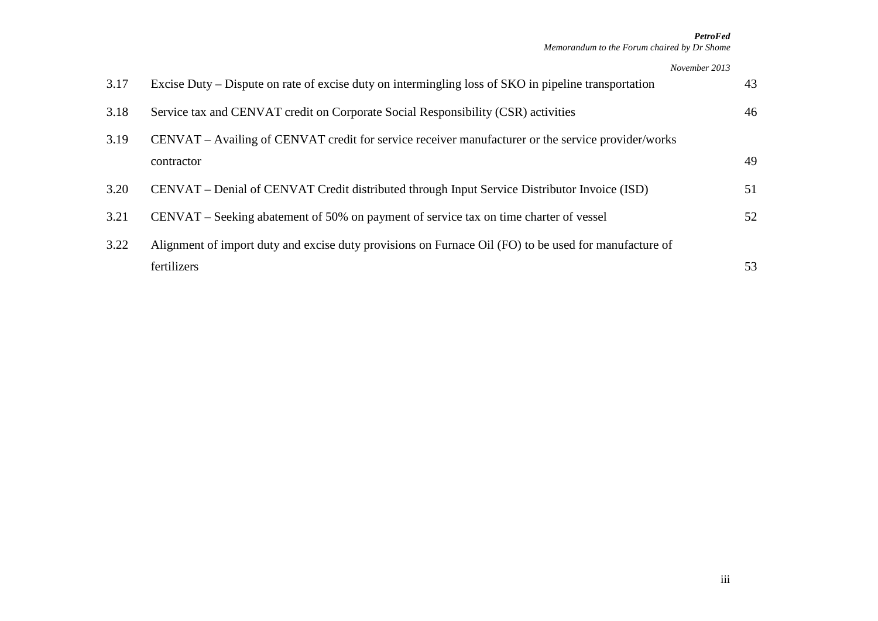| | | |
|---|---|---|
| 3.17 | Excise Duty – Dispute on rate of excise duty on intermingling loss of SKO in pipeline transportation | 43 |
| 3.18 | Service tax and CENVAT credit on Corporate Social Responsibility (CSR) activities | 46 |
| 3.19 | CENVAT – Availing of CENVAT credit for service receiver manufacturer or the service provider/works contractor | 49 |
| 3.20 | CENVAT – Denial of CENVAT Credit distributed through Input Service Distributor Invoice (ISD) | 51 |
| 3.21 | CENVAT – Seeking abatement of 50% on payment of service tax on time charter of vessel | 52 |
| 3.22 | Alignment of import duty and excise duty provisions on Furnace Oil (FO) to be used for manufacture of fertilizers | 53 |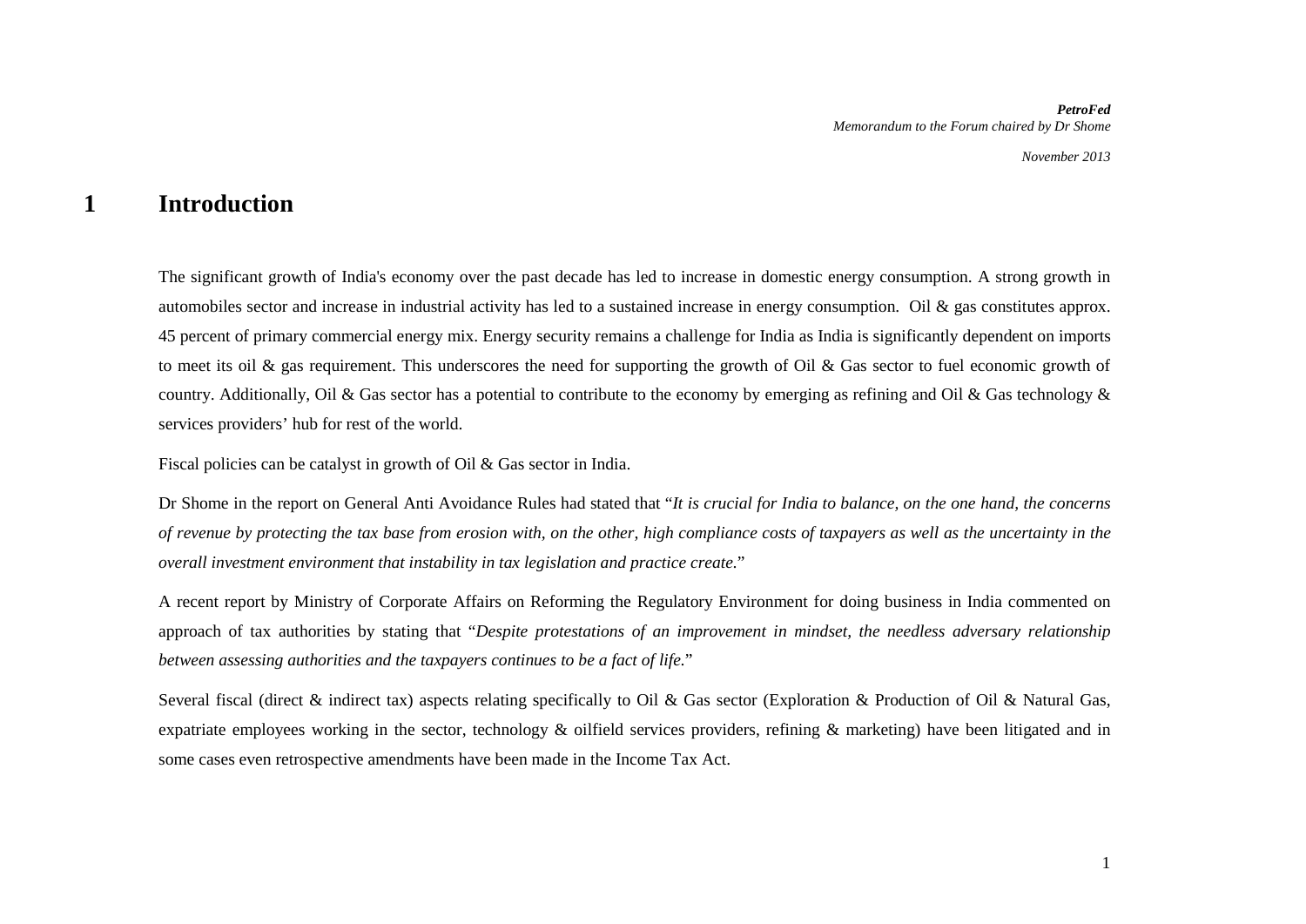# 1 Introduction

The significant growth of India's economy over the past decade has led to increase in domestic energy consumption. A strong growth in automobiles sector and increase in industrial activity has led to a sustained increase in energy consumption. Oil & gas constitutes approx. 45 percent of primary commercial energy mix. Energy security remains a challenge for India as India is significantly dependent on imports to meet its oil & gas requirement. This underscores the need for supporting the growth of Oil & Gas sector to fuel economic growth of country. Additionally, Oil & Gas sector has a potential to contribute to the economy by emerging as refining and Oil & Gas technology & services providers' hub for rest of the world.

Fiscal policies can be catalyst in growth of Oil & Gas sector in India.

Dr Shome in the report on General Anti Avoidance Rules had stated that "*It is crucial for India to balance, on the one hand, the concerns of revenue by protecting the tax base from erosion with, on the other, high compliance costs of taxpayers as well as the uncertainty in the overall investment environment that instability in tax legislation and practice create.*"

A recent report by Ministry of Corporate Affairs on Reforming the Regulatory Environment for doing business in India commented on approach of tax authorities by stating that "*Despite protestations of an improvement in mindset, the needless adversary relationship between assessing authorities and the taxpayers continues to be a fact of life.*"

Several fiscal (direct & indirect tax) aspects relating specifically to Oil & Gas sector (Exploration & Production of Oil & Natural Gas, expatriate employees working in the sector, technology & oilfield services providers, refining & marketing) have been litigated and in some cases even retrospective amendments have been made in the Income Tax Act.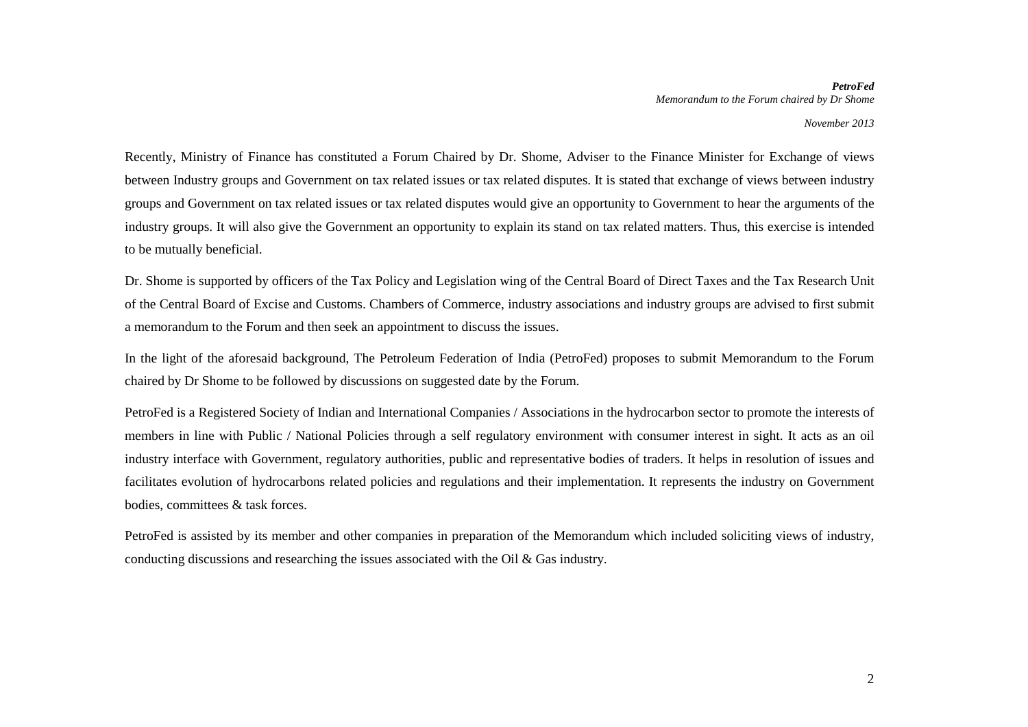Recently, Ministry of Finance has constituted a Forum Chaired by Dr. Shome, Adviser to the Finance Minister for Exchange of views between Industry groups and Government on tax related issues or tax related disputes. It is stated that exchange of views between industry groups and Government on tax related issues or tax related disputes would give an opportunity to Government to hear the arguments of the industry groups. It will also give the Government an opportunity to explain its stand on tax related matters. Thus, this exercise is intended to be mutually beneficial.

Dr. Shome is supported by officers of the Tax Policy and Legislation wing of the Central Board of Direct Taxes and the Tax Research Unit of the Central Board of Excise and Customs. Chambers of Commerce, industry associations and industry groups are advised to first submit a memorandum to the Forum and then seek an appointment to discuss the issues.

In the light of the aforesaid background, The Petroleum Federation of India (PetroFed) proposes to submit Memorandum to the Forum chaired by Dr Shome to be followed by discussions on suggested date by the Forum.

PetroFed is a Registered Society of Indian and International Companies / Associations in the hydrocarbon sector to promote the interests of members in line with Public / National Policies through a self regulatory environment with consumer interest in sight. It acts as an oil industry interface with Government, regulatory authorities, public and representative bodies of traders. It helps in resolution of issues and facilitates evolution of hydrocarbons related policies and regulations and their implementation. It represents the industry on Government bodies, committees & task forces.

PetroFed is assisted by its member and other companies in preparation of the Memorandum which included soliciting views of industry, conducting discussions and researching the issues associated with the Oil & Gas industry.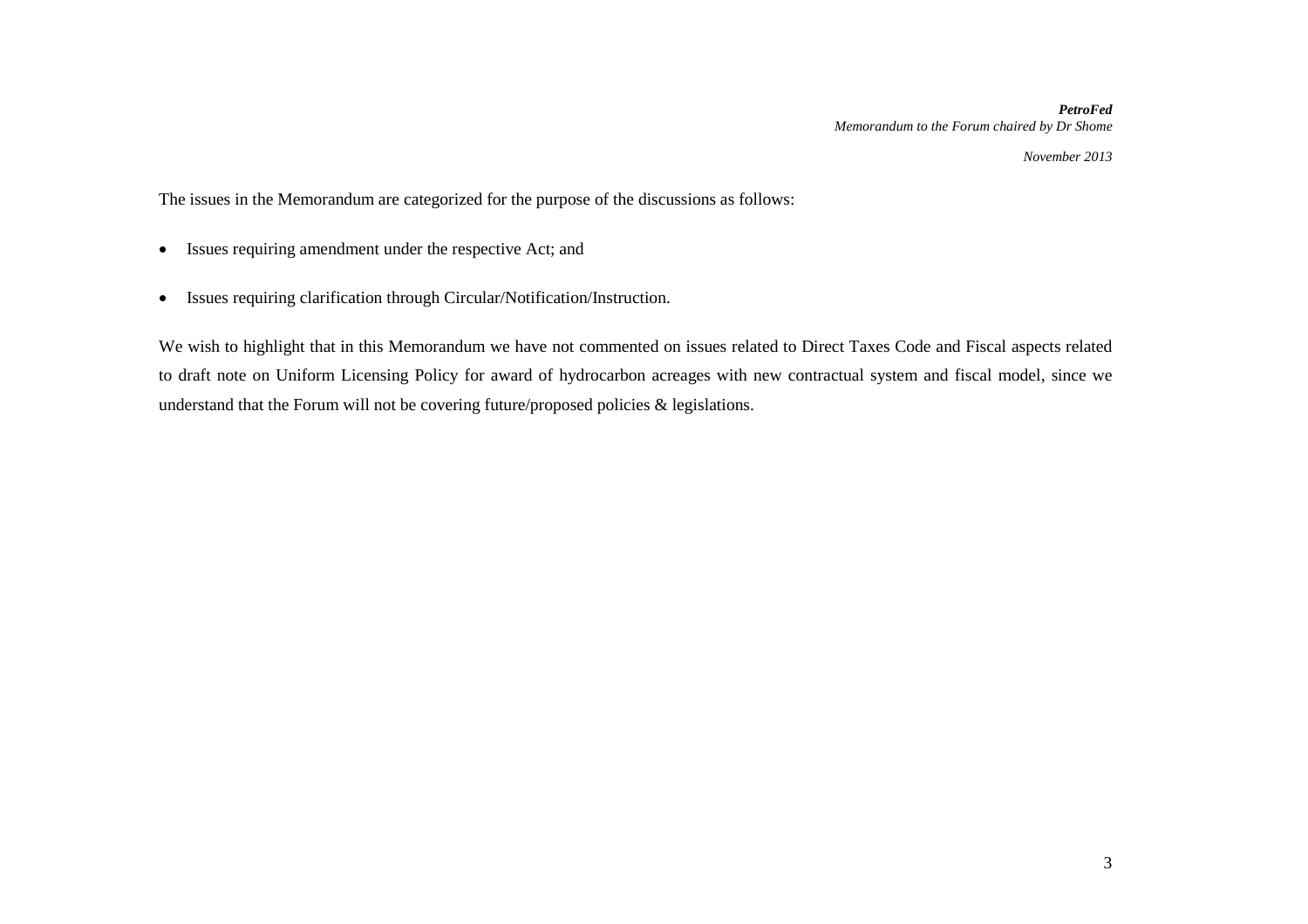The issues in the Memorandum are categorized for the purpose of the discussions as follows:

- Issues requiring amendment under the respective Act; and
- Issues requiring clarification through Circular/Notification/Instruction.

We wish to highlight that in this Memorandum we have not commented on issues related to Direct Taxes Code and Fiscal aspects related to draft note on Uniform Licensing Policy for award of hydrocarbon acreages with new contractual system and fiscal model, since we understand that the Forum will not be covering future/proposed policies & legislations.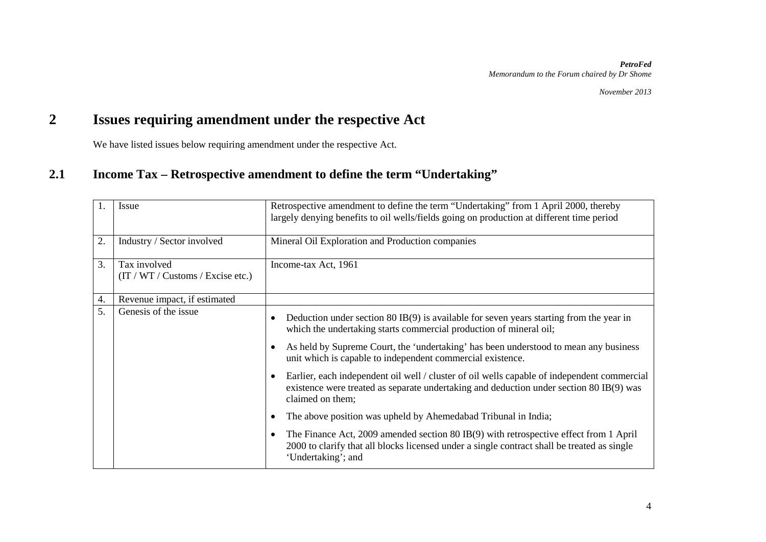# 2 Issues requiring amendment under the respective Act

We have listed issues below requiring amendment under the respective Act.

## 2.1 Income Tax – Retrospective amendment to define the term "Undertaking"

| | | |
|---|---|---|
| 1. | Issue | Retrospective amendment to define the term "Undertaking" from 1 April 2000, thereby largely denying benefits to oil wells/fields going on production at different time period |
| 2. | Industry / Sector involved | Mineral Oil Exploration and Production companies |
| 3. | Tax involved (IT / WT / Customs / Excise etc.) | Income-tax Act, 1961 |
| 4. | Revenue impact, if estimated | |
| 5. | Genesis of the issue | • Deduction under section 80 IB(9) is available for seven years starting from the year in which the undertaking starts commercial production of mineral oil; <br> • As held by Supreme Court, the 'undertaking' has been understood to mean any business unit which is capable to independent commercial existence. <br> • Earlier, each independent oil well / cluster of oil wells capable of independent commercial existence were treated as separate undertaking and deduction under section 80 IB(9) was claimed on them; <br> • The above position was upheld by Ahemedabad Tribunal in India; <br> • The Finance Act, 2009 amended section 80 IB(9) with retrospective effect from 1 April 2000 to clarify that all blocks licensed under a single contract shall be treated as single 'Undertaking'; and |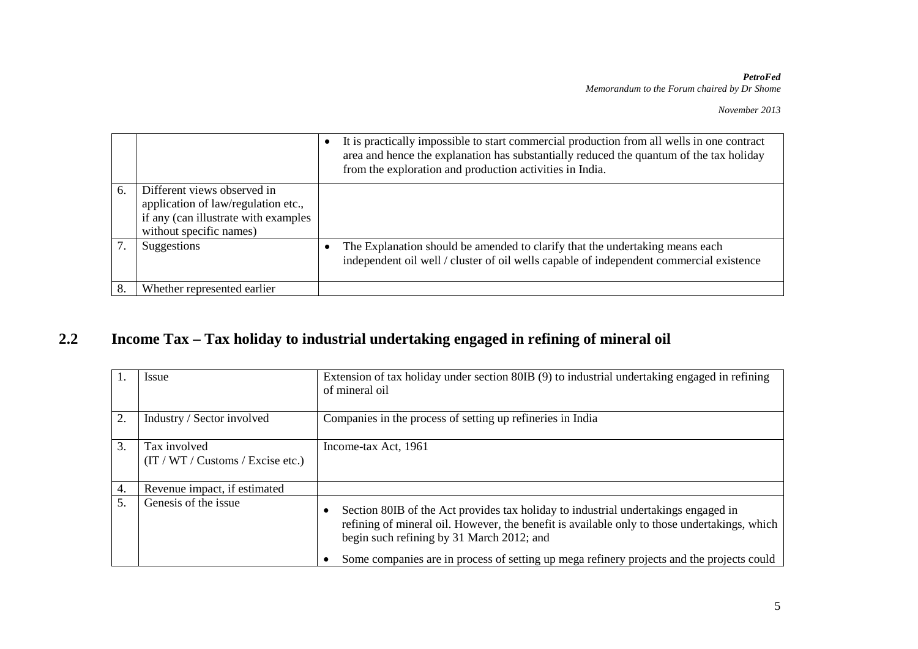| | | |
|---|---|---|
| | | • It is practically impossible to start commercial production from all wells in one contract area and hence the explanation has substantially reduced the quantum of the tax holiday from the exploration and production activities in India. |
| 6. | Different views observed in application of law/regulation etc., if any (can illustrate with examples without specific names) | |
| 7. | Suggestions | • The Explanation should be amended to clarify that the undertaking means each independent oil well / cluster of oil wells capable of independent commercial existence |
| 8. | Whether represented earlier | |

## 2.2 Income Tax – Tax holiday to industrial undertaking engaged in refining of mineral oil

| | | |
|---|---|---|
| 1. | Issue | Extension of tax holiday under section 80IB (9) to industrial undertaking engaged in refining of mineral oil |
| 2. | Industry / Sector involved | Companies in the process of setting up refineries in India |
| 3. | Tax involved (IT / WT / Customs / Excise etc.) | Income-tax Act, 1961 |
| 4. | Revenue impact, if estimated | |
| 5. | Genesis of the issue | • Section 80IB of the Act provides tax holiday to industrial undertakings engaged in refining of mineral oil. However, the benefit is available only to those undertakings, which begin such refining by 31 March 2012; and<br>• Some companies are in process of setting up mega refinery projects and the projects could |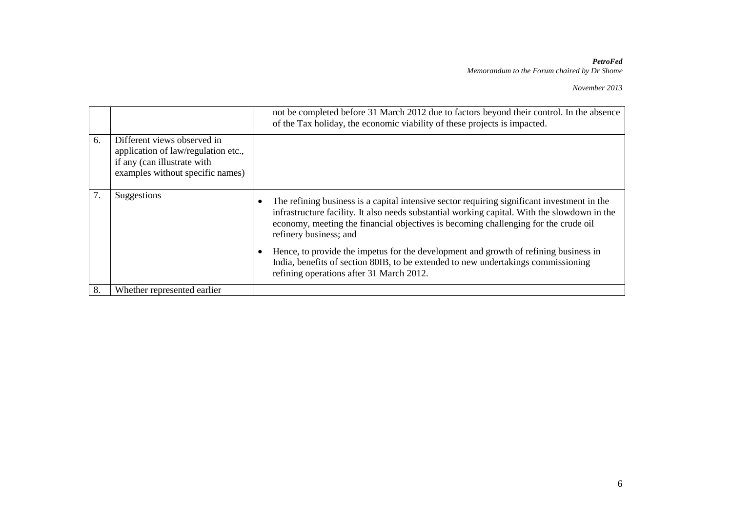| | | |
|---|---|---|
| | | not be completed before 31 March 2012 due to factors beyond their control. In the absence of the Tax holiday, the economic viability of these projects is impacted. |
| 6. | Different views observed in application of law/regulation etc., if any (can illustrate with examples without specific names) | |
| 7. | Suggestions | • The refining business is a capital intensive sector requiring significant investment in the infrastructure facility. It also needs substantial working capital. With the slowdown in the economy, meeting the financial objectives is becoming challenging for the crude oil refinery business; and<br>• Hence, to provide the impetus for the development and growth of refining business in India, benefits of section 80IB, to be extended to new undertakings commissioning refining operations after 31 March 2012. |
| 8. | Whether represented earlier | |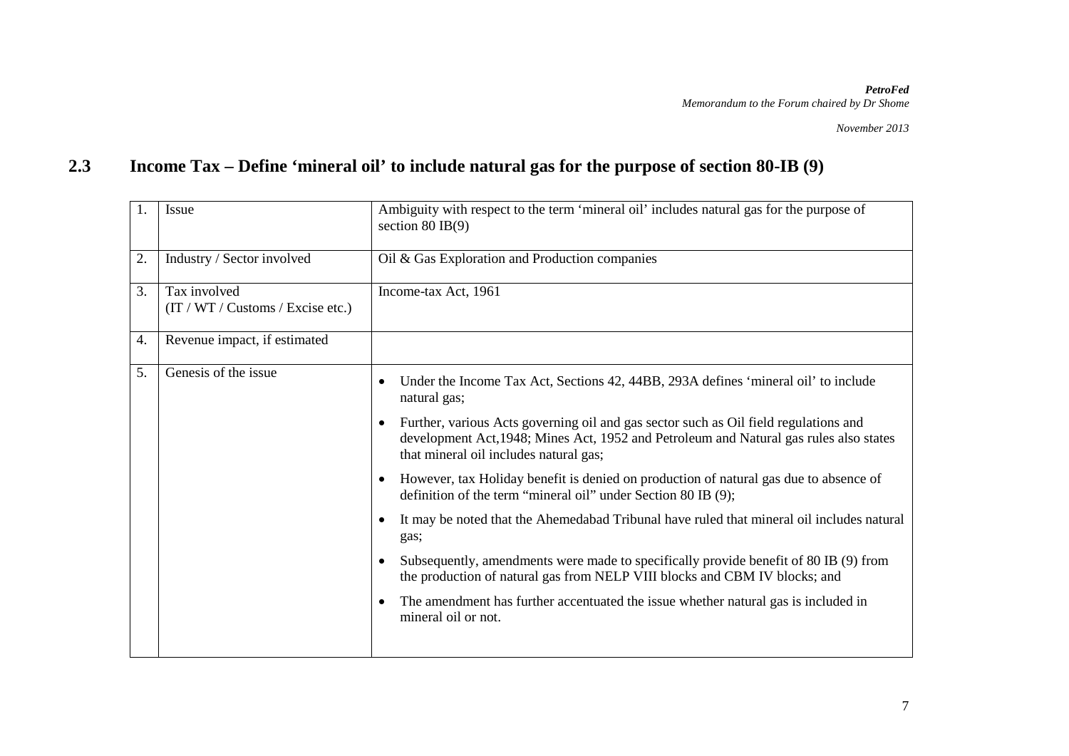## 2.3 Income Tax – Define 'mineral oil' to include natural gas for the purpose of section 80-IB (9)

| | | |
|---|---|---|
| 1. | Issue | Ambiguity with respect to the term 'mineral oil' includes natural gas for the purpose of section 80 IB(9) |
| 2. | Industry / Sector involved | Oil & Gas Exploration and Production companies |
| 3. | Tax involved (IT / WT / Customs / Excise etc.) | Income-tax Act, 1961 |
| 4. | Revenue impact, if estimated | |
| 5. | Genesis of the issue | • Under the Income Tax Act, Sections 42, 44BB, 293A defines 'mineral oil' to include natural gas;<br>• Further, various Acts governing oil and gas sector such as Oil field regulations and development Act,1948; Mines Act, 1952 and Petroleum and Natural gas rules also states that mineral oil includes natural gas;<br>• However, tax Holiday benefit is denied on production of natural gas due to absence of definition of the term "mineral oil" under Section 80 IB (9);<br>• It may be noted that the Ahemedabad Tribunal have ruled that mineral oil includes natural gas;<br>• Subsequently, amendments were made to specifically provide benefit of 80 IB (9) from the production of natural gas from NELP VIII blocks and CBM IV blocks; and<br>• The amendment has further accentuated the issue whether natural gas is included in mineral oil or not. |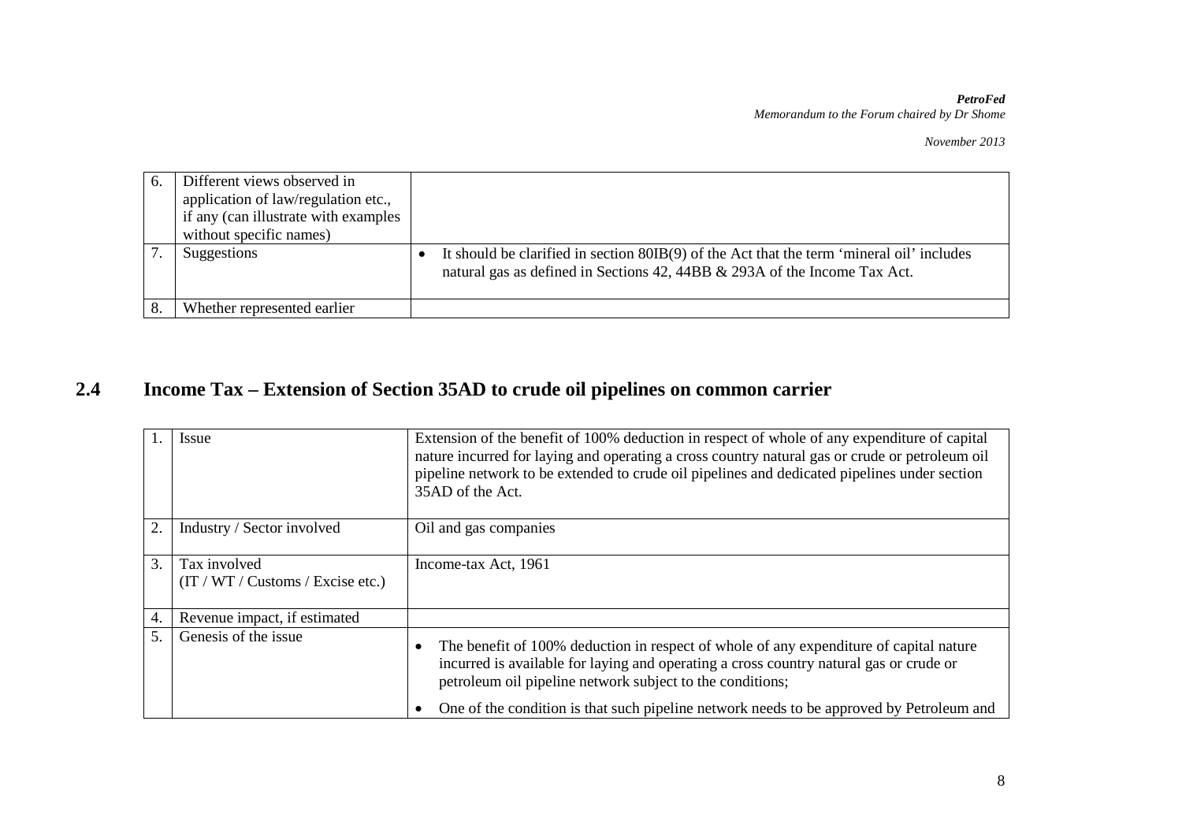| 6. | Different views observed in application of law/regulation etc., if any (can illustrate with examples without specific names) | |
|---|---|---|
| 7. | Suggestions | • It should be clarified in section 80IB(9) of the Act that the term 'mineral oil' includes natural gas as defined in Sections 42, 44BB & 293A of the Income Tax Act. |
| 8. | Whether represented earlier | |

## 2.4 Income Tax – Extension of Section 35AD to crude oil pipelines on common carrier

| 1. | Issue | Extension of the benefit of 100% deduction in respect of whole of any expenditure of capital nature incurred for laying and operating a cross country natural gas or crude or petroleum oil pipeline network to be extended to crude oil pipelines and dedicated pipelines under section 35AD of the Act. |
|---|---|---|
| 2. | Industry / Sector involved | Oil and gas companies |
| 3. | Tax involved (IT / WT / Customs / Excise etc.) | Income-tax Act, 1961 |
| 4. | Revenue impact, if estimated | |
| 5. | Genesis of the issue | • The benefit of 100% deduction in respect of whole of any expenditure of capital nature incurred is available for laying and operating a cross country natural gas or crude or petroleum oil pipeline network subject to the conditions;<br>• One of the condition is that such pipeline network needs to be approved by Petroleum and |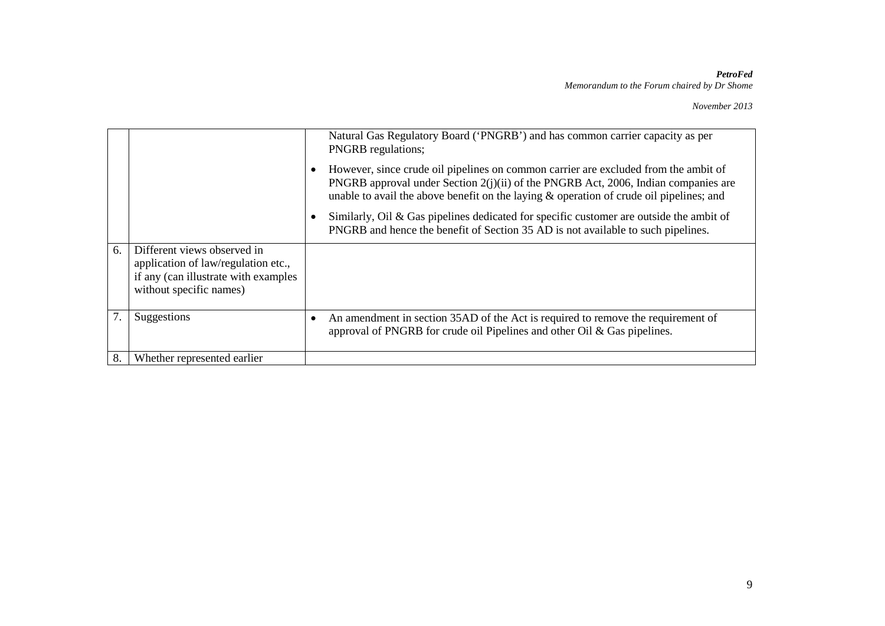| | | |
|---|---|---|
| | | Natural Gas Regulatory Board ('PNGRB') and has common carrier capacity as per PNGRB regulations;<br>• However, since crude oil pipelines on common carrier are excluded from the ambit of PNGRB approval under Section 2(j)(ii) of the PNGRB Act, 2006, Indian companies are unable to avail the above benefit on the laying & operation of crude oil pipelines; and<br>• Similarly, Oil & Gas pipelines dedicated for specific customer are outside the ambit of PNGRB and hence the benefit of Section 35 AD is not available to such pipelines. |
| 6. | Different views observed in application of law/regulation etc., if any (can illustrate with examples without specific names) | |
| 7. | Suggestions | • An amendment in section 35AD of the Act is required to remove the requirement of approval of PNGRB for crude oil Pipelines and other Oil & Gas pipelines. |
| 8. | Whether represented earlier | |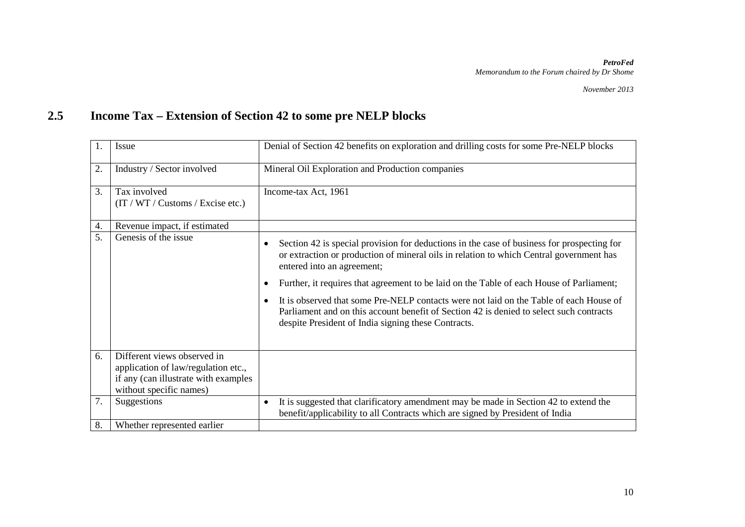## 2.5 Income Tax – Extension of Section 42 to some pre NELP blocks

| | | |
|---|---|---|
| 1. | Issue | Denial of Section 42 benefits on exploration and drilling costs for some Pre-NELP blocks |
| 2. | Industry / Sector involved | Mineral Oil Exploration and Production companies |
| 3. | Tax involved (IT / WT / Customs / Excise etc.) | Income-tax Act, 1961 |
| 4. | Revenue impact, if estimated | |
| 5. | Genesis of the issue | • Section 42 is special provision for deductions in the case of business for prospecting for or extraction or production of mineral oils in relation to which Central government has entered into an agreement;<br>• Further, it requires that agreement to be laid on the Table of each House of Parliament;<br>• It is observed that some Pre-NELP contacts were not laid on the Table of each House of Parliament and on this account benefit of Section 42 is denied to select such contracts despite President of India signing these Contracts. |
| 6. | Different views observed in application of law/regulation etc., if any (can illustrate with examples without specific names) | |
| 7. | Suggestions | • It is suggested that clarificatory amendment may be made in Section 42 to extend the benefit/applicability to all Contracts which are signed by President of India |
| 8. | Whether represented earlier | |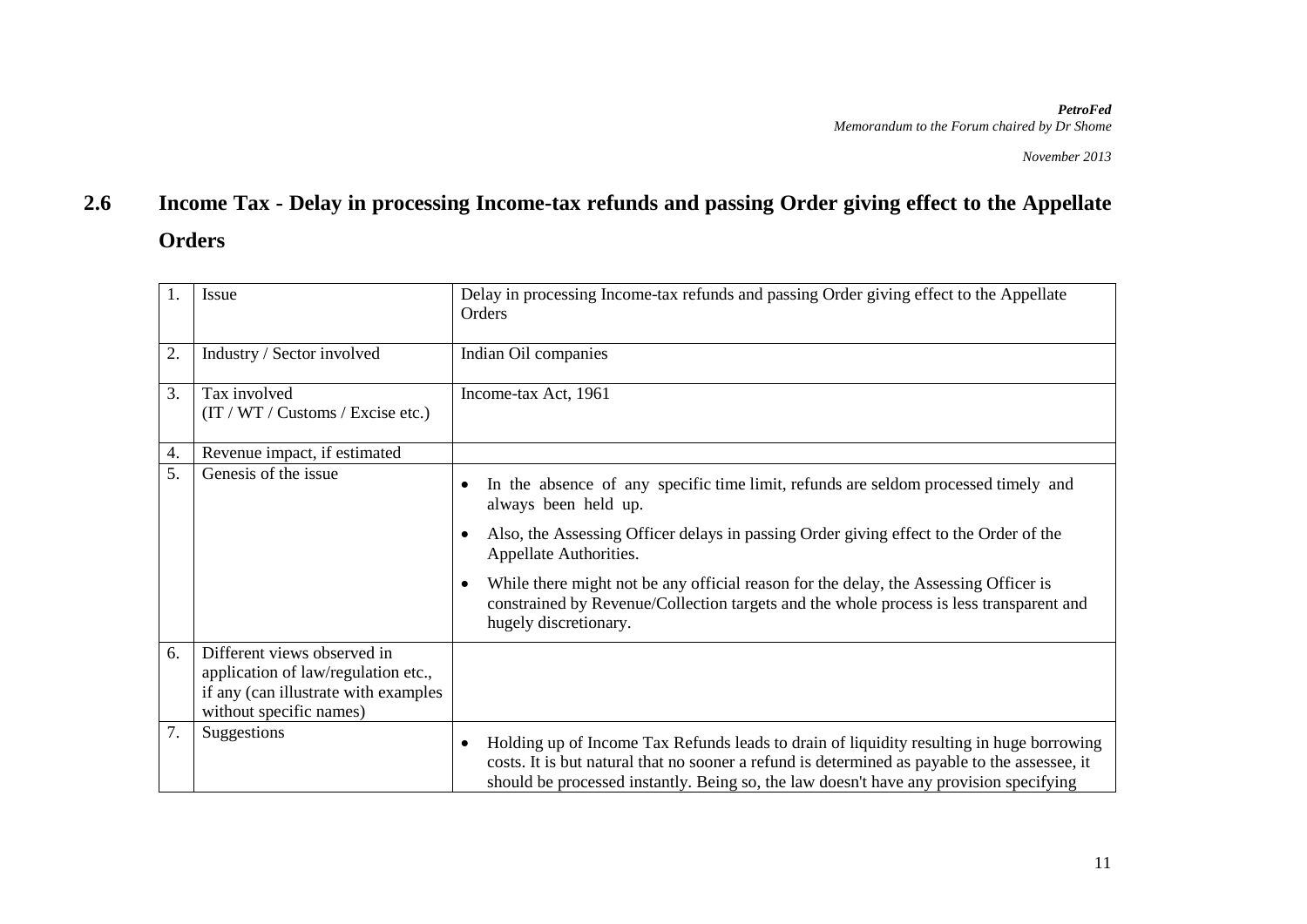## 2.6 Income Tax - Delay in processing Income-tax refunds and passing Order giving effect to the Appellate Orders

| | | |
|---|---|---|
| 1. | Issue | Delay in processing Income-tax refunds and passing Order giving effect to the Appellate Orders |
| 2. | Industry / Sector involved | Indian Oil companies |
| 3. | Tax involved (IT / WT / Customs / Excise etc.) | Income-tax Act, 1961 |
| 4. | Revenue impact, if estimated | |
| 5. | Genesis of the issue | • In the absence of any specific time limit, refunds are seldom processed timely and always been held up.<br>• Also, the Assessing Officer delays in passing Order giving effect to the Order of the Appellate Authorities.<br>• While there might not be any official reason for the delay, the Assessing Officer is constrained by Revenue/Collection targets and the whole process is less transparent and hugely discretionary. |
| 6. | Different views observed in application of law/regulation etc., if any (can illustrate with examples without specific names) | |
| 7. | Suggestions | • Holding up of Income Tax Refunds leads to drain of liquidity resulting in huge borrowing costs. It is but natural that no sooner a refund is determined as payable to the assessee, it should be processed instantly. Being so, the law doesn't have any provision specifying |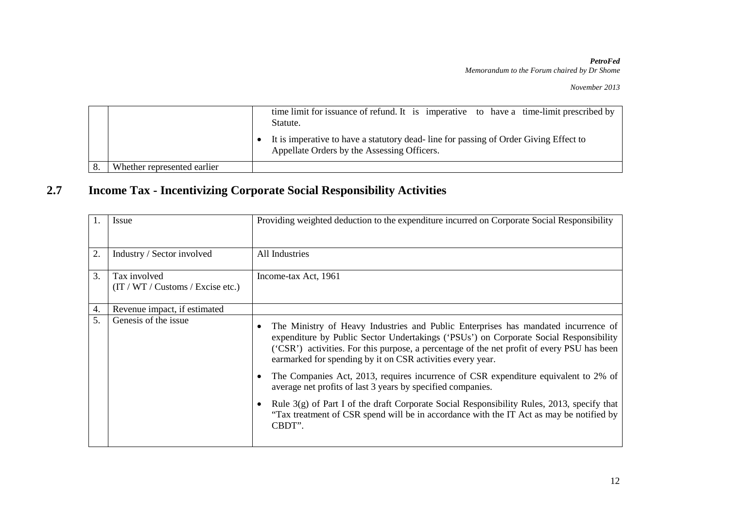|  |  | time limit for issuance of refund. It is imperative to have a time-limit prescribed by Statute. <br> • It is imperative to have a statutory dead- line for passing of Order Giving Effect to Appellate Orders by the Assessing Officers. |
|---|---|---|
| 8. | Whether represented earlier |  |

## 2.7 Income Tax - Incentivizing Corporate Social Responsibility Activities

| 1. | Issue | Providing weighted deduction to the expenditure incurred on Corporate Social Responsibility |
|---|---|---|
| 2. | Industry / Sector involved | All Industries |
| 3. | Tax involved (IT / WT / Customs / Excise etc.) | Income-tax Act, 1961 |
| 4. | Revenue impact, if estimated |  |
| 5. | Genesis of the issue | • The Ministry of Heavy Industries and Public Enterprises has mandated incurrence of expenditure by Public Sector Undertakings ('PSUs') on Corporate Social Responsibility ('CSR') activities. For this purpose, a percentage of the net profit of every PSU has been earmarked for spending by it on CSR activities every year. <br> • The Companies Act, 2013, requires incurrence of CSR expenditure equivalent to 2% of average net profits of last 3 years by specified companies. <br> • Rule 3(g) of Part I of the draft Corporate Social Responsibility Rules, 2013, specify that "Tax treatment of CSR spend will be in accordance with the IT Act as may be notified by CBDT". |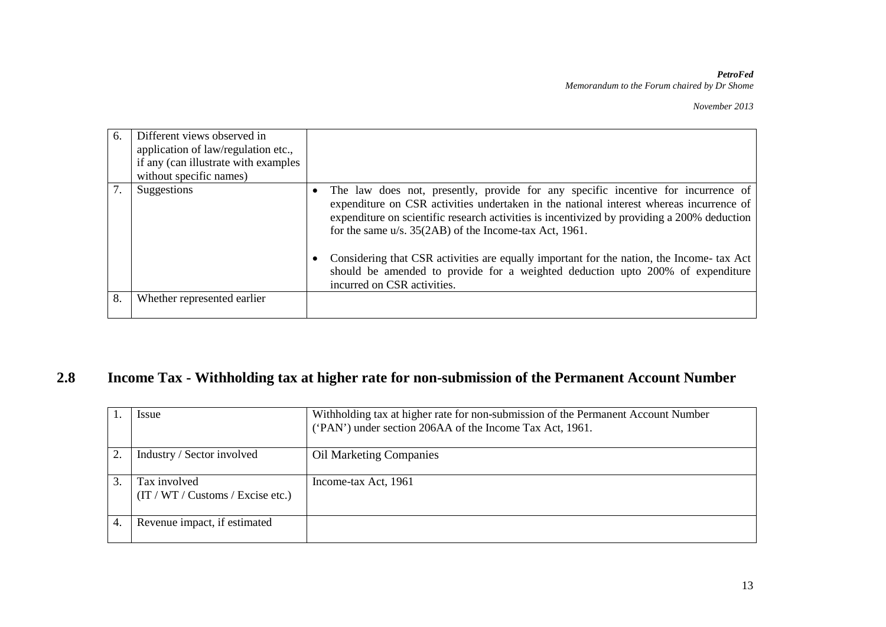| 6. | Different views observed in application of law/regulation etc., if any (can illustrate with examples without specific names) | |
|---|---|---|
| 7. | Suggestions | • The law does not, presently, provide for any specific incentive for incurrence of expenditure on CSR activities undertaken in the national interest whereas incurrence of expenditure on scientific research activities is incentivized by providing a 200% deduction for the same u/s. 35(2AB) of the Income-tax Act, 1961.<br><br>• Considering that CSR activities are equally important for the nation, the Income- tax Act should be amended to provide for a weighted deduction upto 200% of expenditure incurred on CSR activities. |
| 8. | Whether represented earlier | |

## 2.8 Income Tax - Withholding tax at higher rate for non-submission of the Permanent Account Number

| 1. | Issue | Withholding tax at higher rate for non-submission of the Permanent Account Number ('PAN') under section 206AA of the Income Tax Act, 1961. |
|---|---|---|
| 2. | Industry / Sector involved | Oil Marketing Companies |
| 3. | Tax involved (IT / WT / Customs / Excise etc.) | Income-tax Act, 1961 |
| 4. | Revenue impact, if estimated | |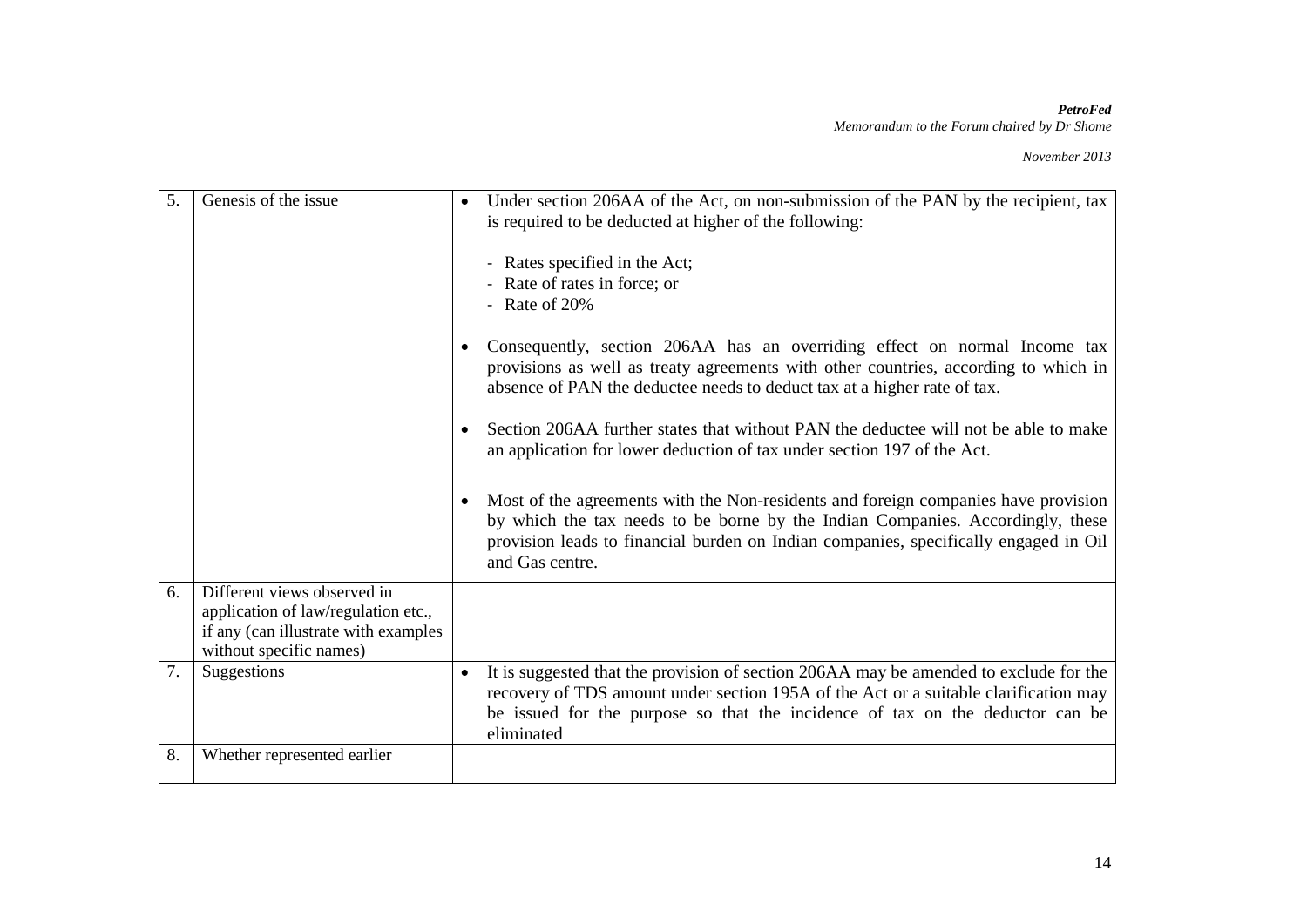| 5. | Genesis of the issue | • Under section 206AA of the Act, on non-submission of the PAN by the recipient, tax is required to be deducted at higher of the following:<br><br>- Rates specified in the Act;<br>- Rate of rates in force; or<br>- Rate of 20%<br><br>• Consequently, section 206AA has an overriding effect on normal Income tax provisions as well as treaty agreements with other countries, according to which in absence of PAN the deductee needs to deduct tax at a higher rate of tax.<br><br>• Section 206AA further states that without PAN the deductee will not be able to make an application for lower deduction of tax under section 197 of the Act.<br><br>• Most of the agreements with the Non-residents and foreign companies have provision by which the tax needs to be borne by the Indian Companies. Accordingly, these provision leads to financial burden on Indian companies, specifically engaged in Oil and Gas centre. |
|---|---|---|
| 6. | Different views observed in application of law/regulation etc., if any (can illustrate with examples without specific names) | |
| 7. | Suggestions | • It is suggested that the provision of section 206AA may be amended to exclude for the recovery of TDS amount under section 195A of the Act or a suitable clarification may be issued for the purpose so that the incidence of tax on the deductor can be eliminated |
| 8. | Whether represented earlier | |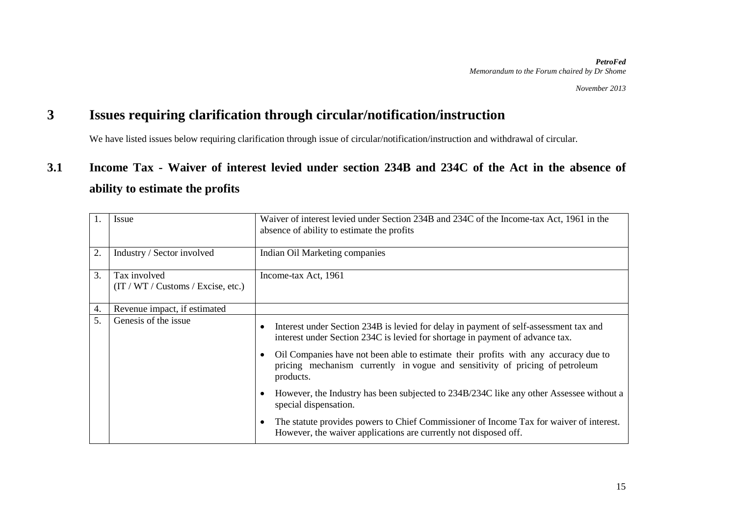# 3 Issues requiring clarification through circular/notification/instruction

We have listed issues below requiring clarification through issue of circular/notification/instruction and withdrawal of circular.

## 3.1 Income Tax - Waiver of interest levied under section 234B and 234C of the Act in the absence of ability to estimate the profits

| | | |
|---|---|---|
| 1. | Issue | Waiver of interest levied under Section 234B and 234C of the Income-tax Act, 1961 in the absence of ability to estimate the profits |
| 2. | Industry / Sector involved | Indian Oil Marketing companies |
| 3. | Tax involved (IT / WT / Customs / Excise, etc.) | Income-tax Act, 1961 |
| 4. | Revenue impact, if estimated | |
| 5. | Genesis of the issue | • Interest under Section 234B is levied for delay in payment of self-assessment tax and interest under Section 234C is levied for shortage in payment of advance tax.<br>• Oil Companies have not been able to estimate their profits with any accuracy due to pricing mechanism currently in vogue and sensitivity of pricing of petroleum products.<br>• However, the Industry has been subjected to 234B/234C like any other Assessee without a special dispensation.<br>• The statute provides powers to Chief Commissioner of Income Tax for waiver of interest. However, the waiver applications are currently not disposed off. |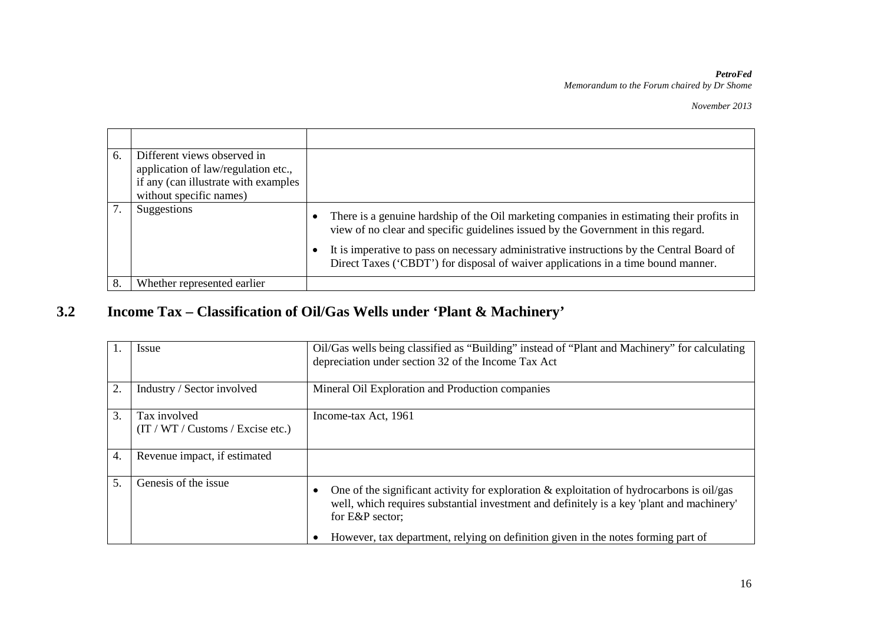| | | |
|---|---|---|
| | | |
| 6. | Different views observed in application of law/regulation etc., if any (can illustrate with examples without specific names) | |
| 7. | Suggestions | • There is a genuine hardship of the Oil marketing companies in estimating their profits in view of no clear and specific guidelines issued by the Government in this regard.<br>• It is imperative to pass on necessary administrative instructions by the Central Board of Direct Taxes ('CBDT') for disposal of waiver applications in a time bound manner. |
| 8. | Whether represented earlier | |

## 3.2 Income Tax – Classification of Oil/Gas Wells under 'Plant & Machinery'

| | | |
|---|---|---|
| 1. | Issue | Oil/Gas wells being classified as "Building" instead of "Plant and Machinery" for calculating depreciation under section 32 of the Income Tax Act |
| 2. | Industry / Sector involved | Mineral Oil Exploration and Production companies |
| 3. | Tax involved (IT / WT / Customs / Excise etc.) | Income-tax Act, 1961 |
| 4. | Revenue impact, if estimated | |
| 5. | Genesis of the issue | • One of the significant activity for exploration & exploitation of hydrocarbons is oil/gas well, which requires substantial investment and definitely is a key 'plant and machinery' for E&P sector;<br>• However, tax department, relying on definition given in the notes forming part of |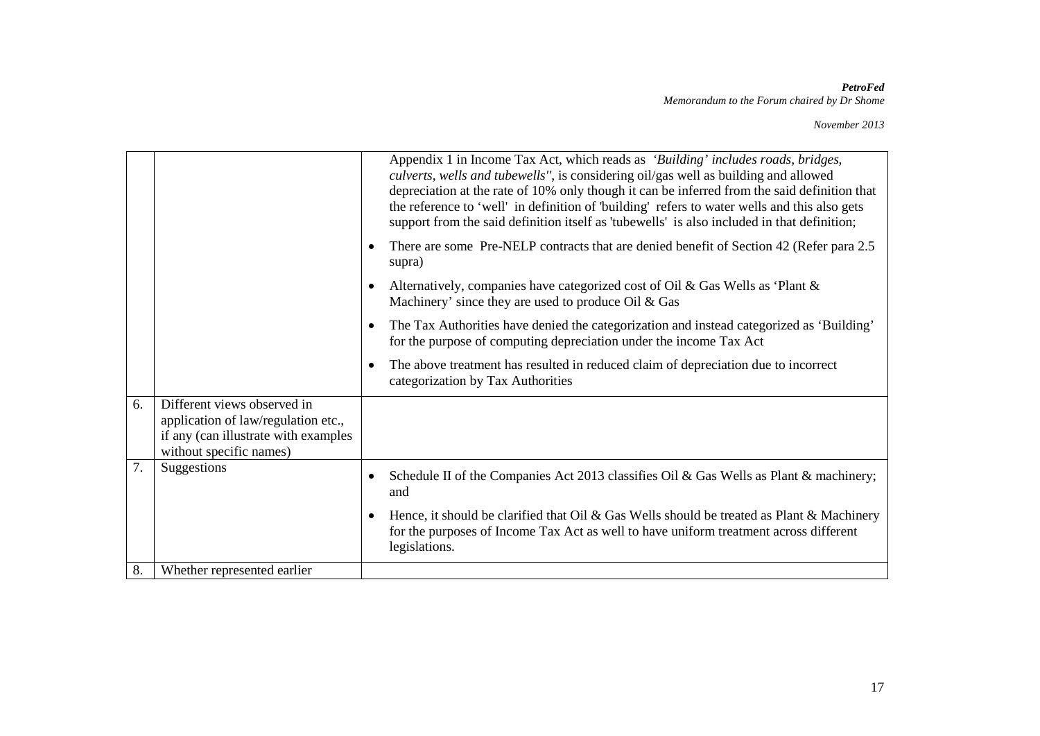| | | |
|---|---|---|
| | | Appendix 1 in Income Tax Act, which reads as *'Building' includes roads, bridges, culverts, wells and tubewells"*, is considering oil/gas well as building and allowed depreciation at the rate of 10% only though it can be inferred from the said definition that the reference to 'well' in definition of 'building' refers to water wells and this also gets support from the said definition itself as 'tubewells' is also included in that definition;<br>• There are some Pre-NELP contracts that are denied benefit of Section 42 (Refer para 2.5 supra)<br>• Alternatively, companies have categorized cost of Oil & Gas Wells as 'Plant & Machinery' since they are used to produce Oil & Gas<br>• The Tax Authorities have denied the categorization and instead categorized as 'Building' for the purpose of computing depreciation under the income Tax Act<br>• The above treatment has resulted in reduced claim of depreciation due to incorrect categorization by Tax Authorities |
| 6. | Different views observed in application of law/regulation etc., if any (can illustrate with examples without specific names) | |
| 7. | Suggestions | • Schedule II of the Companies Act 2013 classifies Oil & Gas Wells as Plant & machinery; and<br>• Hence, it should be clarified that Oil & Gas Wells should be treated as Plant & Machinery for the purposes of Income Tax Act as well to have uniform treatment across different legislations. |
| 8. | Whether represented earlier | |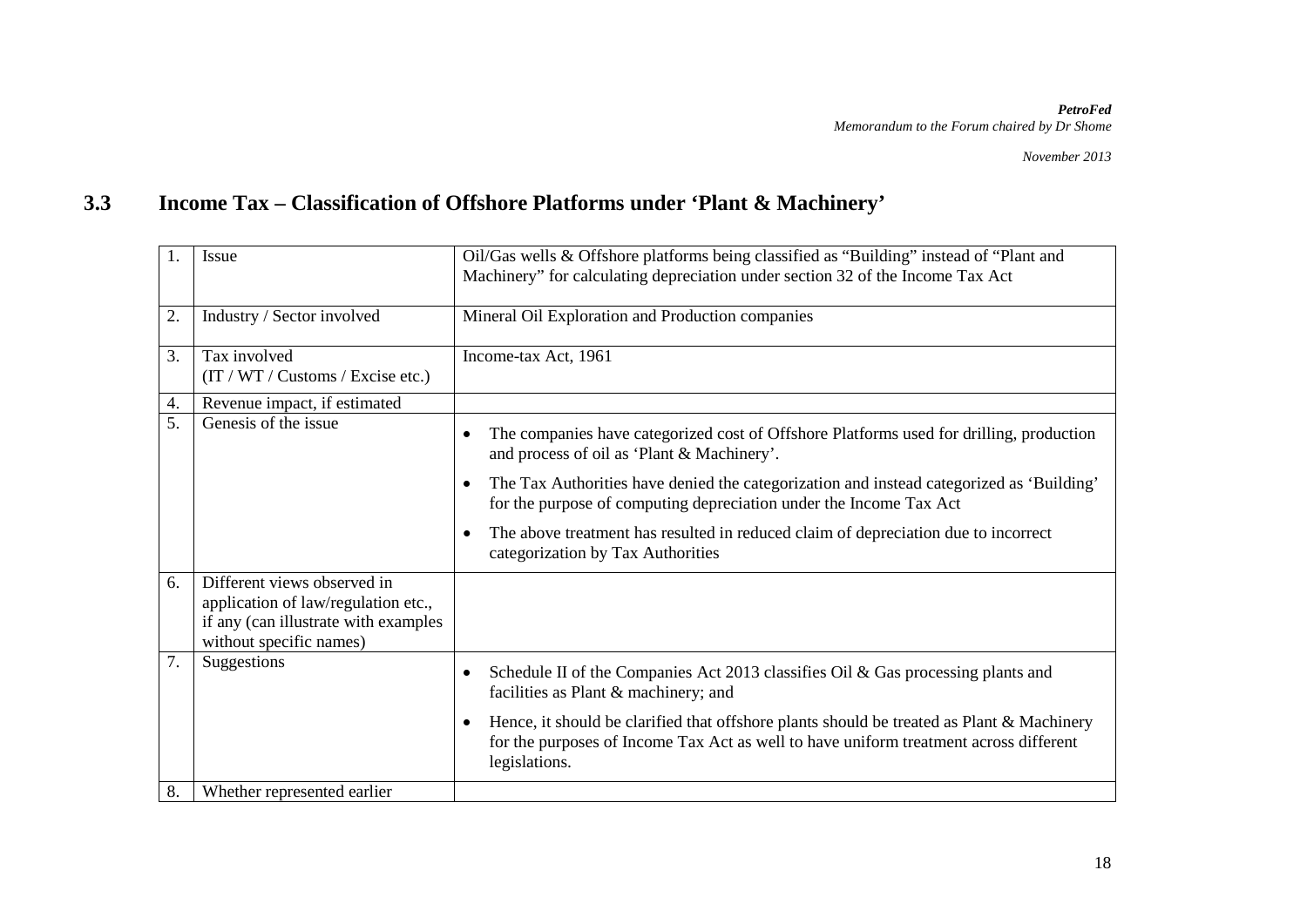## 3.3 Income Tax – Classification of Offshore Platforms under 'Plant & Machinery'

| | | |
|---|---|---|
| 1. | Issue | Oil/Gas wells & Offshore platforms being classified as "Building" instead of "Plant and Machinery" for calculating depreciation under section 32 of the Income Tax Act |
| 2. | Industry / Sector involved | Mineral Oil Exploration and Production companies |
| 3. | Tax involved (IT / WT / Customs / Excise etc.) | Income-tax Act, 1961 |
| 4. | Revenue impact, if estimated | |
| 5. | Genesis of the issue | • The companies have categorized cost of Offshore Platforms used for drilling, production and process of oil as 'Plant & Machinery'.<br>• The Tax Authorities have denied the categorization and instead categorized as 'Building' for the purpose of computing depreciation under the Income Tax Act<br>• The above treatment has resulted in reduced claim of depreciation due to incorrect categorization by Tax Authorities |
| 6. | Different views observed in application of law/regulation etc., if any (can illustrate with examples without specific names) | |
| 7. | Suggestions | • Schedule II of the Companies Act 2013 classifies Oil & Gas processing plants and facilities as Plant & machinery; and<br>• Hence, it should be clarified that offshore plants should be treated as Plant & Machinery for the purposes of Income Tax Act as well to have uniform treatment across different legislations. |
| 8. | Whether represented earlier | |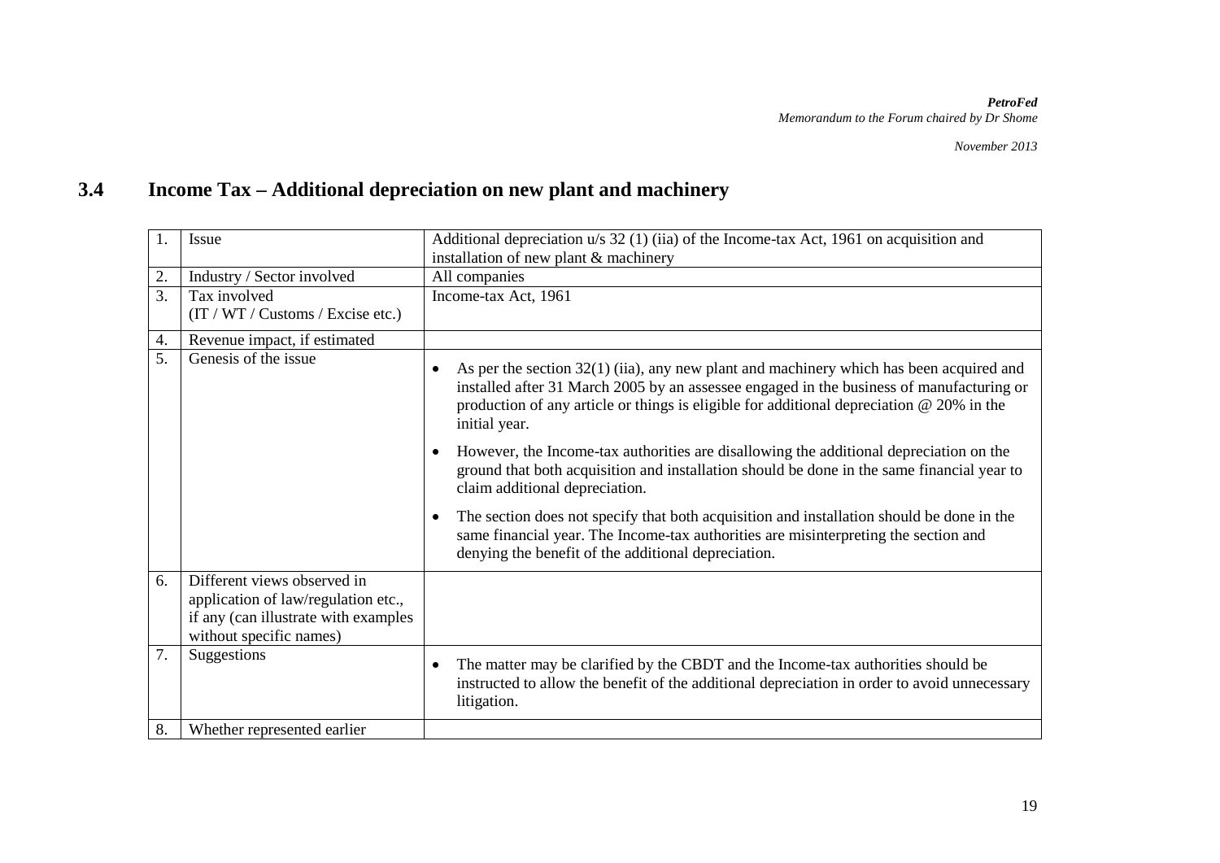## 3.4 Income Tax – Additional depreciation on new plant and machinery

| | | |
|---|---|---|
| 1. | Issue | Additional depreciation u/s 32 (1) (iia) of the Income-tax Act, 1961 on acquisition and installation of new plant & machinery |
| 2. | Industry / Sector involved | All companies |
| 3. | Tax involved (IT / WT / Customs / Excise etc.) | Income-tax Act, 1961 |
| 4. | Revenue impact, if estimated | |
| 5. | Genesis of the issue | • As per the section 32(1) (iia), any new plant and machinery which has been acquired and installed after 31 March 2005 by an assessee engaged in the business of manufacturing or production of any article or things is eligible for additional depreciation @ 20% in the initial year.<br>• However, the Income-tax authorities are disallowing the additional depreciation on the ground that both acquisition and installation should be done in the same financial year to claim additional depreciation.<br>• The section does not specify that both acquisition and installation should be done in the same financial year. The Income-tax authorities are misinterpreting the section and denying the benefit of the additional depreciation. |
| 6. | Different views observed in application of law/regulation etc., if any (can illustrate with examples without specific names) | |
| 7. | Suggestions | • The matter may be clarified by the CBDT and the Income-tax authorities should be instructed to allow the benefit of the additional depreciation in order to avoid unnecessary litigation. |
| 8. | Whether represented earlier | |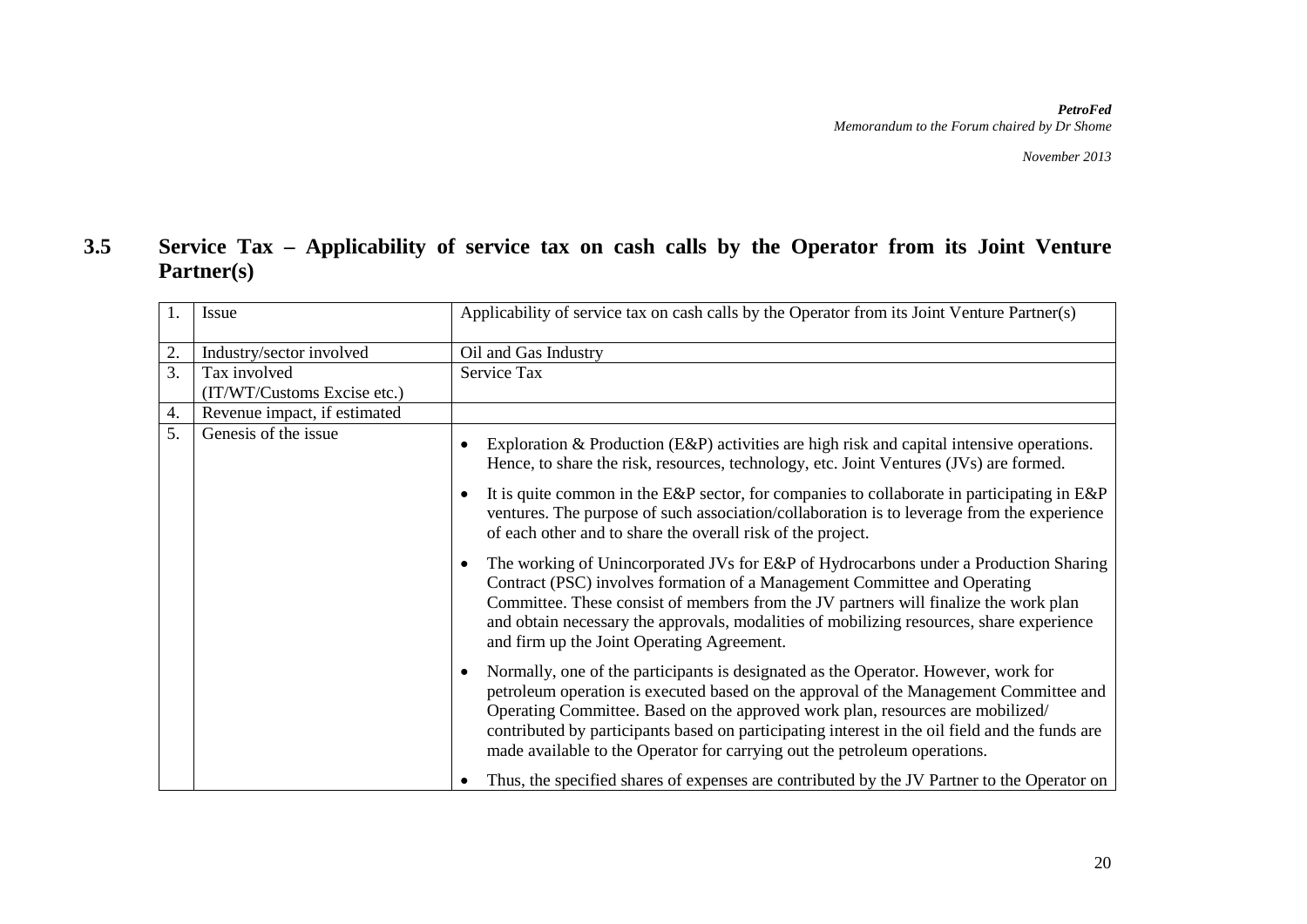## 3.5 Service Tax – Applicability of service tax on cash calls by the Operator from its Joint Venture Partner(s)

| | | |
|---|---|---|
| 1. | Issue | Applicability of service tax on cash calls by the Operator from its Joint Venture Partner(s) |
| 2. | Industry/sector involved | Oil and Gas Industry |
| 3. | Tax involved (IT/WT/Customs Excise etc.) | Service Tax |
| 4. | Revenue impact, if estimated | |
| 5. | Genesis of the issue | • Exploration & Production (E&P) activities are high risk and capital intensive operations. Hence, to share the risk, resources, technology, etc. Joint Ventures (JVs) are formed.<br><br>• It is quite common in the E&P sector, for companies to collaborate in participating in E&P ventures. The purpose of such association/collaboration is to leverage from the experience of each other and to share the overall risk of the project.<br><br>• The working of Unincorporated JVs for E&P of Hydrocarbons under a Production Sharing Contract (PSC) involves formation of a Management Committee and Operating Committee. These consist of members from the JV partners will finalize the work plan and obtain necessary the approvals, modalities of mobilizing resources, share experience and firm up the Joint Operating Agreement.<br><br>• Normally, one of the participants is designated as the Operator. However, work for petroleum operation is executed based on the approval of the Management Committee and Operating Committee. Based on the approved work plan, resources are mobilized/ contributed by participants based on participating interest in the oil field and the funds are made available to the Operator for carrying out the petroleum operations.<br><br>• Thus, the specified shares of expenses are contributed by the JV Partner to the Operator on |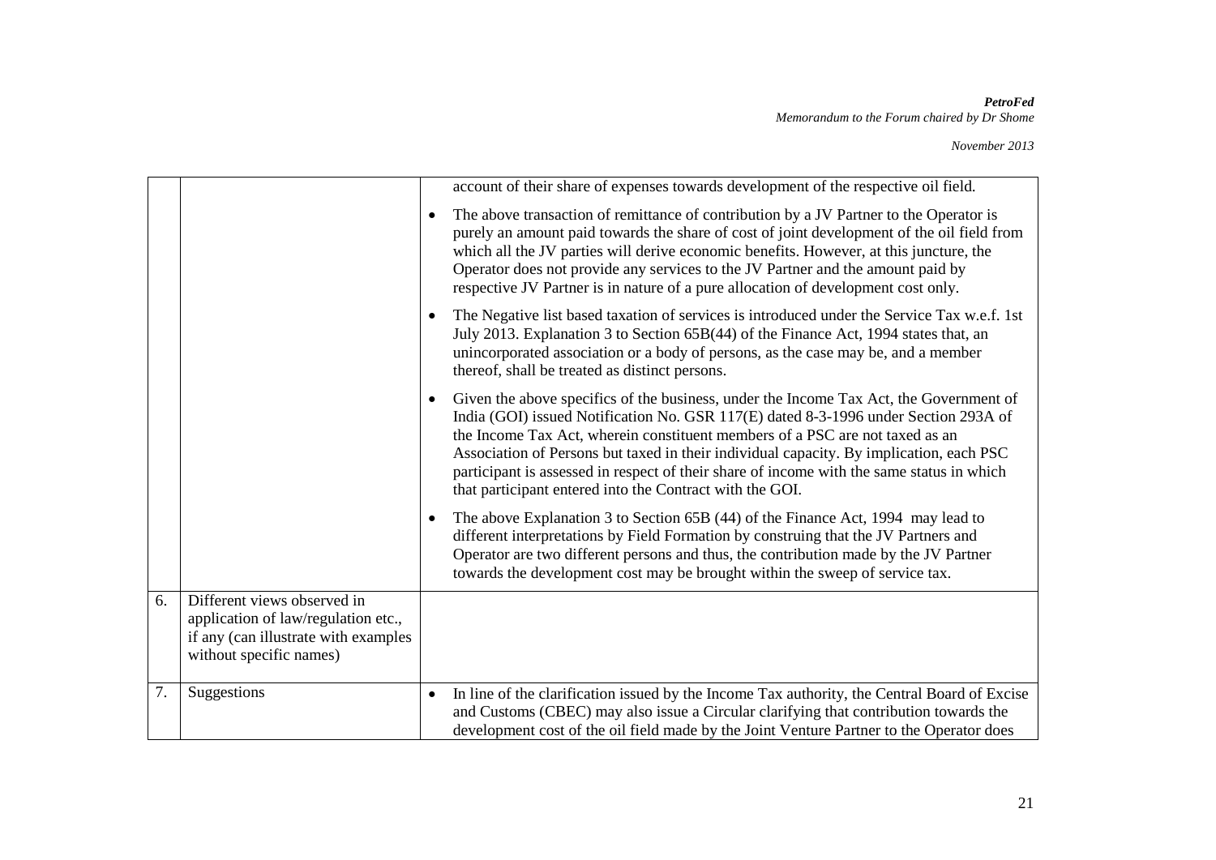| | | |
|---|---|---|
| | | account of their share of expenses towards development of the respective oil field. <br>• The above transaction of remittance of contribution by a JV Partner to the Operator is purely an amount paid towards the share of cost of joint development of the oil field from which all the JV parties will derive economic benefits. However, at this juncture, the Operator does not provide any services to the JV Partner and the amount paid by respective JV Partner is in nature of a pure allocation of development cost only. <br>• The Negative list based taxation of services is introduced under the Service Tax w.e.f. 1st July 2013. Explanation 3 to Section 65B(44) of the Finance Act, 1994 states that, an unincorporated association or a body of persons, as the case may be, and a member thereof, shall be treated as distinct persons. <br>• Given the above specifics of the business, under the Income Tax Act, the Government of India (GOI) issued Notification No. GSR 117(E) dated 8-3-1996 under Section 293A of the Income Tax Act, wherein constituent members of a PSC are not taxed as an Association of Persons but taxed in their individual capacity. By implication, each PSC participant is assessed in respect of their share of income with the same status in which that participant entered into the Contract with the GOI. <br>• The above Explanation 3 to Section 65B (44) of the Finance Act, 1994 may lead to different interpretations by Field Formation by construing that the JV Partners and Operator are two different persons and thus, the contribution made by the JV Partner towards the development cost may be brought within the sweep of service tax. |
| 6. | Different views observed in application of law/regulation etc., if any (can illustrate with examples without specific names) | |
| 7. | Suggestions | • In line of the clarification issued by the Income Tax authority, the Central Board of Excise and Customs (CBEC) may also issue a Circular clarifying that contribution towards the development cost of the oil field made by the Joint Venture Partner to the Operator does |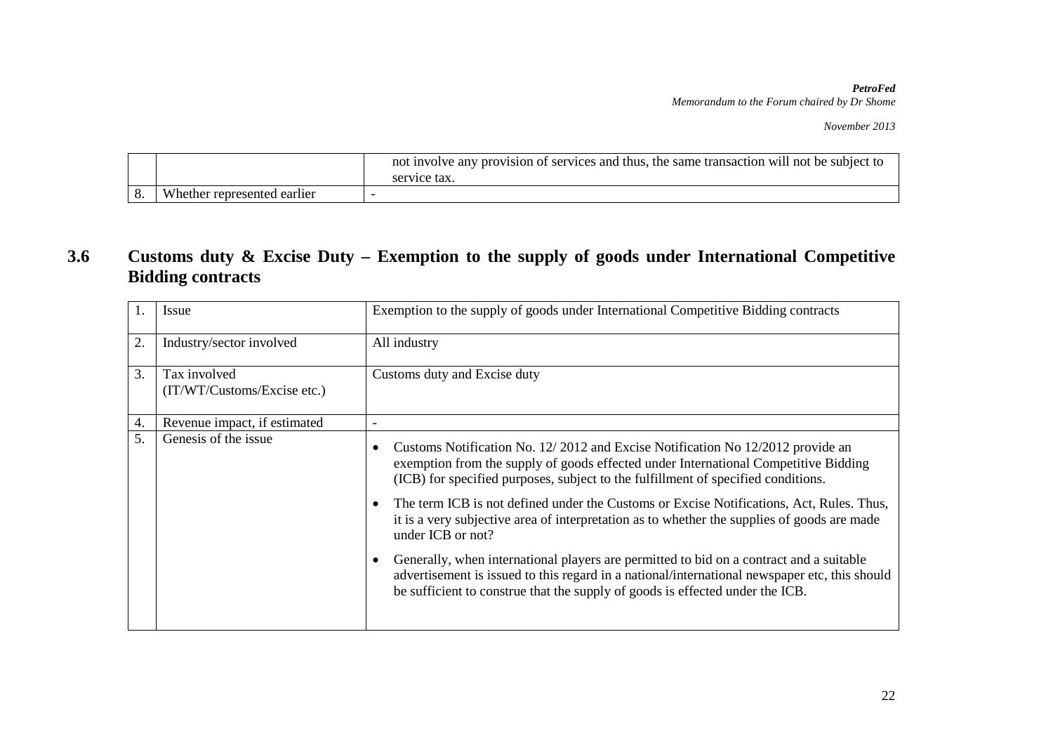| | | |
|---|---|---|
| | | not involve any provision of services and thus, the same transaction will not be subject to service tax. |
| 8. | Whether represented earlier | - |

## 3.6 Customs duty & Excise Duty – Exemption to the supply of goods under International Competitive Bidding contracts

| | | |
|---|---|---|
| 1. | Issue | Exemption to the supply of goods under International Competitive Bidding contracts |
| 2. | Industry/sector involved | All industry |
| 3. | Tax involved (IT/WT/Customs/Excise etc.) | Customs duty and Excise duty |
| 4. | Revenue impact, if estimated | - |
| 5. | Genesis of the issue | • Customs Notification No. 12/ 2012 and Excise Notification No 12/2012 provide an exemption from the supply of goods effected under International Competitive Bidding (ICB) for specified purposes, subject to the fulfillment of specified conditions.<br><br>• The term ICB is not defined under the Customs or Excise Notifications, Act, Rules. Thus, it is a very subjective area of interpretation as to whether the supplies of goods are made under ICB or not?<br><br>• Generally, when international players are permitted to bid on a contract and a suitable advertisement is issued to this regard in a national/international newspaper etc, this should be sufficient to construe that the supply of goods is effected under the ICB. |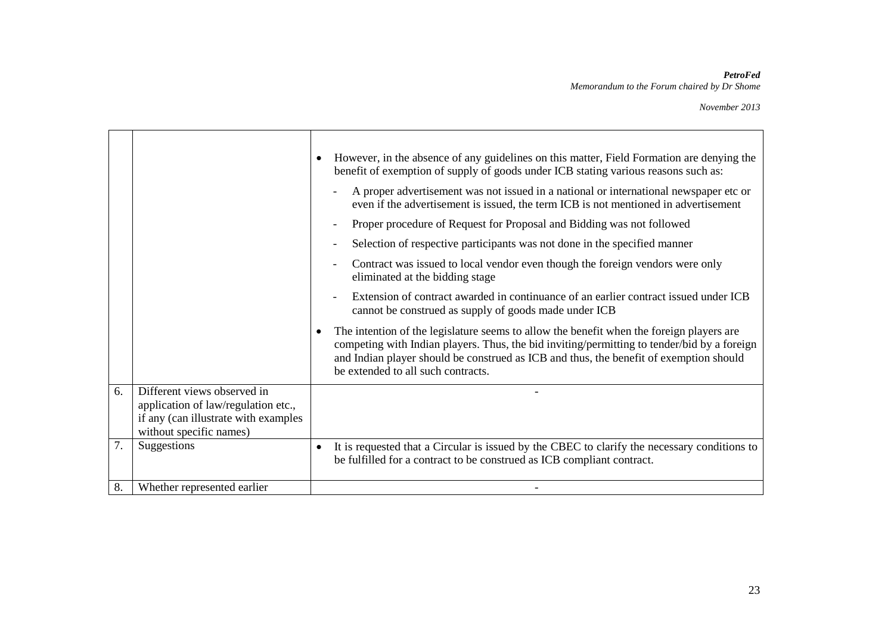| | | |
|---|---|---|
| | | • However, in the absence of any guidelines on this matter, Field Formation are denying the benefit of exemption of supply of goods under ICB stating various reasons such as:<br>- A proper advertisement was not issued in a national or international newspaper etc or even if the advertisement is issued, the term ICB is not mentioned in advertisement<br>- Proper procedure of Request for Proposal and Bidding was not followed<br>- Selection of respective participants was not done in the specified manner<br>- Contract was issued to local vendor even though the foreign vendors were only eliminated at the bidding stage<br>- Extension of contract awarded in continuance of an earlier contract issued under ICB cannot be construed as supply of goods made under ICB<br>• The intention of the legislature seems to allow the benefit when the foreign players are competing with Indian players. Thus, the bid inviting/permitting to tender/bid by a foreign and Indian player should be construed as ICB and thus, the benefit of exemption should be extended to all such contracts. |
| 6. | Different views observed in application of law/regulation etc., if any (can illustrate with examples without specific names) | - |
| 7. | Suggestions | • It is requested that a Circular is issued by the CBEC to clarify the necessary conditions to be fulfilled for a contract to be construed as ICB compliant contract. |
| 8. | Whether represented earlier | - |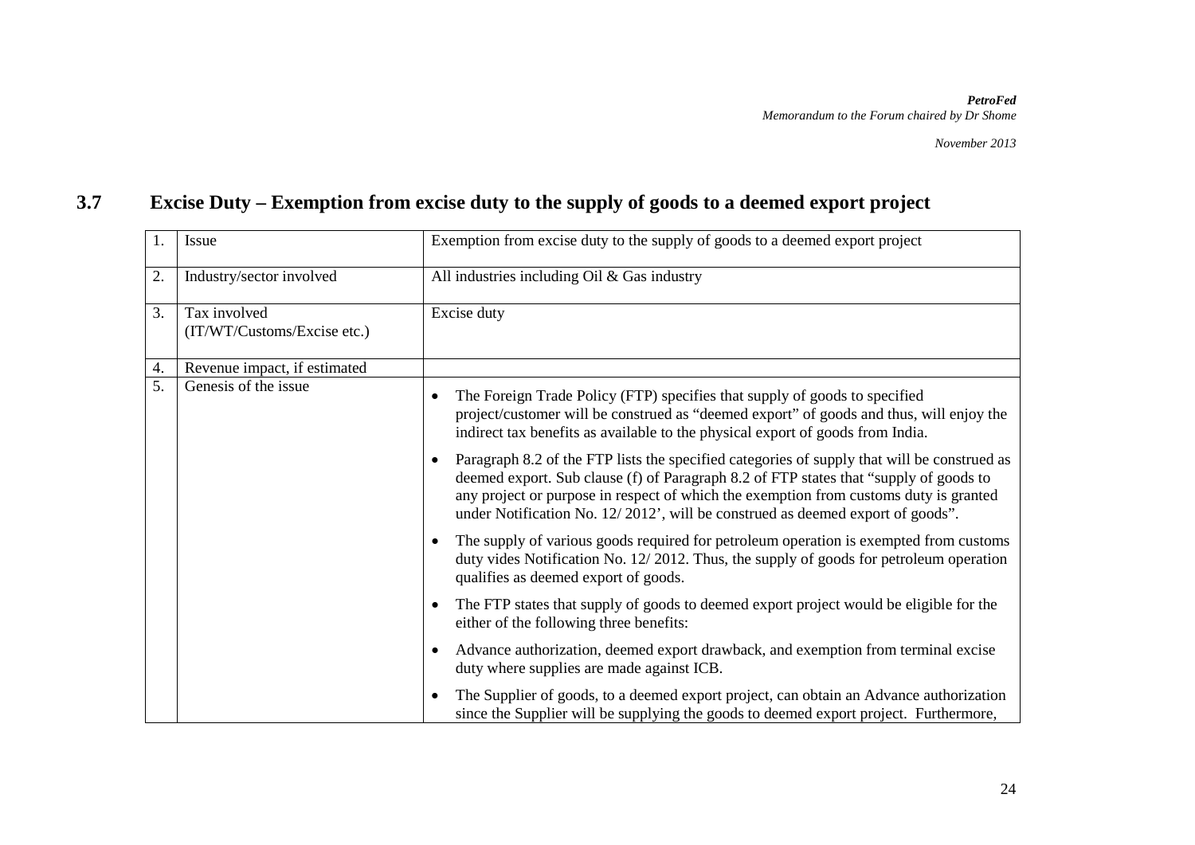## 3.7 Excise Duty – Exemption from excise duty to the supply of goods to a deemed export project

| | | |
|---|---|---|
| 1. | Issue | Exemption from excise duty to the supply of goods to a deemed export project |
| 2. | Industry/sector involved | All industries including Oil & Gas industry |
| 3. | Tax involved (IT/WT/Customs/Excise etc.) | Excise duty |
| 4. | Revenue impact, if estimated | |
| 5. | Genesis of the issue | • The Foreign Trade Policy (FTP) specifies that supply of goods to specified project/customer will be construed as "deemed export" of goods and thus, will enjoy the indirect tax benefits as available to the physical export of goods from India.<br><br>• Paragraph 8.2 of the FTP lists the specified categories of supply that will be construed as deemed export. Sub clause (f) of Paragraph 8.2 of FTP states that "supply of goods to any project or purpose in respect of which the exemption from customs duty is granted under Notification No. 12/ 2012', will be construed as deemed export of goods".<br><br>• The supply of various goods required for petroleum operation is exempted from customs duty vides Notification No. 12/ 2012. Thus, the supply of goods for petroleum operation qualifies as deemed export of goods.<br><br>• The FTP states that supply of goods to deemed export project would be eligible for the either of the following three benefits:<br><br>• Advance authorization, deemed export drawback, and exemption from terminal excise duty where supplies are made against ICB.<br><br>• The Supplier of goods, to a deemed export project, can obtain an Advance authorization since the Supplier will be supplying the goods to deemed export project. Furthermore, |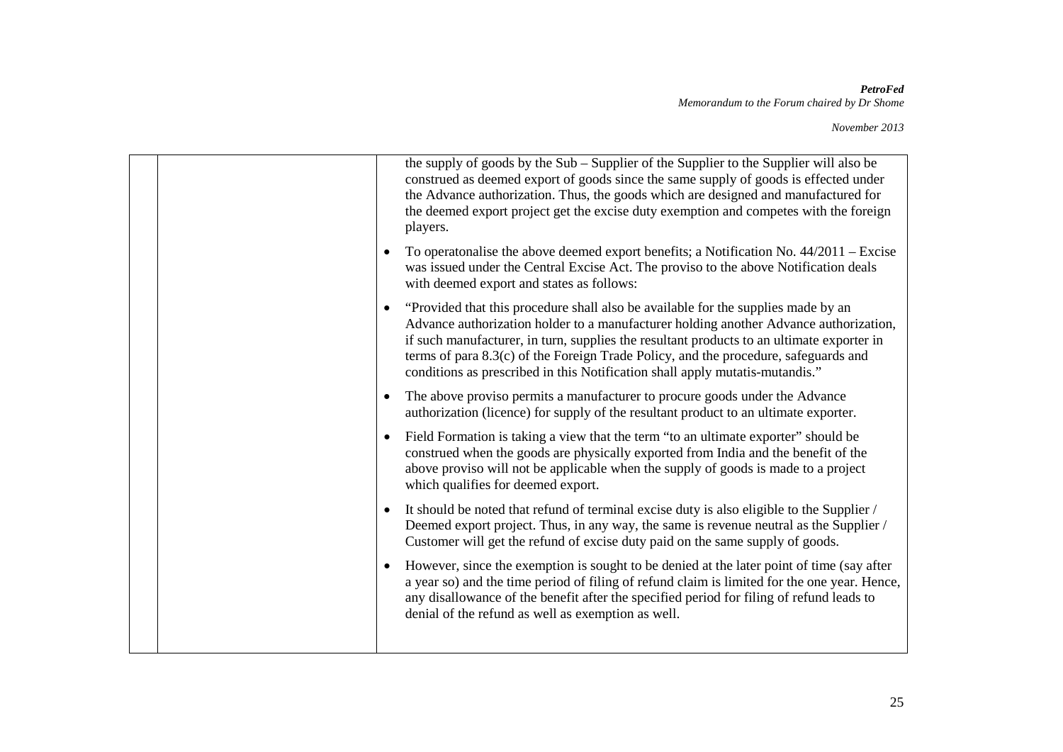| | | |
|---|---|---|
| | | the supply of goods by the Sub – Supplier of the Supplier to the Supplier will also be construed as deemed export of goods since the same supply of goods is effected under the Advance authorization. Thus, the goods which are designed and manufactured for the deemed export project get the excise duty exemption and competes with the foreign players.<br><br>• To operatonalise the above deemed export benefits; a Notification No. 44/2011 – Excise was issued under the Central Excise Act. The proviso to the above Notification deals with deemed export and states as follows:<br><br>• "Provided that this procedure shall also be available for the supplies made by an Advance authorization holder to a manufacturer holding another Advance authorization, if such manufacturer, in turn, supplies the resultant products to an ultimate exporter in terms of para 8.3(c) of the Foreign Trade Policy, and the procedure, safeguards and conditions as prescribed in this Notification shall apply mutatis-mutandis."<br><br>• The above proviso permits a manufacturer to procure goods under the Advance authorization (licence) for supply of the resultant product to an ultimate exporter.<br><br>• Field Formation is taking a view that the term "to an ultimate exporter" should be construed when the goods are physically exported from India and the benefit of the above proviso will not be applicable when the supply of goods is made to a project which qualifies for deemed export.<br><br>• It should be noted that refund of terminal excise duty is also eligible to the Supplier / Deemed export project. Thus, in any way, the same is revenue neutral as the Supplier / Customer will get the refund of excise duty paid on the same supply of goods.<br><br>• However, since the exemption is sought to be denied at the later point of time (say after a year so) and the time period of filing of refund claim is limited for the one year. Hence, any disallowance of the benefit after the specified period for filing of refund leads to denial of the refund as well as exemption as well. |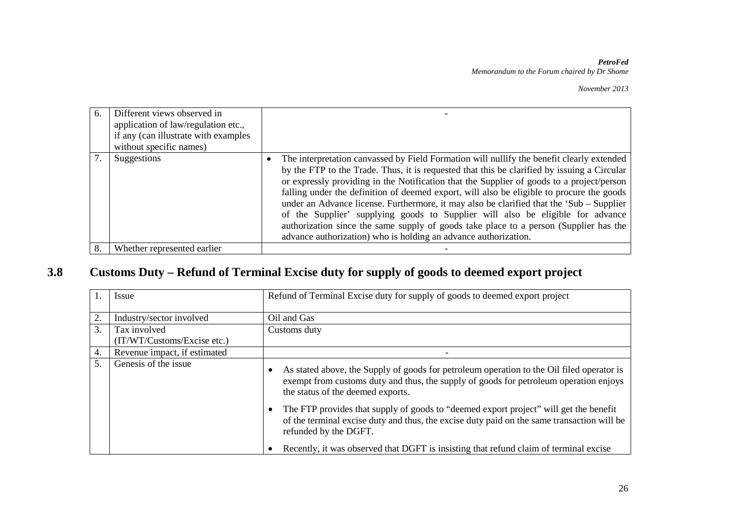| 6. | Different views observed in application of law/regulation etc., if any (can illustrate with examples without specific names) | - |
|---|---|---|
| 7. | Suggestions | • The interpretation canvassed by Field Formation will nullify the benefit clearly extended by the FTP to the Trade. Thus, it is requested that this be clarified by issuing a Circular or expressly providing in the Notification that the Supplier of goods to a project/person falling under the definition of deemed export, will also be eligible to procure the goods under an Advance license. Furthermore, it may also be clarified that the 'Sub – Supplier of the Supplier' supplying goods to Supplier will also be eligible for advance authorization since the same supply of goods take place to a person (Supplier has the advance authorization) who is holding an advance authorization. |
| 8. | Whether represented earlier | - |

## 3.8 Customs Duty – Refund of Terminal Excise duty for supply of goods to deemed export project

| 1. | Issue | Refund of Terminal Excise duty for supply of goods to deemed export project |
|---|---|---|
| 2. | Industry/sector involved | Oil and Gas |
| 3. | Tax involved (IT/WT/Customs/Excise etc.) | Customs duty |
| 4. | Revenue impact, if estimated | - |
| 5. | Genesis of the issue | • As stated above, the Supply of goods for petroleum operation to the Oil filed operator is exempt from customs duty and thus, the supply of goods for petroleum operation enjoys the status of the deemed exports.<br>• The FTP provides that supply of goods to "deemed export project" will get the benefit of the terminal excise duty and thus, the excise duty paid on the same transaction will be refunded by the DGFT.<br>• Recently, it was observed that DGFT is insisting that refund claim of terminal excise |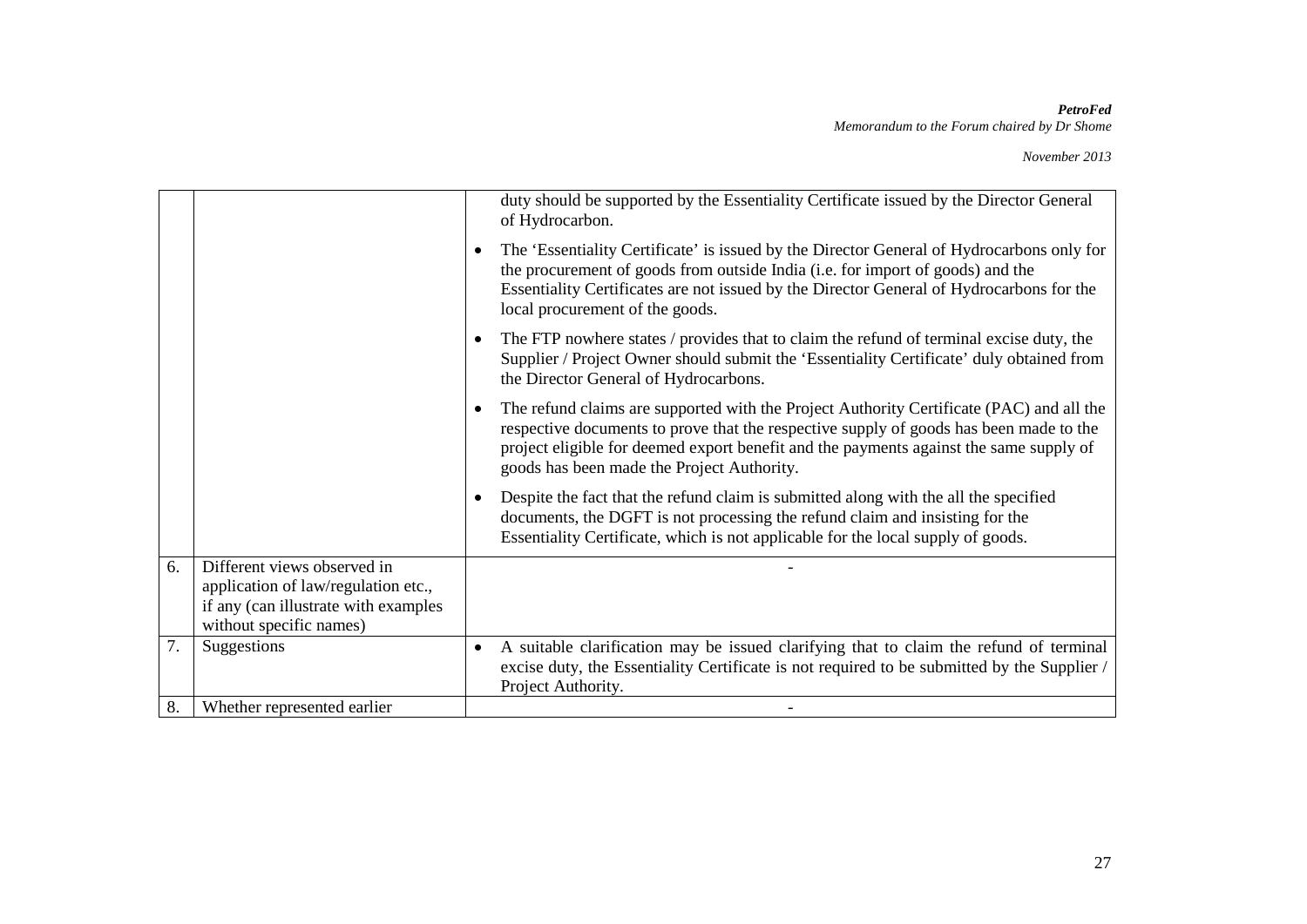| | | |
|---|---|---|
| | | duty should be supported by the Essentiality Certificate issued by the Director General of Hydrocarbon.<br>• The 'Essentiality Certificate' is issued by the Director General of Hydrocarbons only for the procurement of goods from outside India (i.e. for import of goods) and the Essentiality Certificates are not issued by the Director General of Hydrocarbons for the local procurement of the goods.<br>• The FTP nowhere states / provides that to claim the refund of terminal excise duty, the Supplier / Project Owner should submit the 'Essentiality Certificate' duly obtained from the Director General of Hydrocarbons.<br>• The refund claims are supported with the Project Authority Certificate (PAC) and all the respective documents to prove that the respective supply of goods has been made to the project eligible for deemed export benefit and the payments against the same supply of goods has been made the Project Authority.<br>• Despite the fact that the refund claim is submitted along with the all the specified documents, the DGFT is not processing the refund claim and insisting for the Essentiality Certificate, which is not applicable for the local supply of goods. |
| 6. | Different views observed in application of law/regulation etc., if any (can illustrate with examples without specific names) | - |
| 7. | Suggestions | • A suitable clarification may be issued clarifying that to claim the refund of terminal excise duty, the Essentiality Certificate is not required to be submitted by the Supplier / Project Authority. |
| 8. | Whether represented earlier | - |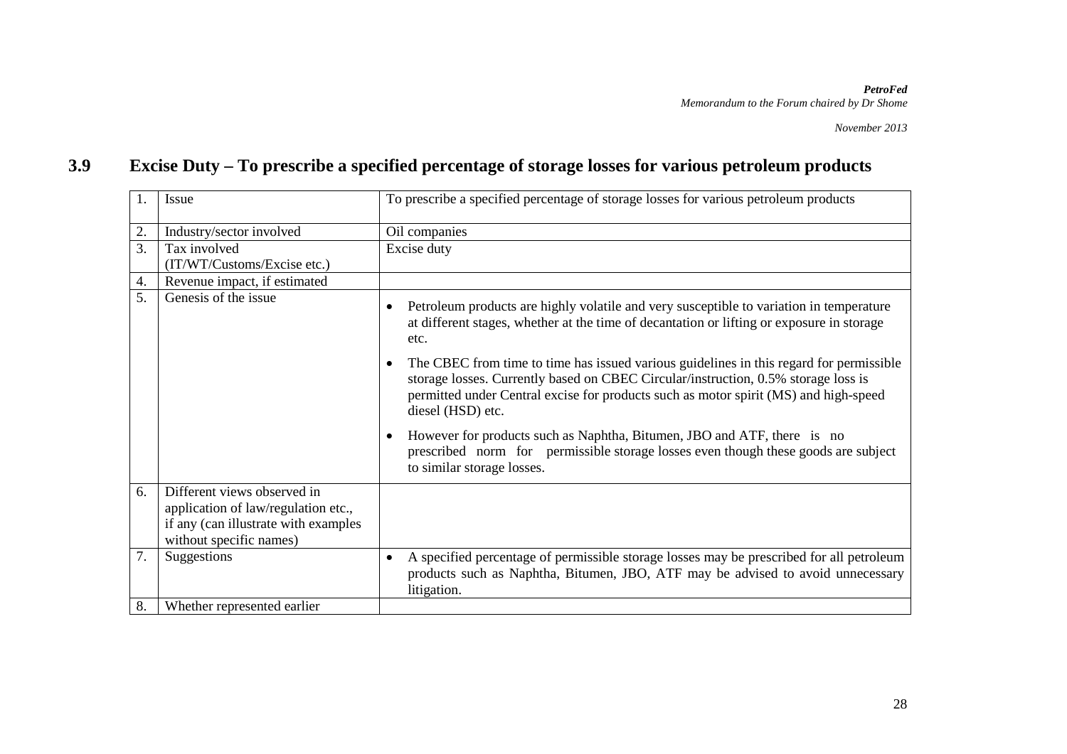## 3.9 Excise Duty – To prescribe a specified percentage of storage losses for various petroleum products

| | | |
|---|---|---|
| 1. | Issue | To prescribe a specified percentage of storage losses for various petroleum products |
| 2. | Industry/sector involved | Oil companies |
| 3. | Tax involved (IT/WT/Customs/Excise etc.) | Excise duty |
| 4. | Revenue impact, if estimated | |
| 5. | Genesis of the issue | • Petroleum products are highly volatile and very susceptible to variation in temperature at different stages, whether at the time of decantation or lifting or exposure in storage etc.<br>• The CBEC from time to time has issued various guidelines in this regard for permissible storage losses. Currently based on CBEC Circular/instruction, 0.5% storage loss is permitted under Central excise for products such as motor spirit (MS) and high-speed diesel (HSD) etc.<br>• However for products such as Naphtha, Bitumen, JBO and ATF, there is no prescribed norm for permissible storage losses even though these goods are subject to similar storage losses. |
| 6. | Different views observed in application of law/regulation etc., if any (can illustrate with examples without specific names) | |
| 7. | Suggestions | • A specified percentage of permissible storage losses may be prescribed for all petroleum products such as Naphtha, Bitumen, JBO, ATF may be advised to avoid unnecessary litigation. |
| 8. | Whether represented earlier | |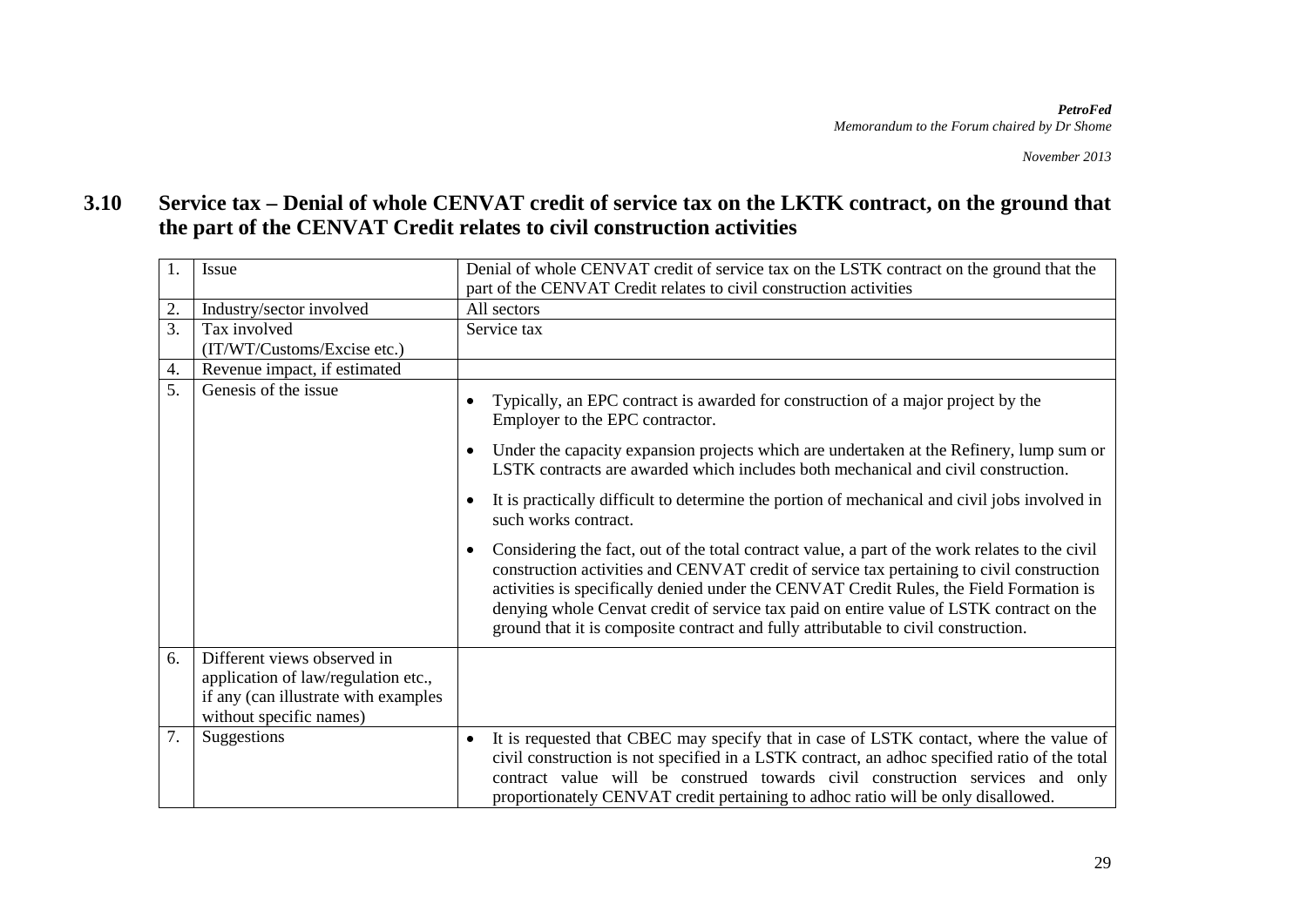## 3.10 Service tax – Denial of whole CENVAT credit of service tax on the LKTK contract, on the ground that the part of the CENVAT Credit relates to civil construction activities

| | | |
|---|---|---|
| 1. | Issue | Denial of whole CENVAT credit of service tax on the LSTK contract on the ground that the part of the CENVAT Credit relates to civil construction activities |
| 2. | Industry/sector involved | All sectors |
| 3. | Tax involved (IT/WT/Customs/Excise etc.) | Service tax |
| 4. | Revenue impact, if estimated | |
| 5. | Genesis of the issue | • Typically, an EPC contract is awarded for construction of a major project by the Employer to the EPC contractor.<br>• Under the capacity expansion projects which are undertaken at the Refinery, lump sum or LSTK contracts are awarded which includes both mechanical and civil construction.<br>• It is practically difficult to determine the portion of mechanical and civil jobs involved in such works contract.<br>• Considering the fact, out of the total contract value, a part of the work relates to the civil construction activities and CENVAT credit of service tax pertaining to civil construction activities is specifically denied under the CENVAT Credit Rules, the Field Formation is denying whole Cenvat credit of service tax paid on entire value of LSTK contract on the ground that it is composite contract and fully attributable to civil construction. |
| 6. | Different views observed in application of law/regulation etc., if any (can illustrate with examples without specific names) | |
| 7. | Suggestions | • It is requested that CBEC may specify that in case of LSTK contact, where the value of civil construction is not specified in a LSTK contract, an adhoc specified ratio of the total contract value will be construed towards civil construction services and only proportionately CENVAT credit pertaining to adhoc ratio will be only disallowed. |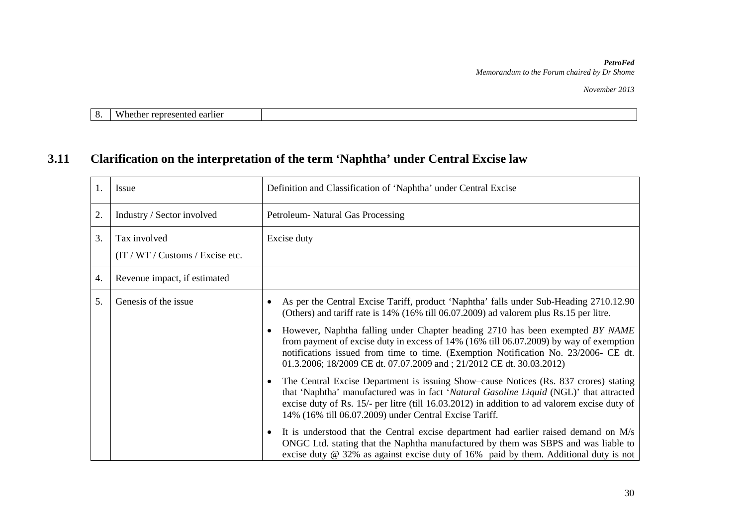| 8. | Whether represented earlier | |
|---|---|---|

## 3.11 Clarification on the interpretation of the term 'Naphtha' under Central Excise law

| 1. | Issue | Definition and Classification of 'Naphtha' under Central Excise |
|---|---|---|
| 2. | Industry / Sector involved | Petroleum- Natural Gas Processing |
| 3. | Tax involved (IT / WT / Customs / Excise etc. | Excise duty |
| 4. | Revenue impact, if estimated | |
| 5. | Genesis of the issue | • As per the Central Excise Tariff, product 'Naphtha' falls under Sub-Heading 2710.12.90 (Others) and tariff rate is 14% (16% till 06.07.2009) ad valorem plus Rs.15 per litre.<br><br>• However, Naphtha falling under Chapter heading 2710 has been exempted *BY NAME* from payment of excise duty in excess of 14% (16% till 06.07.2009) by way of exemption notifications issued from time to time. (Exemption Notification No. 23/2006- CE dt. 01.3.2006; 18/2009 CE dt. 07.07.2009 and ; 21/2012 CE dt. 30.03.2012)<br><br>• The Central Excise Department is issuing Show–cause Notices (Rs. 837 crores) stating that 'Naphtha' manufactured was in fact '*Natural Gasoline Liquid* (NGL)' that attracted excise duty of Rs. 15/- per litre (till 16.03.2012) in addition to ad valorem excise duty of 14% (16% till 06.07.2009) under Central Excise Tariff.<br><br>• It is understood that the Central excise department had earlier raised demand on M/s ONGC Ltd. stating that the Naphtha manufactured by them was SBPS and was liable to excise duty @ 32% as against excise duty of 16% paid by them. Additional duty is not |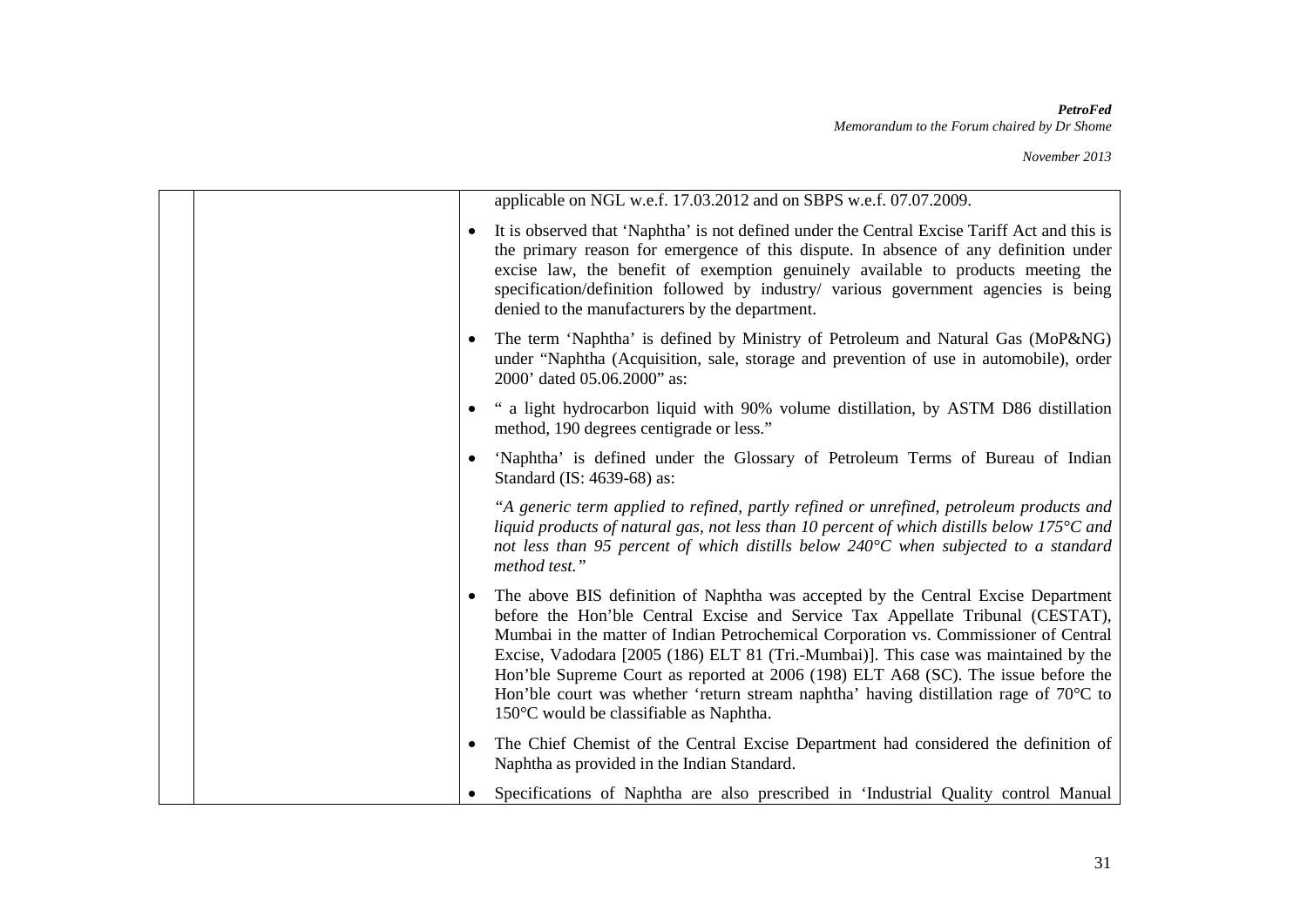| | | applicable on NGL w.e.f. 17.03.2012 and on SBPS w.e.f. 07.07.2009.<br><br>• It is observed that 'Naphtha' is not defined under the Central Excise Tariff Act and this is the primary reason for emergence of this dispute. In absence of any definition under excise law, the benefit of exemption genuinely available to products meeting the specification/definition followed by industry/ various government agencies is being denied to the manufacturers by the department.<br><br>• The term 'Naphtha' is defined by Ministry of Petroleum and Natural Gas (MoP&NG) under "Naphtha (Acquisition, sale, storage and prevention of use in automobile), order 2000' dated 05.06.2000" as:<br><br>• " a light hydrocarbon liquid with 90% volume distillation, by ASTM D86 distillation method, 190 degrees centigrade or less."<br><br>• 'Naphtha' is defined under the Glossary of Petroleum Terms of Bureau of Indian Standard (IS: 4639-68) as:<br><br>*"A generic term applied to refined, partly refined or unrefined, petroleum products and liquid products of natural gas, not less than 10 percent of which distills below 175°C and not less than 95 percent of which distills below 240°C when subjected to a standard method test."*<br><br>• The above BIS definition of Naphtha was accepted by the Central Excise Department before the Hon'ble Central Excise and Service Tax Appellate Tribunal (CESTAT), Mumbai in the matter of Indian Petrochemical Corporation vs. Commissioner of Central Excise, Vadodara [2005 (186) ELT 81 (Tri.-Mumbai)]. This case was maintained by the Hon'ble Supreme Court as reported at 2006 (198) ELT A68 (SC). The issue before the Hon'ble court was whether 'return stream naphtha' having distillation rage of 70°C to 150°C would be classifiable as Naphtha.<br><br>• The Chief Chemist of the Central Excise Department had considered the definition of Naphtha as provided in the Indian Standard.<br><br>• Specifications of Naphtha are also prescribed in 'Industrial Quality control Manual |
|---|---|---|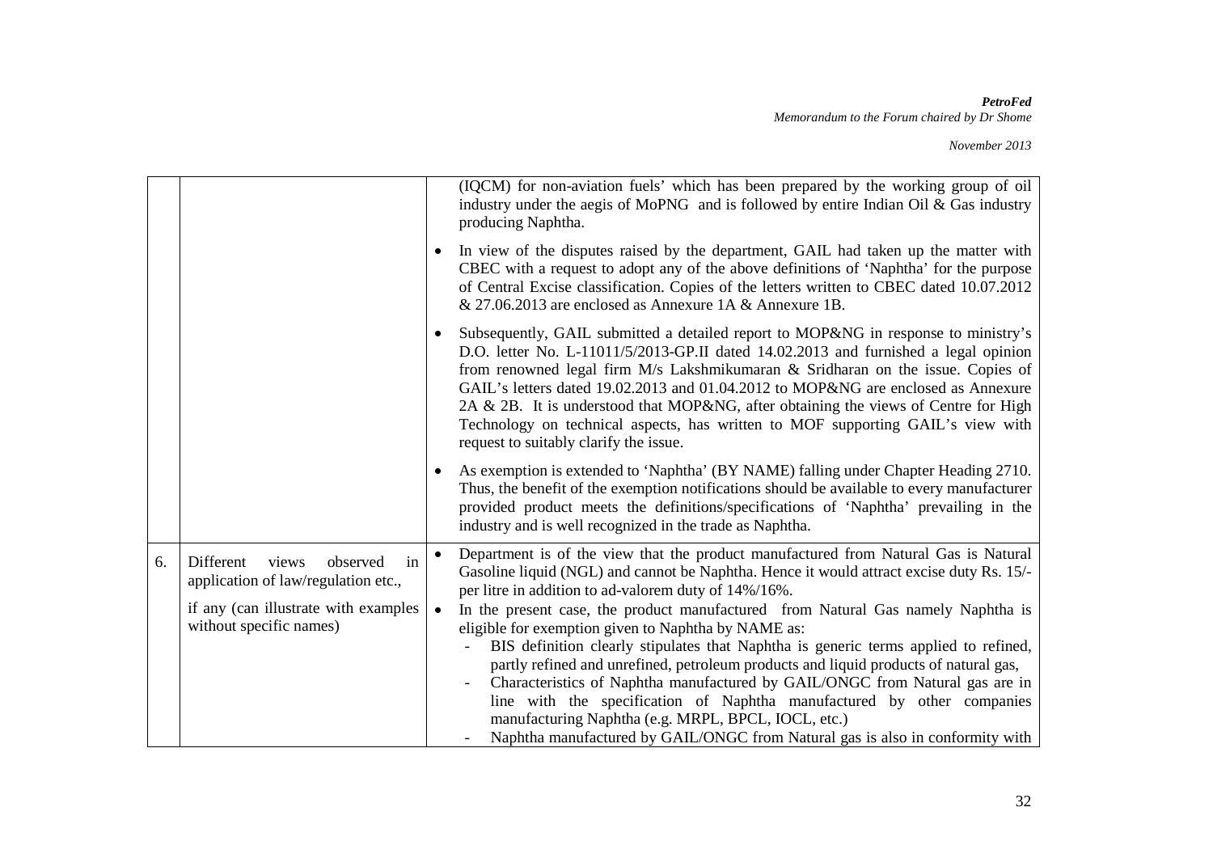| | | |
|---|---|---|
| | | (IQCM) for non-aviation fuels' which has been prepared by the working group of oil industry under the aegis of MoPNG and is followed by entire Indian Oil & Gas industry producing Naphtha.<br><br>• In view of the disputes raised by the department, GAIL had taken up the matter with CBEC with a request to adopt any of the above definitions of 'Naphtha' for the purpose of Central Excise classification. Copies of the letters written to CBEC dated 10.07.2012 & 27.06.2013 are enclosed as Annexure 1A & Annexure 1B.<br><br>• Subsequently, GAIL submitted a detailed report to MOP&NG in response to ministry's D.O. letter No. L-11011/5/2013-GP.II dated 14.02.2013 and furnished a legal opinion from renowned legal firm M/s Lakshmikumaran & Sridharan on the issue. Copies of GAIL's letters dated 19.02.2013 and 01.04.2012 to MOP&NG are enclosed as Annexure 2A & 2B. It is understood that MOP&NG, after obtaining the views of Centre for High Technology on technical aspects, has written to MOF supporting GAIL's view with request to suitably clarify the issue.<br><br>• As exemption is extended to 'Naphtha' (BY NAME) falling under Chapter Heading 2710. Thus, the benefit of the exemption notifications should be available to every manufacturer provided product meets the definitions/specifications of 'Naphtha' prevailing in the industry and is well recognized in the trade as Naphtha. |
| 6. | Different views observed in application of law/regulation etc.,<br><br>if any (can illustrate with examples without specific names) | • Department is of the view that the product manufactured from Natural Gas is Natural Gasoline liquid (NGL) and cannot be Naphtha. Hence it would attract excise duty Rs. 15/- per litre in addition to ad-valorem duty of 14%/16%.<br>• In the present case, the product manufactured from Natural Gas namely Naphtha is eligible for exemption given to Naphtha by NAME as:<br>- BIS definition clearly stipulates that Naphtha is generic terms applied to refined, partly refined and unrefined, petroleum products and liquid products of natural gas,<br>- Characteristics of Naphtha manufactured by GAIL/ONGC from Natural gas are in line with the specification of Naphtha manufactured by other companies manufacturing Naphtha (e.g. MRPL, BPCL, IOCL, etc.)<br>- Naphtha manufactured by GAIL/ONGC from Natural gas is also in conformity with |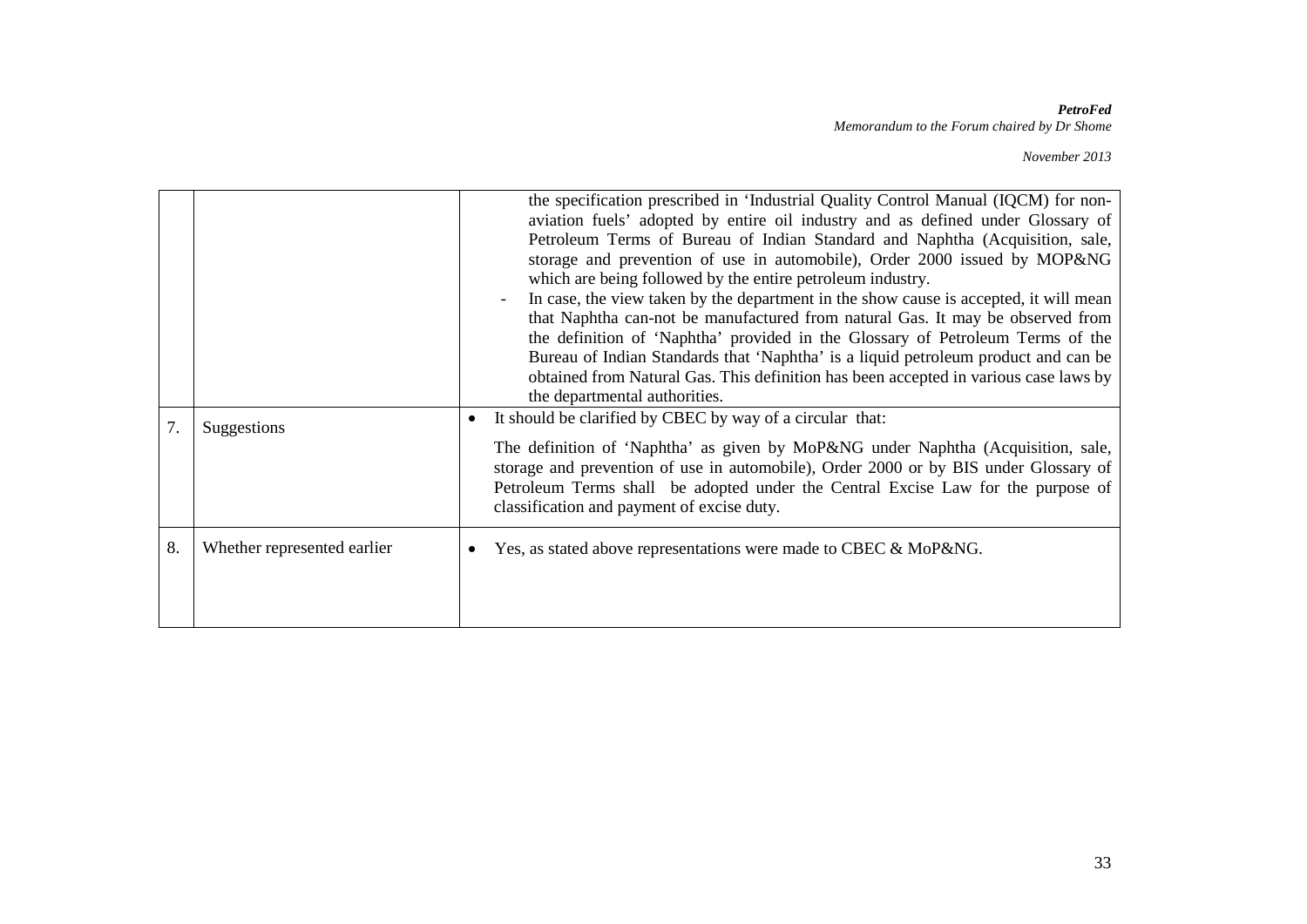| | | |
|---|---|---|
| | | the specification prescribed in 'Industrial Quality Control Manual (IQCM) for non-aviation fuels' adopted by entire oil industry and as defined under Glossary of Petroleum Terms of Bureau of Indian Standard and Naphtha (Acquisition, sale, storage and prevention of use in automobile), Order 2000 issued by MOP&NG which are being followed by the entire petroleum industry.<br>- In case, the view taken by the department in the show cause is accepted, it will mean that Naphtha can-not be manufactured from natural Gas. It may be observed from the definition of 'Naphtha' provided in the Glossary of Petroleum Terms of the Bureau of Indian Standards that 'Naphtha' is a liquid petroleum product and can be obtained from Natural Gas. This definition has been accepted in various case laws by the departmental authorities. |
| 7. | Suggestions | • It should be clarified by CBEC by way of a circular that:<br>The definition of 'Naphtha' as given by MoP&NG under Naphtha (Acquisition, sale, storage and prevention of use in automobile), Order 2000 or by BIS under Glossary of Petroleum Terms shall be adopted under the Central Excise Law for the purpose of classification and payment of excise duty. |
| 8. | Whether represented earlier | • Yes, as stated above representations were made to CBEC & MoP&NG. |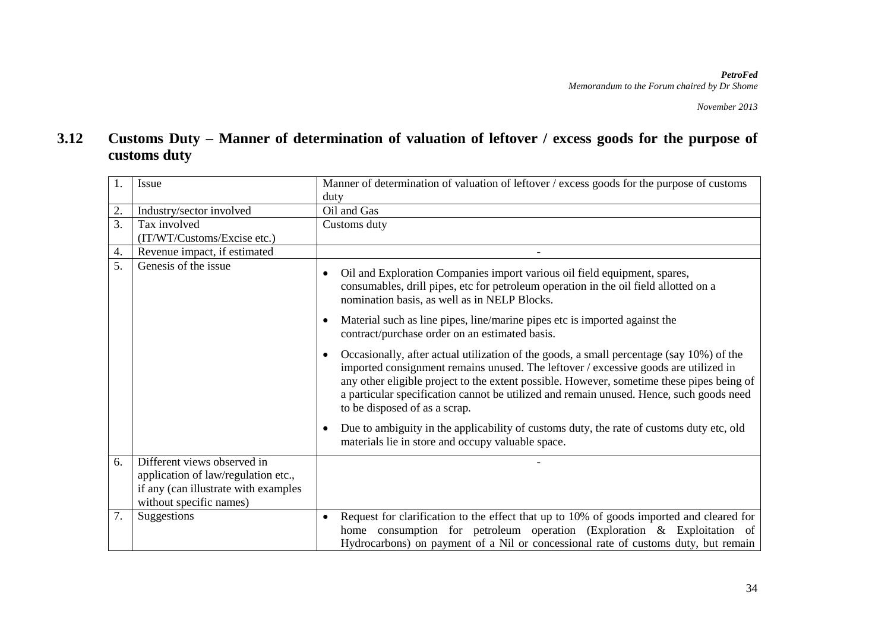## 3.12 Customs Duty – Manner of determination of valuation of leftover / excess goods for the purpose of customs duty

| | | |
|---|---|---|
| 1. | Issue | Manner of determination of valuation of leftover / excess goods for the purpose of customs duty |
| 2. | Industry/sector involved | Oil and Gas |
| 3. | Tax involved (IT/WT/Customs/Excise etc.) | Customs duty |
| 4. | Revenue impact, if estimated | - |
| 5. | Genesis of the issue | • Oil and Exploration Companies import various oil field equipment, spares, consumables, drill pipes, etc for petroleum operation in the oil field allotted on a nomination basis, as well as in NELP Blocks.<br>• Material such as line pipes, line/marine pipes etc is imported against the contract/purchase order on an estimated basis.<br>• Occasionally, after actual utilization of the goods, a small percentage (say 10%) of the imported consignment remains unused. The leftover / excessive goods are utilized in any other eligible project to the extent possible. However, sometime these pipes being of a particular specification cannot be utilized and remain unused. Hence, such goods need to be disposed of as a scrap.<br>• Due to ambiguity in the applicability of customs duty, the rate of customs duty etc, old materials lie in store and occupy valuable space. |
| 6. | Different views observed in application of law/regulation etc., if any (can illustrate with examples without specific names) | - |
| 7. | Suggestions | • Request for clarification to the effect that up to 10% of goods imported and cleared for home consumption for petroleum operation (Exploration & Exploitation of Hydrocarbons) on payment of a Nil or concessional rate of customs duty, but remain |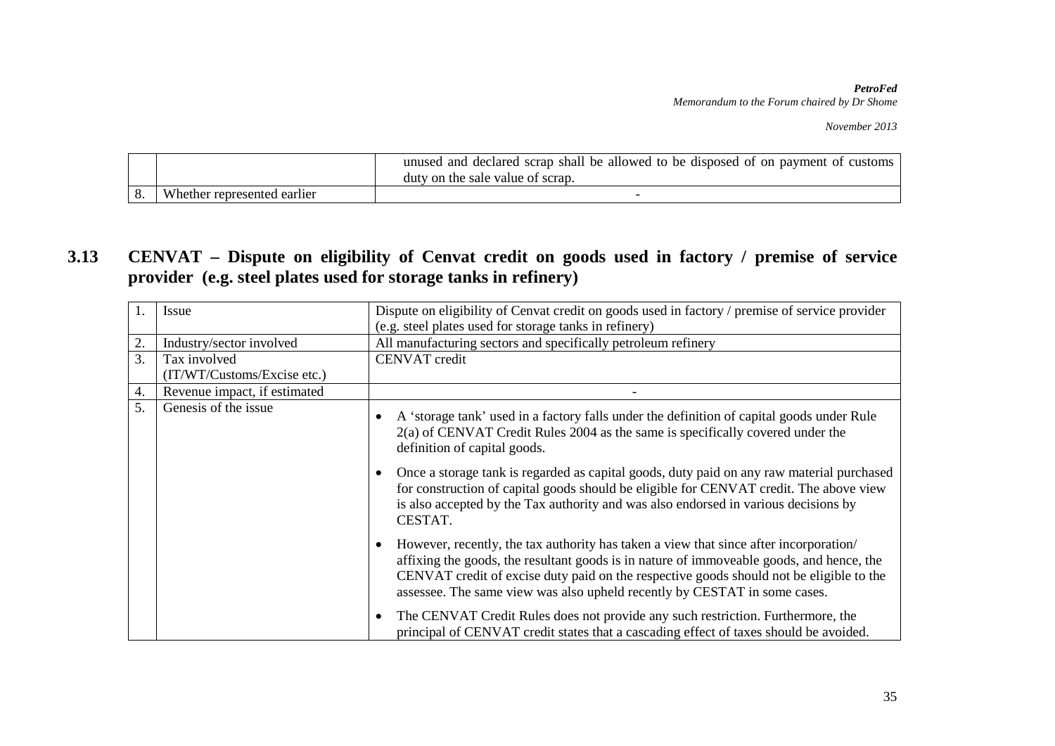| | | unused and declared scrap shall be allowed to be disposed of on payment of customs duty on the sale value of scrap. |
|---|---|---|
| 8. | Whether represented earlier | - |

## 3.13 CENVAT – Dispute on eligibility of Cenvat credit on goods used in factory / premise of service provider (e.g. steel plates used for storage tanks in refinery)

| 1. | Issue | Dispute on eligibility of Cenvat credit on goods used in factory / premise of service provider (e.g. steel plates used for storage tanks in refinery) |
|---|---|---|
| 2. | Industry/sector involved | All manufacturing sectors and specifically petroleum refinery |
| 3. | Tax involved (IT/WT/Customs/Excise etc.) | CENVAT credit |
| 4. | Revenue impact, if estimated | - |
| 5. | Genesis of the issue | • A 'storage tank' used in a factory falls under the definition of capital goods under Rule 2(a) of CENVAT Credit Rules 2004 as the same is specifically covered under the definition of capital goods.<br>• Once a storage tank is regarded as capital goods, duty paid on any raw material purchased for construction of capital goods should be eligible for CENVAT credit. The above view is also accepted by the Tax authority and was also endorsed in various decisions by CESTAT.<br>• However, recently, the tax authority has taken a view that since after incorporation/ affixing the goods, the resultant goods is in nature of immoveable goods, and hence, the CENVAT credit of excise duty paid on the respective goods should not be eligible to the assessee. The same view was also upheld recently by CESTAT in some cases.<br>• The CENVAT Credit Rules does not provide any such restriction. Furthermore, the principal of CENVAT credit states that a cascading effect of taxes should be avoided. |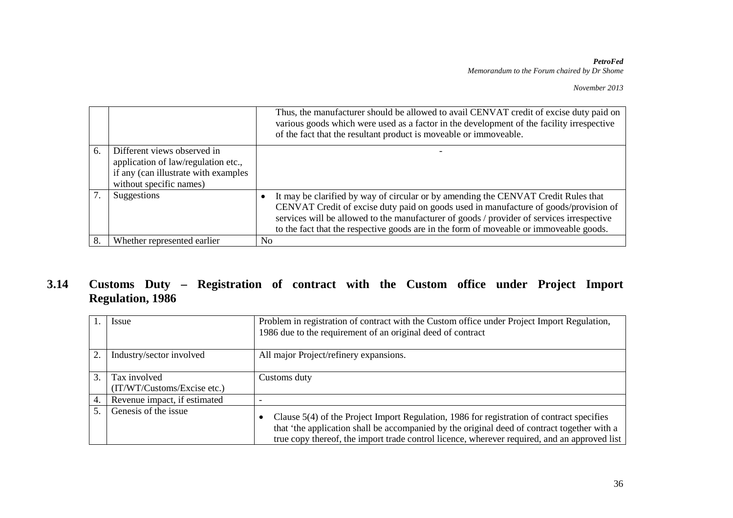| | | |
|---|---|---|
| | | Thus, the manufacturer should be allowed to avail CENVAT credit of excise duty paid on various goods which were used as a factor in the development of the facility irrespective of the fact that the resultant product is moveable or immoveable. |
| 6. | Different views observed in application of law/regulation etc., if any (can illustrate with examples without specific names) | - |
| 7. | Suggestions | • It may be clarified by way of circular or by amending the CENVAT Credit Rules that CENVAT Credit of excise duty paid on goods used in manufacture of goods/provision of services will be allowed to the manufacturer of goods / provider of services irrespective to the fact that the respective goods are in the form of moveable or immoveable goods. |
| 8. | Whether represented earlier | No |

## 3.14 Customs Duty – Registration of contract with the Custom office under Project Import Regulation, 1986

| | | |
|---|---|---|
| 1. | Issue | Problem in registration of contract with the Custom office under Project Import Regulation, 1986 due to the requirement of an original deed of contract |
| 2. | Industry/sector involved | All major Project/refinery expansions. |
| 3. | Tax involved (IT/WT/Customs/Excise etc.) | Customs duty |
| 4. | Revenue impact, if estimated | - |
| 5. | Genesis of the issue | • Clause 5(4) of the Project Import Regulation, 1986 for registration of contract specifies that 'the application shall be accompanied by the original deed of contract together with a true copy thereof, the import trade control licence, wherever required, and an approved list |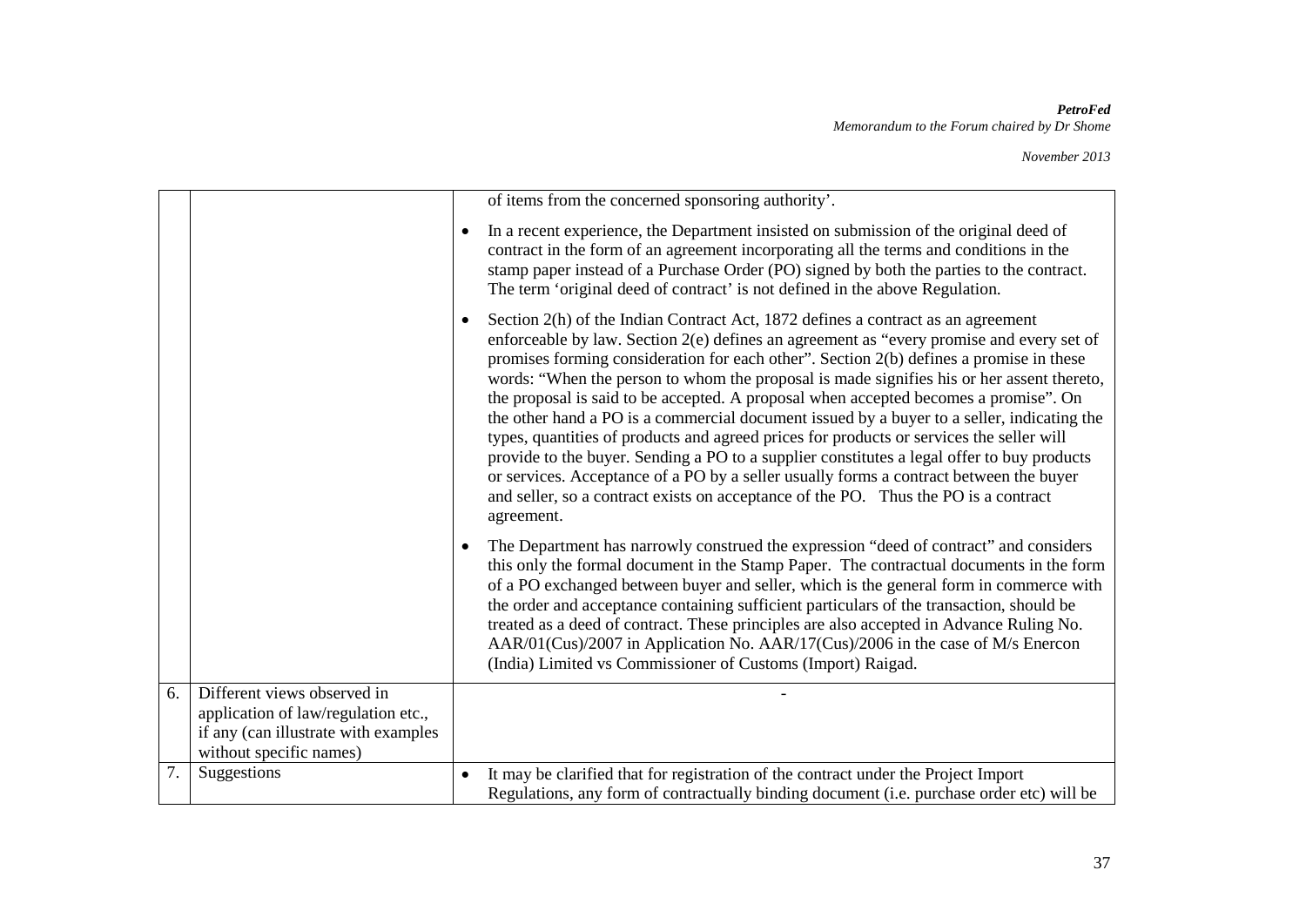|  |  |  |
|---|---|---|
|  |  | of items from the concerned sponsoring authority'.<br><br>• In a recent experience, the Department insisted on submission of the original deed of contract in the form of an agreement incorporating all the terms and conditions in the stamp paper instead of a Purchase Order (PO) signed by both the parties to the contract. The term 'original deed of contract' is not defined in the above Regulation.<br><br>• Section 2(h) of the Indian Contract Act, 1872 defines a contract as an agreement enforceable by law. Section 2(e) defines an agreement as "every promise and every set of promises forming consideration for each other". Section 2(b) defines a promise in these words: "When the person to whom the proposal is made signifies his or her assent thereto, the proposal is said to be accepted. A proposal when accepted becomes a promise". On the other hand a PO is a commercial document issued by a buyer to a seller, indicating the types, quantities of products and agreed prices for products or services the seller will provide to the buyer. Sending a PO to a supplier constitutes a legal offer to buy products or services. Acceptance of a PO by a seller usually forms a contract between the buyer and seller, so a contract exists on acceptance of the PO. Thus the PO is a contract agreement.<br><br>• The Department has narrowly construed the expression "deed of contract" and considers this only the formal document in the Stamp Paper. The contractual documents in the form of a PO exchanged between buyer and seller, which is the general form in commerce with the order and acceptance containing sufficient particulars of the transaction, should be treated as a deed of contract. These principles are also accepted in Advance Ruling No. AAR/01(Cus)/2007 in Application No. AAR/17(Cus)/2006 in the case of M/s Enercon (India) Limited vs Commissioner of Customs (Import) Raigad. |
| 6. | Different views observed in application of law/regulation etc., if any (can illustrate with examples without specific names) | - |
| 7. | Suggestions | • It may be clarified that for registration of the contract under the Project Import Regulations, any form of contractually binding document (i.e. purchase order etc) will be |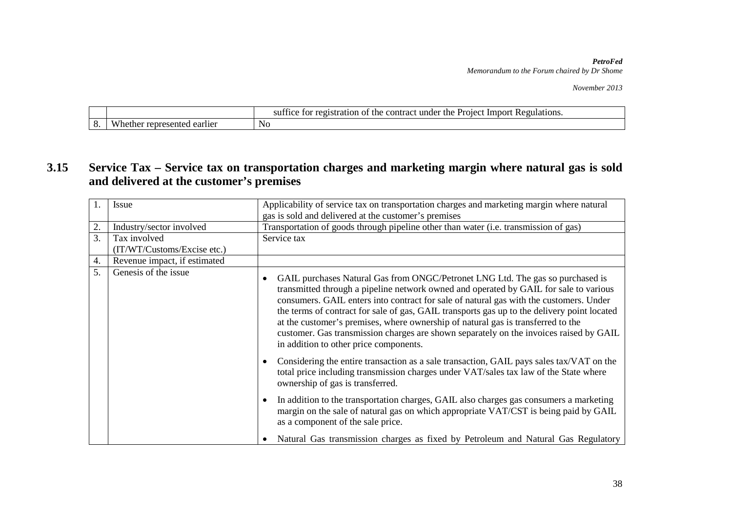| | | |
|---|---|---|
| | | suffice for registration of the contract under the Project Import Regulations. |
| 8. | Whether represented earlier | No |

## 3.15 Service Tax – Service tax on transportation charges and marketing margin where natural gas is sold and delivered at the customer's premises

| | | |
|---|---|---|
| 1. | Issue | Applicability of service tax on transportation charges and marketing margin where natural gas is sold and delivered at the customer's premises |
| 2. | Industry/sector involved | Transportation of goods through pipeline other than water (i.e. transmission of gas) |
| 3. | Tax involved (IT/WT/Customs/Excise etc.) | Service tax |
| 4. | Revenue impact, if estimated | |
| 5. | Genesis of the issue | • GAIL purchases Natural Gas from ONGC/Petronet LNG Ltd. The gas so purchased is transmitted through a pipeline network owned and operated by GAIL for sale to various consumers. GAIL enters into contract for sale of natural gas with the customers. Under the terms of contract for sale of gas, GAIL transports gas up to the delivery point located at the customer's premises, where ownership of natural gas is transferred to the customer. Gas transmission charges are shown separately on the invoices raised by GAIL in addition to other price components. <br>• Considering the entire transaction as a sale transaction, GAIL pays sales tax/VAT on the total price including transmission charges under VAT/sales tax law of the State where ownership of gas is transferred. <br>• In addition to the transportation charges, GAIL also charges gas consumers a marketing margin on the sale of natural gas on which appropriate VAT/CST is being paid by GAIL as a component of the sale price. <br>• Natural Gas transmission charges as fixed by Petroleum and Natural Gas Regulatory |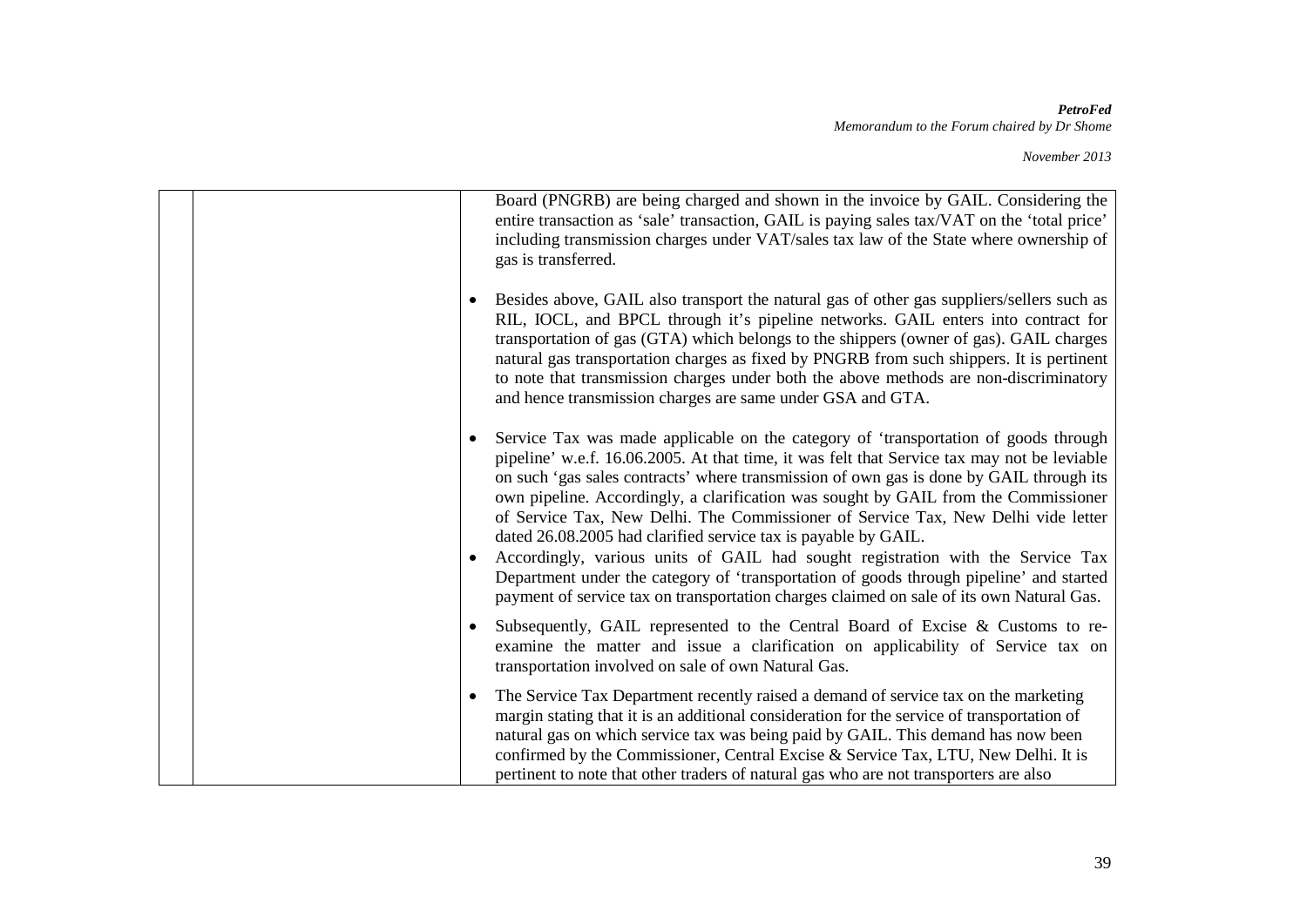| | | Board (PNGRB) are being charged and shown in the invoice by GAIL. Considering the entire transaction as 'sale' transaction, GAIL is paying sales tax/VAT on the 'total price' including transmission charges under VAT/sales tax law of the State where ownership of gas is transferred.<br><br>• Besides above, GAIL also transport the natural gas of other gas suppliers/sellers such as RIL, IOCL, and BPCL through it's pipeline networks. GAIL enters into contract for transportation of gas (GTA) which belongs to the shippers (owner of gas). GAIL charges natural gas transportation charges as fixed by PNGRB from such shippers. It is pertinent to note that transmission charges under both the above methods are non-discriminatory and hence transmission charges are same under GSA and GTA.<br><br>• Service Tax was made applicable on the category of 'transportation of goods through pipeline' w.e.f. 16.06.2005. At that time, it was felt that Service tax may not be leviable on such 'gas sales contracts' where transmission of own gas is done by GAIL through its own pipeline. Accordingly, a clarification was sought by GAIL from the Commissioner of Service Tax, New Delhi. The Commissioner of Service Tax, New Delhi vide letter dated 26.08.2005 had clarified service tax is payable by GAIL.<br>• Accordingly, various units of GAIL had sought registration with the Service Tax Department under the category of 'transportation of goods through pipeline' and started payment of service tax on transportation charges claimed on sale of its own Natural Gas.<br><br>• Subsequently, GAIL represented to the Central Board of Excise & Customs to re-examine the matter and issue a clarification on applicability of Service tax on transportation involved on sale of own Natural Gas.<br><br>• The Service Tax Department recently raised a demand of service tax on the marketing margin stating that it is an additional consideration for the service of transportation of natural gas on which service tax was being paid by GAIL. This demand has now been confirmed by the Commissioner, Central Excise & Service Tax, LTU, New Delhi. It is pertinent to note that other traders of natural gas who are not transporters are also |
|---|---|---|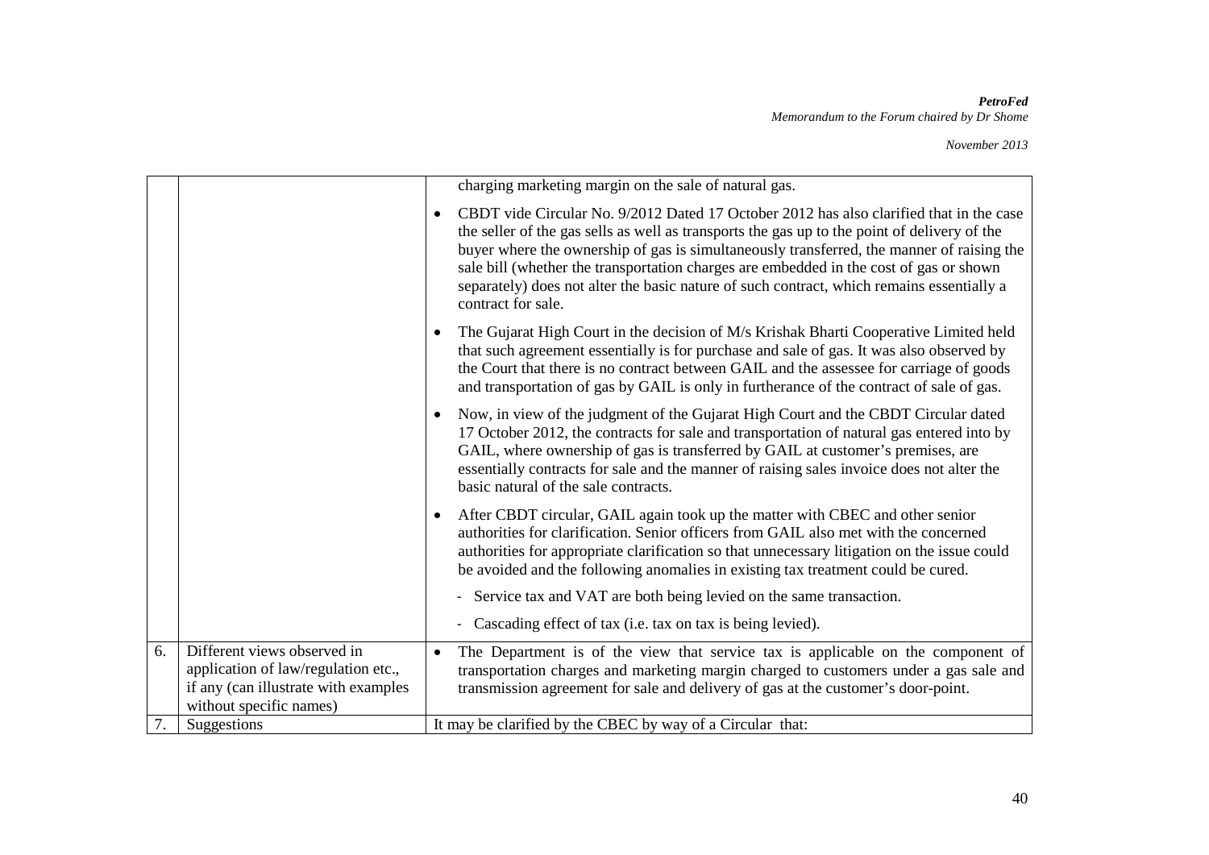| | | |
|---|---|---|
| | | charging marketing margin on the sale of natural gas.<br><br>• CBDT vide Circular No. 9/2012 Dated 17 October 2012 has also clarified that in the case the seller of the gas sells as well as transports the gas up to the point of delivery of the buyer where the ownership of gas is simultaneously transferred, the manner of raising the sale bill (whether the transportation charges are embedded in the cost of gas or shown separately) does not alter the basic nature of such contract, which remains essentially a contract for sale.<br><br>• The Gujarat High Court in the decision of M/s Krishak Bharti Cooperative Limited held that such agreement essentially is for purchase and sale of gas. It was also observed by the Court that there is no contract between GAIL and the assessee for carriage of goods and transportation of gas by GAIL is only in furtherance of the contract of sale of gas.<br><br>• Now, in view of the judgment of the Gujarat High Court and the CBDT Circular dated 17 October 2012, the contracts for sale and transportation of natural gas entered into by GAIL, where ownership of gas is transferred by GAIL at customer's premises, are essentially contracts for sale and the manner of raising sales invoice does not alter the basic natural of the sale contracts.<br><br>• After CBDT circular, GAIL again took up the matter with CBEC and other senior authorities for clarification. Senior officers from GAIL also met with the concerned authorities for appropriate clarification so that unnecessary litigation on the issue could be avoided and the following anomalies in existing tax treatment could be cured.<br><br>- Service tax and VAT are both being levied on the same transaction.<br><br>- Cascading effect of tax (i.e. tax on tax is being levied). |
| 6. | Different views observed in application of law/regulation etc., if any (can illustrate with examples without specific names) | • The Department is of the view that service tax is applicable on the component of transportation charges and marketing margin charged to customers under a gas sale and transmission agreement for sale and delivery of gas at the customer's door-point. |
| 7. | Suggestions | It may be clarified by the CBEC by way of a Circular that: |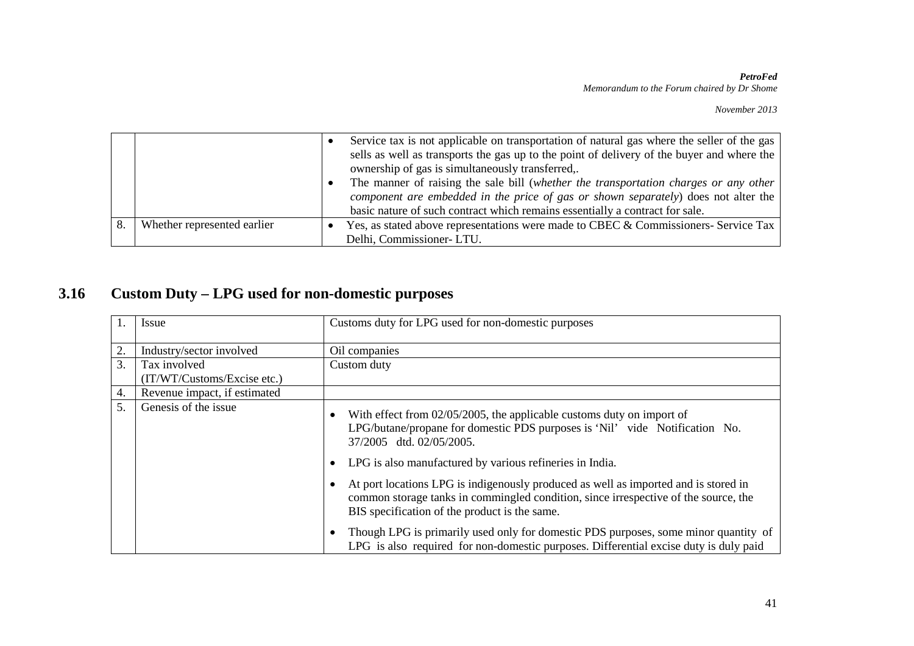| | | |
|---|---|---|
| | | • Service tax is not applicable on transportation of natural gas where the seller of the gas sells as well as transports the gas up to the point of delivery of the buyer and where the ownership of gas is simultaneously transferred,. <br> • The manner of raising the sale bill (*whether the transportation charges or any other component are embedded in the price of gas or shown separately*) does not alter the basic nature of such contract which remains essentially a contract for sale. |
| 8. | Whether represented earlier | • Yes, as stated above representations were made to CBEC & Commissioners- Service Tax Delhi, Commissioner- LTU. |

## 3.16 Custom Duty – LPG used for non-domestic purposes

| | | |
|---|---|---|
| 1. | Issue | Customs duty for LPG used for non-domestic purposes |
| 2. | Industry/sector involved | Oil companies |
| 3. | Tax involved (IT/WT/Customs/Excise etc.) | Custom duty |
| 4. | Revenue impact, if estimated | |
| 5. | Genesis of the issue | • With effect from 02/05/2005, the applicable customs duty on import of LPG/butane/propane for domestic PDS purposes is 'Nil' vide Notification No. 37/2005 dtd. 02/05/2005. <br> • LPG is also manufactured by various refineries in India. <br> • At port locations LPG is indigenously produced as well as imported and is stored in common storage tanks in commingled condition, since irrespective of the source, the BIS specification of the product is the same. <br> • Though LPG is primarily used only for domestic PDS purposes, some minor quantity of LPG is also required for non-domestic purposes. Differential excise duty is duly paid |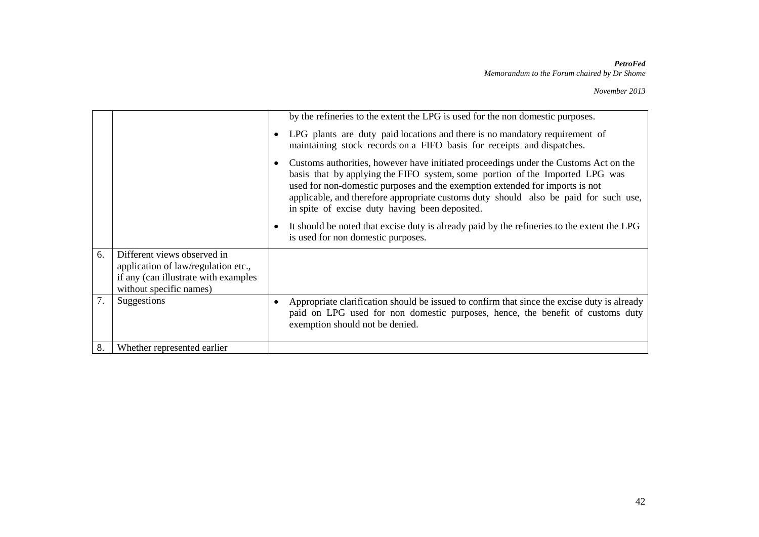| | | |
|---|---|---|
| | | by the refineries to the extent the LPG is used for the non domestic purposes.<br>• LPG plants are duty paid locations and there is no mandatory requirement of maintaining stock records on a FIFO basis for receipts and dispatches.<br>• Customs authorities, however have initiated proceedings under the Customs Act on the basis that by applying the FIFO system, some portion of the Imported LPG was used for non-domestic purposes and the exemption extended for imports is not applicable, and therefore appropriate customs duty should also be paid for such use, in spite of excise duty having been deposited.<br>• It should be noted that excise duty is already paid by the refineries to the extent the LPG is used for non domestic purposes. |
| 6. | Different views observed in application of law/regulation etc., if any (can illustrate with examples without specific names) | |
| 7. | Suggestions | • Appropriate clarification should be issued to confirm that since the excise duty is already paid on LPG used for non domestic purposes, hence, the benefit of customs duty exemption should not be denied. |
| 8. | Whether represented earlier | |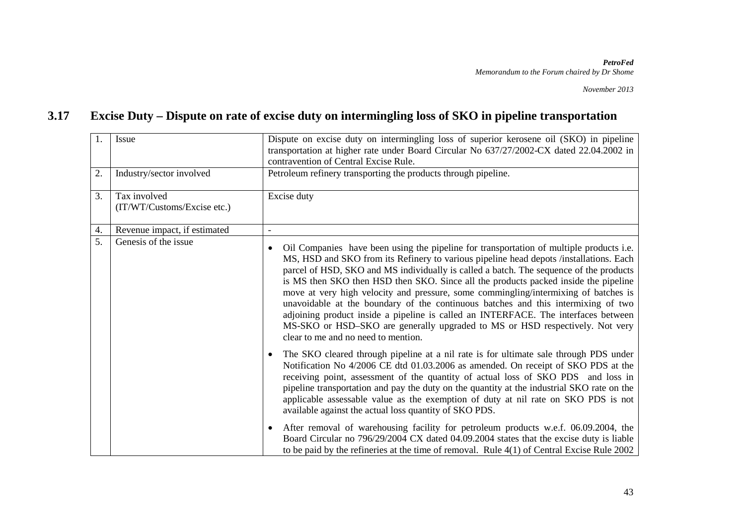## 3.17 Excise Duty – Dispute on rate of excise duty on intermingling loss of SKO in pipeline transportation

| | | |
|---|---|---|
| 1. | Issue | Dispute on excise duty on intermingling loss of superior kerosene oil (SKO) in pipeline transportation at higher rate under Board Circular No 637/27/2002-CX dated 22.04.2002 in contravention of Central Excise Rule. |
| 2. | Industry/sector involved | Petroleum refinery transporting the products through pipeline. |
| 3. | Tax involved (IT/WT/Customs/Excise etc.) | Excise duty |
| 4. | Revenue impact, if estimated | - |
| 5. | Genesis of the issue | • Oil Companies have been using the pipeline for transportation of multiple products i.e. MS, HSD and SKO from its Refinery to various pipeline head depots /installations. Each parcel of HSD, SKO and MS individually is called a batch. The sequence of the products is MS then SKO then HSD then SKO. Since all the products packed inside the pipeline move at very high velocity and pressure, some commingling/intermixing of batches is unavoidable at the boundary of the continuous batches and this intermixing of two adjoining product inside a pipeline is called an INTERFACE. The interfaces between MS-SKO or HSD–SKO are generally upgraded to MS or HSD respectively. Not very clear to me and no need to mention.<br><br>• The SKO cleared through pipeline at a nil rate is for ultimate sale through PDS under Notification No 4/2006 CE dtd 01.03.2006 as amended. On receipt of SKO PDS at the receiving point, assessment of the quantity of actual loss of SKO PDS and loss in pipeline transportation and pay the duty on the quantity at the industrial SKO rate on the applicable assessable value as the exemption of duty at nil rate on SKO PDS is not available against the actual loss quantity of SKO PDS.<br><br>• After removal of warehousing facility for petroleum products w.e.f. 06.09.2004, the Board Circular no 796/29/2004 CX dated 04.09.2004 states that the excise duty is liable to be paid by the refineries at the time of removal. Rule 4(1) of Central Excise Rule 2002 |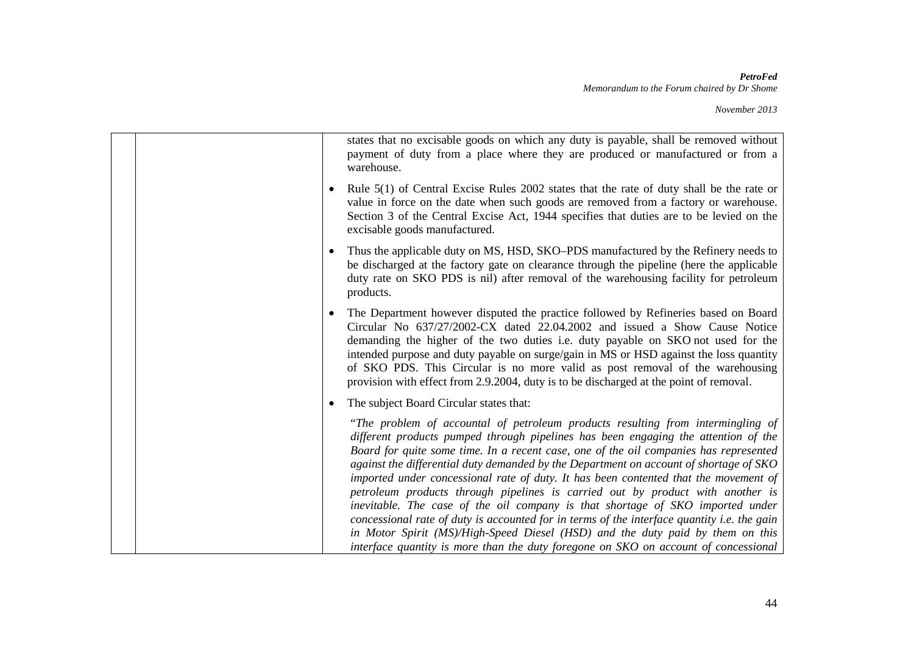| | | states that no excisable goods on which any duty is payable, shall be removed without payment of duty from a place where they are produced or manufactured or from a warehouse.<br><br>• Rule 5(1) of Central Excise Rules 2002 states that the rate of duty shall be the rate or value in force on the date when such goods are removed from a factory or warehouse. Section 3 of the Central Excise Act, 1944 specifies that duties are to be levied on the excisable goods manufactured.<br><br>• Thus the applicable duty on MS, HSD, SKO–PDS manufactured by the Refinery needs to be discharged at the factory gate on clearance through the pipeline (here the applicable duty rate on SKO PDS is nil) after removal of the warehousing facility for petroleum products.<br><br>• The Department however disputed the practice followed by Refineries based on Board Circular No 637/27/2002-CX dated 22.04.2002 and issued a Show Cause Notice demanding the higher of the two duties i.e. duty payable on SKO not used for the intended purpose and duty payable on surge/gain in MS or HSD against the loss quantity of SKO PDS. This Circular is no more valid as post removal of the warehousing provision with effect from 2.9.2004, duty is to be discharged at the point of removal.<br><br>• The subject Board Circular states that:<br><br>"*The problem of accountal of petroleum products resulting from intermingling of different products pumped through pipelines has been engaging the attention of the Board for quite some time. In a recent case, one of the oil companies has represented against the differential duty demanded by the Department on account of shortage of SKO imported under concessional rate of duty. It has been contented that the movement of petroleum products through pipelines is carried out by product with another is inevitable. The case of the oil company is that shortage of SKO imported under concessional rate of duty is accounted for in terms of the interface quantity i.e. the gain in Motor Spirit (MS)/High-Speed Diesel (HSD) and the duty paid by them on this interface quantity is more than the duty foregone on SKO on account of concessional* |
|---|---|---|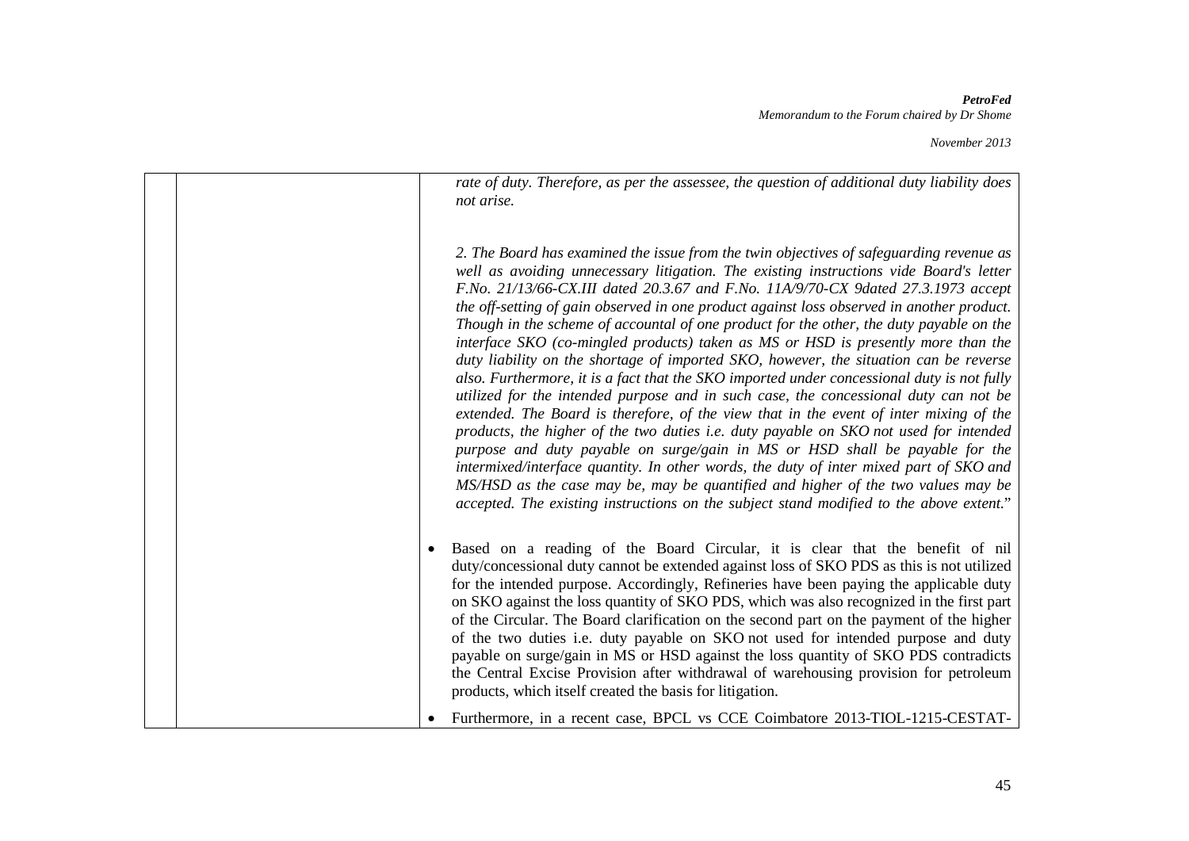| | | *rate of duty. Therefore, as per the assessee, the question of additional duty liability does not arise.*<br><br>*2. The Board has examined the issue from the twin objectives of safeguarding revenue as well as avoiding unnecessary litigation. The existing instructions vide Board's letter F.No. 21/13/66-CX.III dated 20.3.67 and F.No. 11A/9/70-CX 9dated 27.3.1973 accept the off-setting of gain observed in one product against loss observed in another product. Though in the scheme of accountal of one product for the other, the duty payable on the interface SKO (co-mingled products) taken as MS or HSD is presently more than the duty liability on the shortage of imported SKO, however, the situation can be reverse also. Furthermore, it is a fact that the SKO imported under concessional duty is not fully utilized for the intended purpose and in such case, the concessional duty can not be extended. The Board is therefore, of the view that in the event of inter mixing of the products, the higher of the two duties i.e. duty payable on SKO not used for intended purpose and duty payable on surge/gain in MS or HSD shall be payable for the intermixed/interface quantity. In other words, the duty of inter mixed part of SKO and MS/HSD as the case may be, may be quantified and higher of the two values may be accepted. The existing instructions on the subject stand modified to the above extent.*"<br><br>• Based on a reading of the Board Circular, it is clear that the benefit of nil duty/concessional duty cannot be extended against loss of SKO PDS as this is not utilized for the intended purpose. Accordingly, Refineries have been paying the applicable duty on SKO against the loss quantity of SKO PDS, which was also recognized in the first part of the Circular. The Board clarification on the second part on the payment of the higher of the two duties i.e. duty payable on SKO not used for intended purpose and duty payable on surge/gain in MS or HSD against the loss quantity of SKO PDS contradicts the Central Excise Provision after withdrawal of warehousing provision for petroleum products, which itself created the basis for litigation.<br><br>• Furthermore, in a recent case, BPCL vs CCE Coimbatore 2013-TIOL-1215-CESTAT- |
|---|---|---|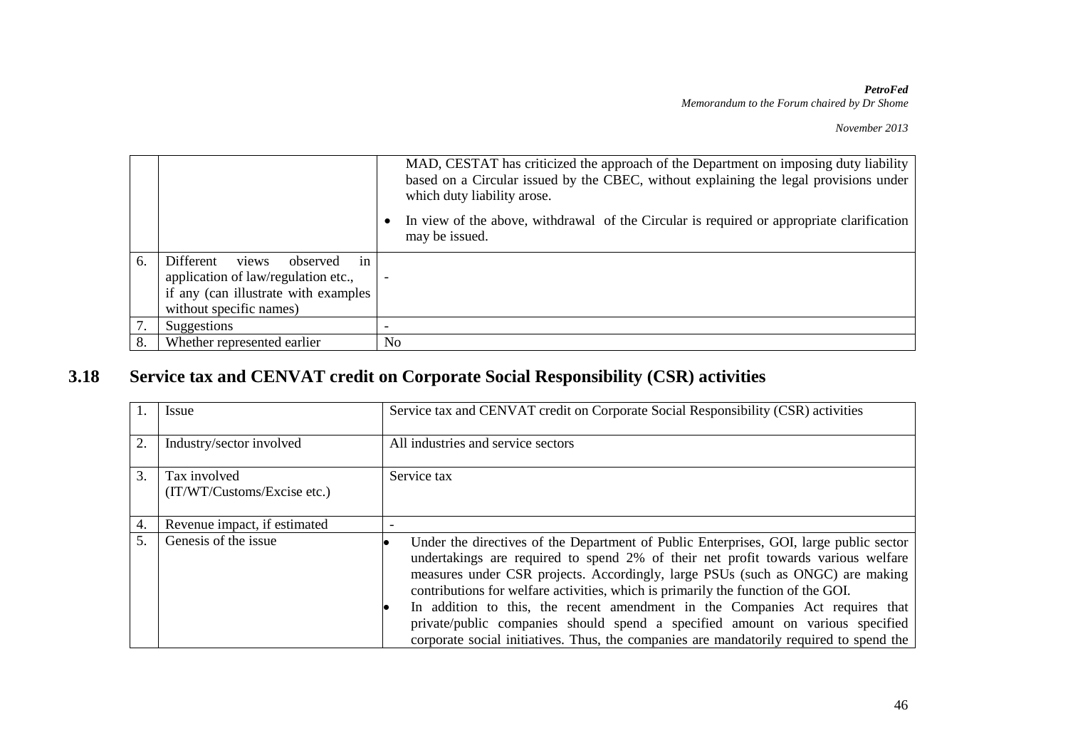| | | |
|---|---|---|
| | | MAD, CESTAT has criticized the approach of the Department on imposing duty liability based on a Circular issued by the CBEC, without explaining the legal provisions under which duty liability arose.<br>• In view of the above, withdrawal of the Circular is required or appropriate clarification may be issued. |
| 6. | Different views observed in application of law/regulation etc., if any (can illustrate with examples without specific names) | - |
| 7. | Suggestions | - |
| 8. | Whether represented earlier | No |

## 3.18 Service tax and CENVAT credit on Corporate Social Responsibility (CSR) activities

| | | |
|---|---|---|
| 1. | Issue | Service tax and CENVAT credit on Corporate Social Responsibility (CSR) activities |
| 2. | Industry/sector involved | All industries and service sectors |
| 3. | Tax involved (IT/WT/Customs/Excise etc.) | Service tax |
| 4. | Revenue impact, if estimated | - |
| 5. | Genesis of the issue | • Under the directives of the Department of Public Enterprises, GOI, large public sector undertakings are required to spend 2% of their net profit towards various welfare measures under CSR projects. Accordingly, large PSUs (such as ONGC) are making contributions for welfare activities, which is primarily the function of the GOI.<br>• In addition to this, the recent amendment in the Companies Act requires that private/public companies should spend a specified amount on various specified corporate social initiatives. Thus, the companies are mandatorily required to spend the |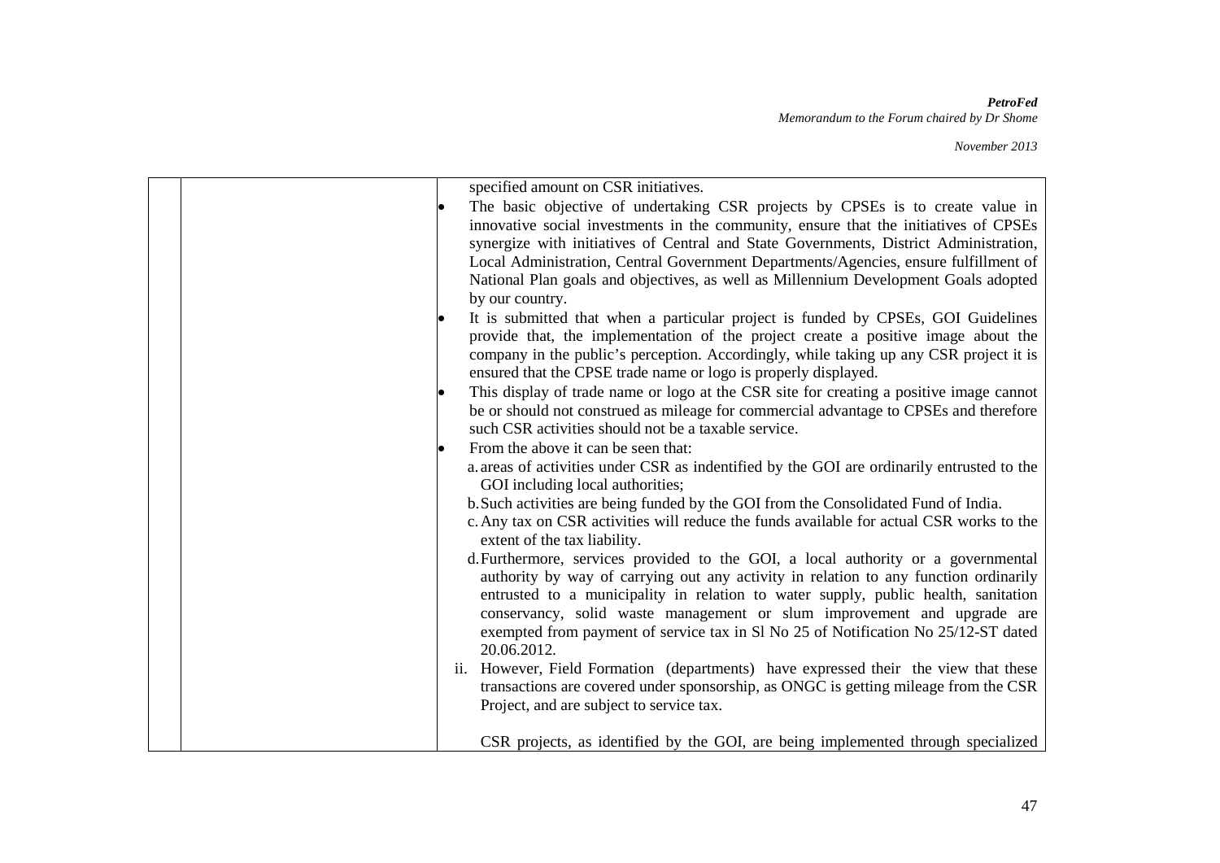| | | specified amount on CSR initiatives.<br>• The basic objective of undertaking CSR projects by CPSEs is to create value in innovative social investments in the community, ensure that the initiatives of CPSEs synergize with initiatives of Central and State Governments, District Administration, Local Administration, Central Government Departments/Agencies, ensure fulfillment of National Plan goals and objectives, as well as Millennium Development Goals adopted by our country.<br>• It is submitted that when a particular project is funded by CPSEs, GOI Guidelines provide that, the implementation of the project create a positive image about the company in the public's perception. Accordingly, while taking up any CSR project it is ensured that the CPSE trade name or logo is properly displayed.<br>• This display of trade name or logo at the CSR site for creating a positive image cannot be or should not construed as mileage for commercial advantage to CPSEs and therefore such CSR activities should not be a taxable service.<br>• From the above it can be seen that:<br>a. areas of activities under CSR as indentified by the GOI are ordinarily entrusted to the GOI including local authorities;<br>b. Such activities are being funded by the GOI from the Consolidated Fund of India.<br>c. Any tax on CSR activities will reduce the funds available for actual CSR works to the extent of the tax liability.<br>d. Furthermore, services provided to the GOI, a local authority or a governmental authority by way of carrying out any activity in relation to any function ordinarily entrusted to a municipality in relation to water supply, public health, sanitation conservancy, solid waste management or slum improvement and upgrade are exempted from payment of service tax in Sl No 25 of Notification No 25/12-ST dated 20.06.2012.<br>ii. However, Field Formation (departments) have expressed their the view that these transactions are covered under sponsorship, as ONGC is getting mileage from the CSR Project, and are subject to service tax.<br><br>CSR projects, as identified by the GOI, are being implemented through specialized |
|---|---|---|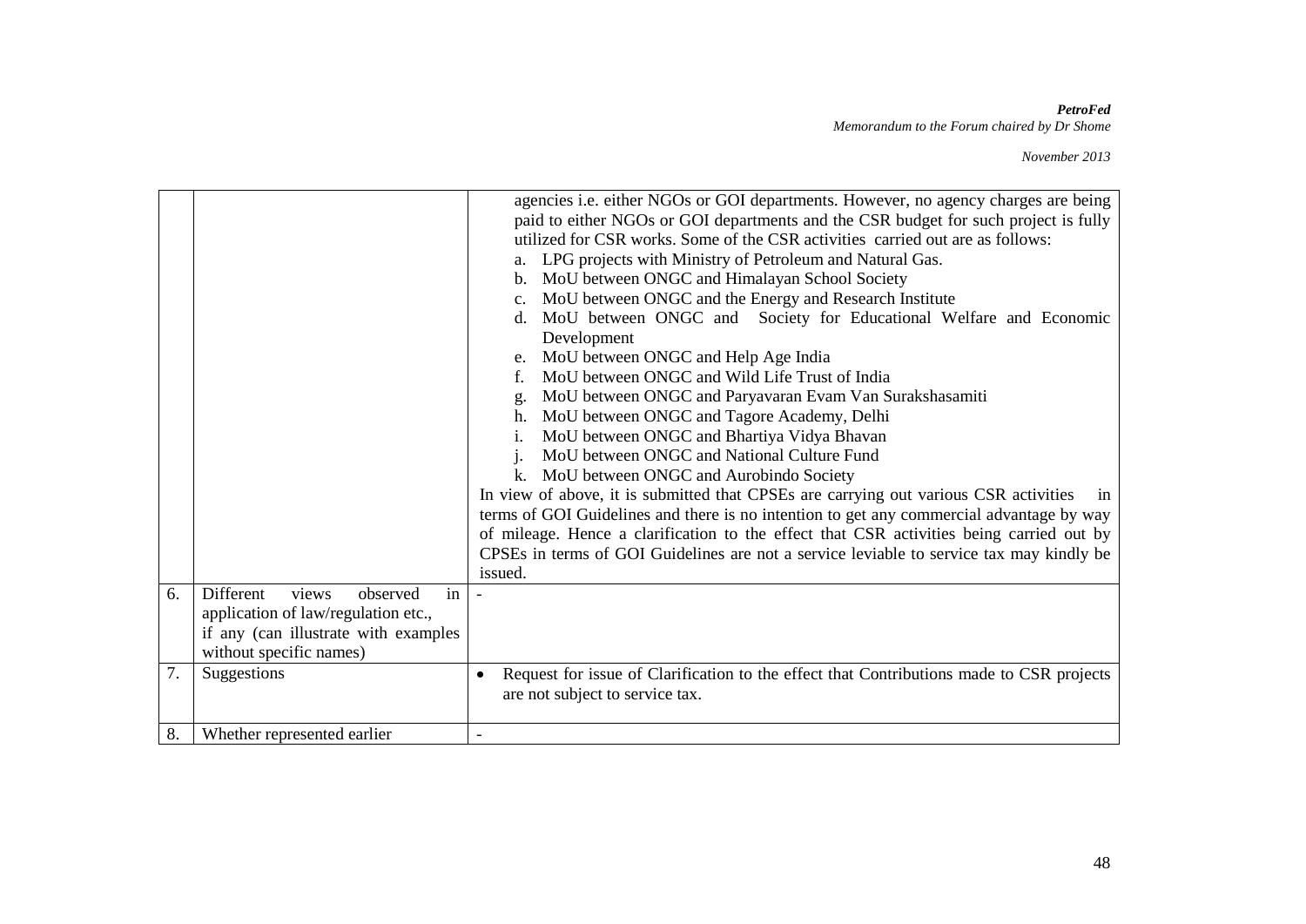|  |  |  |
|---|---|---|
|  |  | agencies i.e. either NGOs or GOI departments. However, no agency charges are being paid to either NGOs or GOI departments and the CSR budget for such project is fully utilized for CSR works. Some of the CSR activities carried out are as follows:<br>a. LPG projects with Ministry of Petroleum and Natural Gas.<br>b. MoU between ONGC and Himalayan School Society<br>c. MoU between ONGC and the Energy and Research Institute<br>d. MoU between ONGC and Society for Educational Welfare and Economic Development<br>e. MoU between ONGC and Help Age India<br>f. MoU between ONGC and Wild Life Trust of India<br>g. MoU between ONGC and Paryavaran Evam Van Surakshasamiti<br>h. MoU between ONGC and Tagore Academy, Delhi<br>i. MoU between ONGC and Bhartiya Vidya Bhavan<br>j. MoU between ONGC and National Culture Fund<br>k. MoU between ONGC and Aurobindo Society<br>In view of above, it is submitted that CPSEs are carrying out various CSR activities in terms of GOI Guidelines and there is no intention to get any commercial advantage by way of mileage. Hence a clarification to the effect that CSR activities being carried out by CPSEs in terms of GOI Guidelines are not a service leviable to service tax may kindly be issued. |
| 6. | Different views observed in application of law/regulation etc., if any (can illustrate with examples without specific names) | - |
| 7. | Suggestions | • Request for issue of Clarification to the effect that Contributions made to CSR projects are not subject to service tax. |
| 8. | Whether represented earlier | - |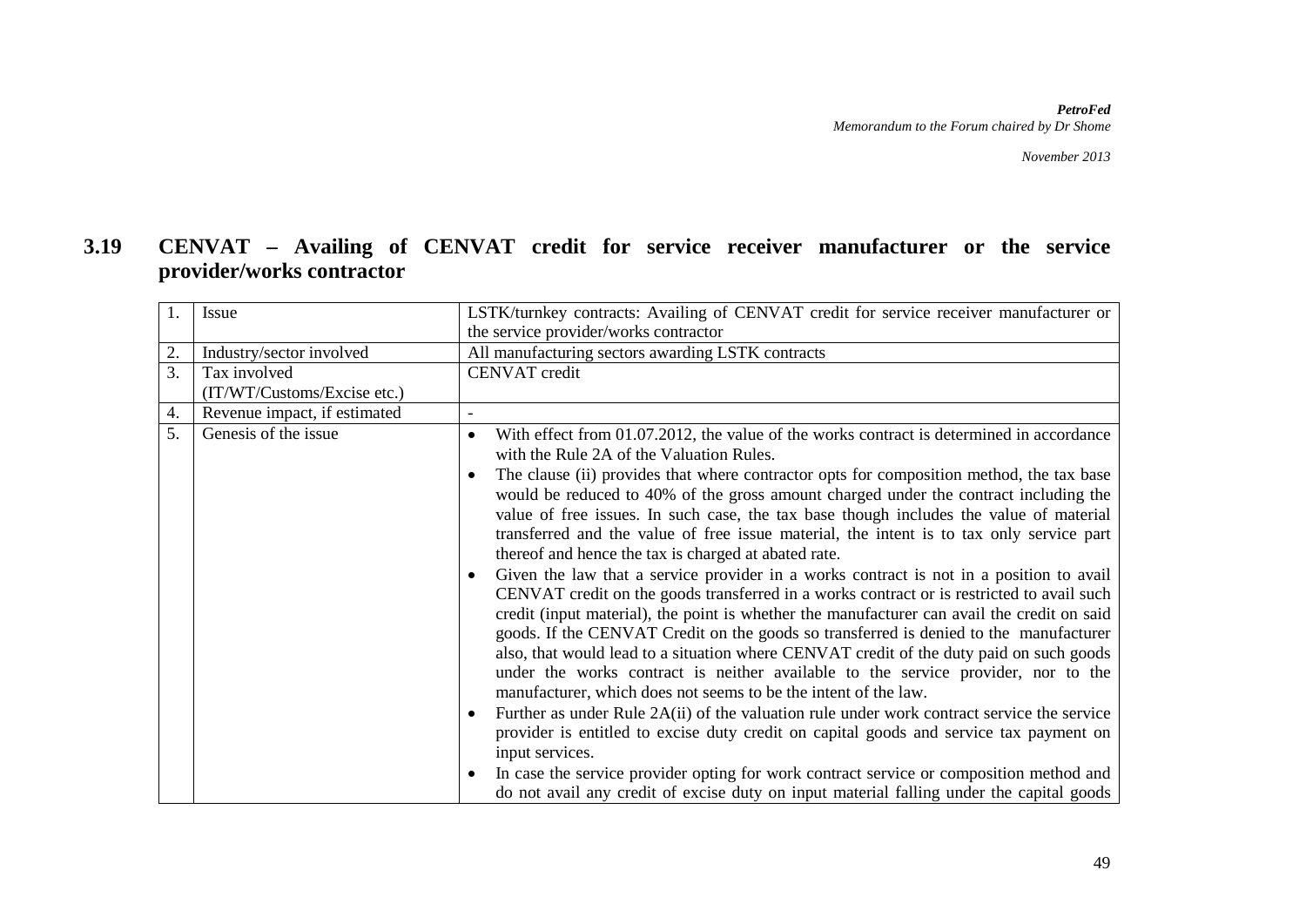## 3.19 CENVAT – Availing of CENVAT credit for service receiver manufacturer or the service provider/works contractor

| 1. | Issue | LSTK/turnkey contracts: Availing of CENVAT credit for service receiver manufacturer or the service provider/works contractor |
|---|---|---|
| 2. | Industry/sector involved | All manufacturing sectors awarding LSTK contracts |
| 3. | Tax involved (IT/WT/Customs/Excise etc.) | CENVAT credit |
| 4. | Revenue impact, if estimated | - |
| 5. | Genesis of the issue | • With effect from 01.07.2012, the value of the works contract is determined in accordance with the Rule 2A of the Valuation Rules.<br>• The clause (ii) provides that where contractor opts for composition method, the tax base would be reduced to 40% of the gross amount charged under the contract including the value of free issues. In such case, the tax base though includes the value of material transferred and the value of free issue material, the intent is to tax only service part thereof and hence the tax is charged at abated rate.<br>• Given the law that a service provider in a works contract is not in a position to avail CENVAT credit on the goods transferred in a works contract or is restricted to avail such credit (input material), the point is whether the manufacturer can avail the credit on said goods. If the CENVAT Credit on the goods so transferred is denied to the manufacturer also, that would lead to a situation where CENVAT credit of the duty paid on such goods under the works contract is neither available to the service provider, nor to the manufacturer, which does not seems to be the intent of the law.<br>• Further as under Rule 2A(ii) of the valuation rule under work contract service the service provider is entitled to excise duty credit on capital goods and service tax payment on input services.<br>• In case the service provider opting for work contract service or composition method and do not avail any credit of excise duty on input material falling under the capital goods |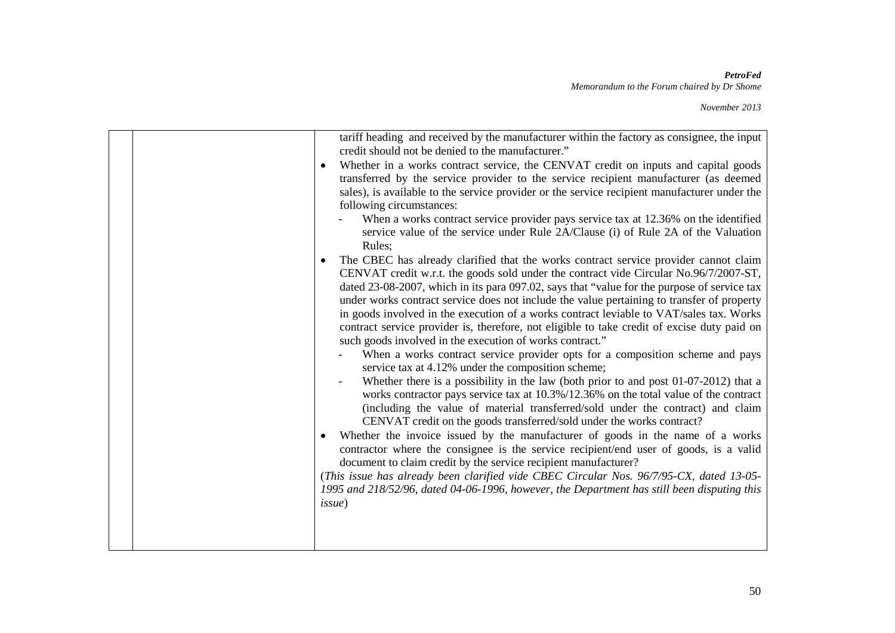| | | tariff heading and received by the manufacturer within the factory as consignee, the input credit should not be denied to the manufacturer."<br>• Whether in a works contract service, the CENVAT credit on inputs and capital goods transferred by the service provider to the service recipient manufacturer (as deemed sales), is available to the service provider or the service recipient manufacturer under the following circumstances:<br>- When a works contract service provider pays service tax at 12.36% on the identified service value of the service under Rule 2A/Clause (i) of Rule 2A of the Valuation Rules;<br>• The CBEC has already clarified that the works contract service provider cannot claim CENVAT credit w.r.t. the goods sold under the contract vide Circular No.96/7/2007-ST, dated 23-08-2007, which in its para 097.02, says that "value for the purpose of service tax under works contract service does not include the value pertaining to transfer of property in goods involved in the execution of a works contract leviable to VAT/sales tax. Works contract service provider is, therefore, not eligible to take credit of excise duty paid on such goods involved in the execution of works contract."<br>- When a works contract service provider opts for a composition scheme and pays service tax at 4.12% under the composition scheme;<br>- Whether there is a possibility in the law (both prior to and post 01-07-2012) that a works contractor pays service tax at 10.3%/12.36% on the total value of the contract (including the value of material transferred/sold under the contract) and claim CENVAT credit on the goods transferred/sold under the works contract?<br>• Whether the invoice issued by the manufacturer of goods in the name of a works contractor where the consignee is the service recipient/end user of goods, is a valid document to claim credit by the service recipient manufacturer?<br>(*This issue has already been clarified vide CBEC Circular Nos. 96/7/95-CX, dated 13-05-1995 and 218/52/96, dated 04-06-1996, however, the Department has still been disputing this issue*) |
|---|---|---|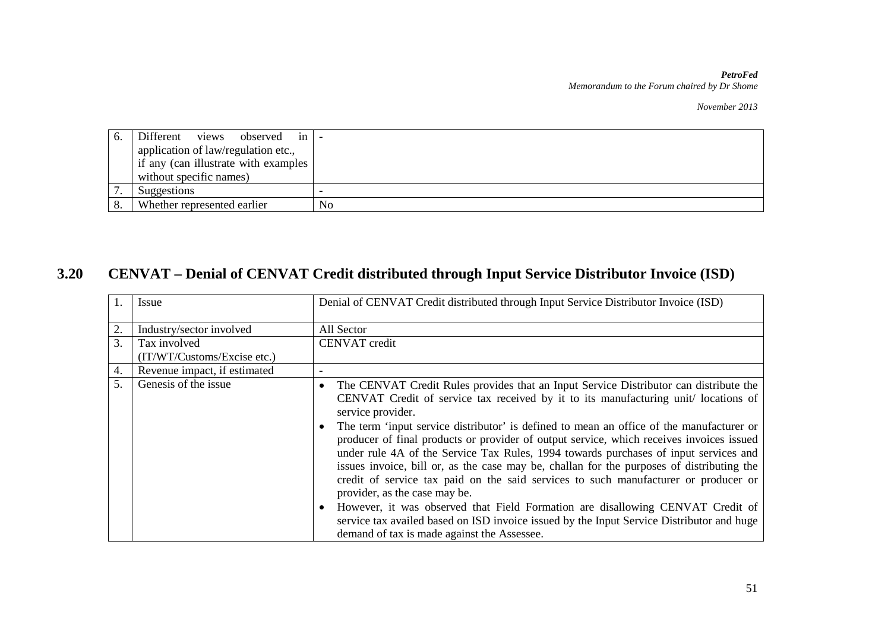| | | |
|---|---|---|
| 6. | Different views observed in application of law/regulation etc., if any (can illustrate with examples without specific names) | - |
| 7. | Suggestions | - |
| 8. | Whether represented earlier | No |

## 3.20 CENVAT – Denial of CENVAT Credit distributed through Input Service Distributor Invoice (ISD)

| | | |
|---|---|---|
| 1. | Issue | Denial of CENVAT Credit distributed through Input Service Distributor Invoice (ISD) |
| 2. | Industry/sector involved | All Sector |
| 3. | Tax involved (IT/WT/Customs/Excise etc.) | CENVAT credit |
| 4. | Revenue impact, if estimated | - |
| 5. | Genesis of the issue | • The CENVAT Credit Rules provides that an Input Service Distributor can distribute the CENVAT Credit of service tax received by it to its manufacturing unit/ locations of service provider.<br>• The term 'input service distributor' is defined to mean an office of the manufacturer or producer of final products or provider of output service, which receives invoices issued under rule 4A of the Service Tax Rules, 1994 towards purchases of input services and issues invoice, bill or, as the case may be, challan for the purposes of distributing the credit of service tax paid on the said services to such manufacturer or producer or provider, as the case may be.<br>• However, it was observed that Field Formation are disallowing CENVAT Credit of service tax availed based on ISD invoice issued by the Input Service Distributor and huge demand of tax is made against the Assessee. |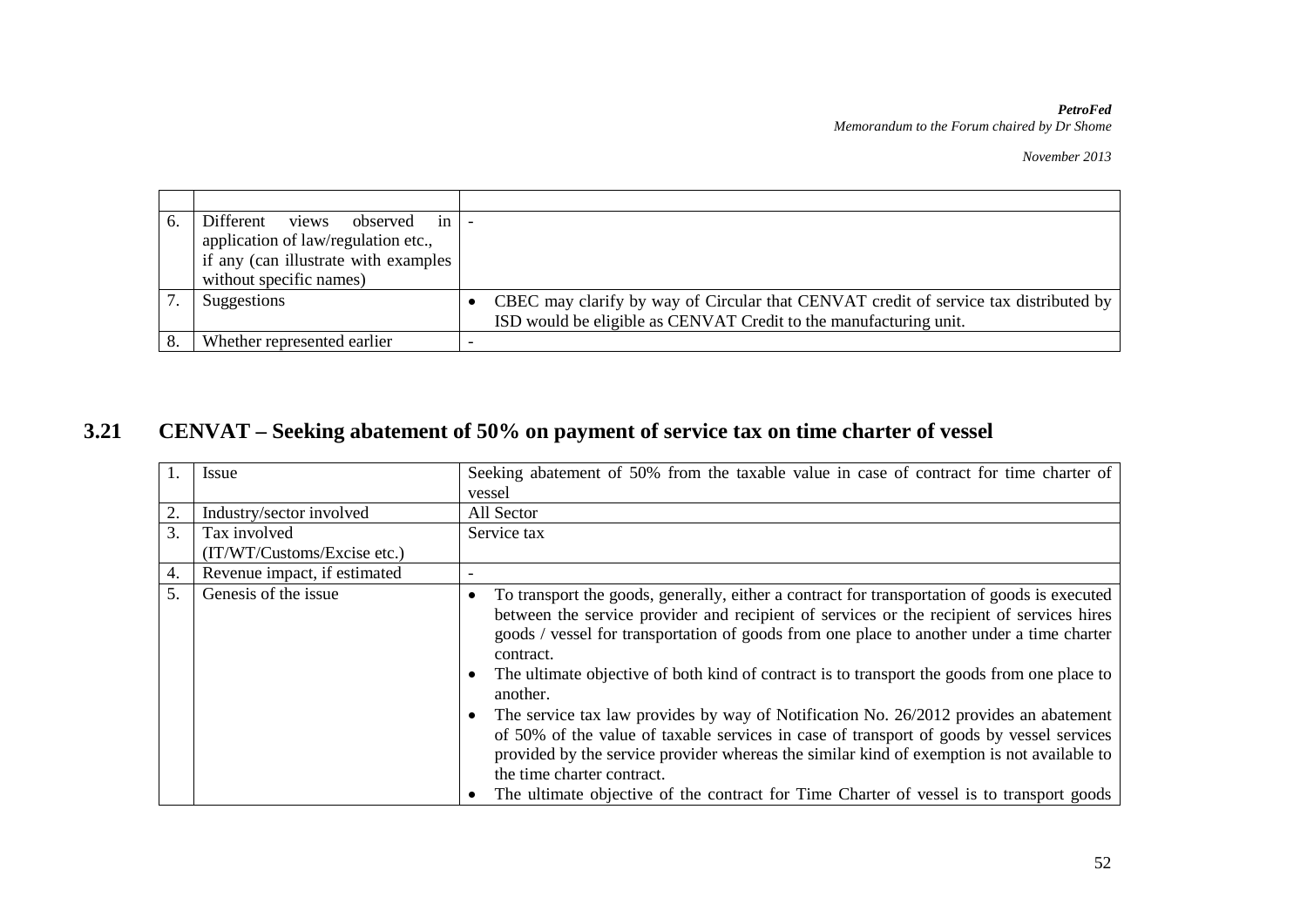| | | |
|---|---|---|
| 6. | Different views observed in application of law/regulation etc., if any (can illustrate with examples without specific names) | - |
| 7. | Suggestions | • CBEC may clarify by way of Circular that CENVAT credit of service tax distributed by ISD would be eligible as CENVAT Credit to the manufacturing unit. |
| 8. | Whether represented earlier | - |

## 3.21 CENVAT – Seeking abatement of 50% on payment of service tax on time charter of vessel

| | | |
|---|---|---|
| 1. | Issue | Seeking abatement of 50% from the taxable value in case of contract for time charter of vessel |
| 2. | Industry/sector involved | All Sector |
| 3. | Tax involved (IT/WT/Customs/Excise etc.) | Service tax |
| 4. | Revenue impact, if estimated | - |
| 5. | Genesis of the issue | • To transport the goods, generally, either a contract for transportation of goods is executed between the service provider and recipient of services or the recipient of services hires goods / vessel for transportation of goods from one place to another under a time charter contract.<br>• The ultimate objective of both kind of contract is to transport the goods from one place to another.<br>• The service tax law provides by way of Notification No. 26/2012 provides an abatement of 50% of the value of taxable services in case of transport of goods by vessel services provided by the service provider whereas the similar kind of exemption is not available to the time charter contract.<br>• The ultimate objective of the contract for Time Charter of vessel is to transport goods |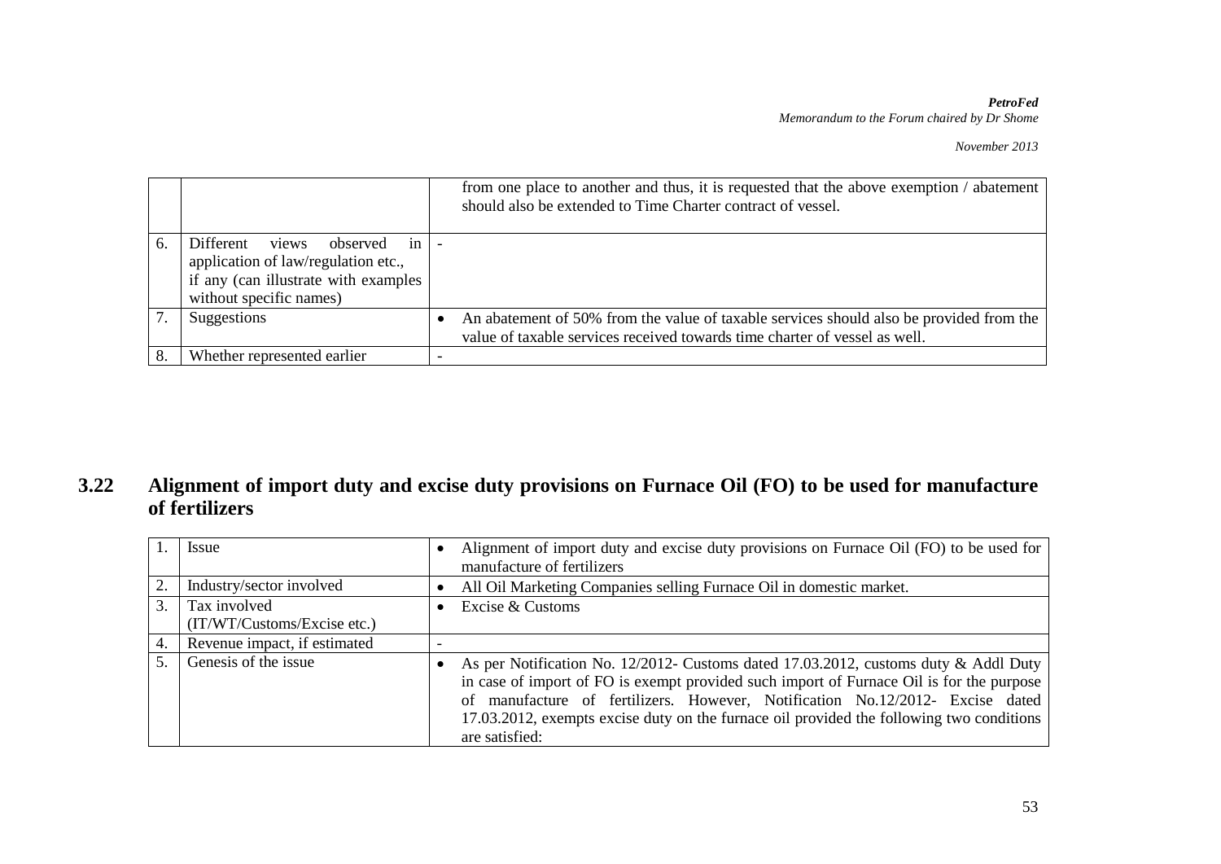| | | |
|---|---|---|
| | | from one place to another and thus, it is requested that the above exemption / abatement should also be extended to Time Charter contract of vessel. |
| 6. | Different views observed in application of law/regulation etc., if any (can illustrate with examples without specific names) | - |
| 7. | Suggestions | • An abatement of 50% from the value of taxable services should also be provided from the value of taxable services received towards time charter of vessel as well. |
| 8. | Whether represented earlier | - |

## 3.22 Alignment of import duty and excise duty provisions on Furnace Oil (FO) to be used for manufacture of fertilizers

| | | |
|---|---|---|
| 1. | Issue | • Alignment of import duty and excise duty provisions on Furnace Oil (FO) to be used for manufacture of fertilizers |
| 2. | Industry/sector involved | • All Oil Marketing Companies selling Furnace Oil in domestic market. |
| 3. | Tax involved (IT/WT/Customs/Excise etc.) | • Excise & Customs |
| 4. | Revenue impact, if estimated | - |
| 5. | Genesis of the issue | • As per Notification No. 12/2012- Customs dated 17.03.2012, customs duty & Addl Duty in case of import of FO is exempt provided such import of Furnace Oil is for the purpose of manufacture of fertilizers. However, Notification No.12/2012- Excise dated 17.03.2012, exempts excise duty on the furnace oil provided the following two conditions are satisfied: |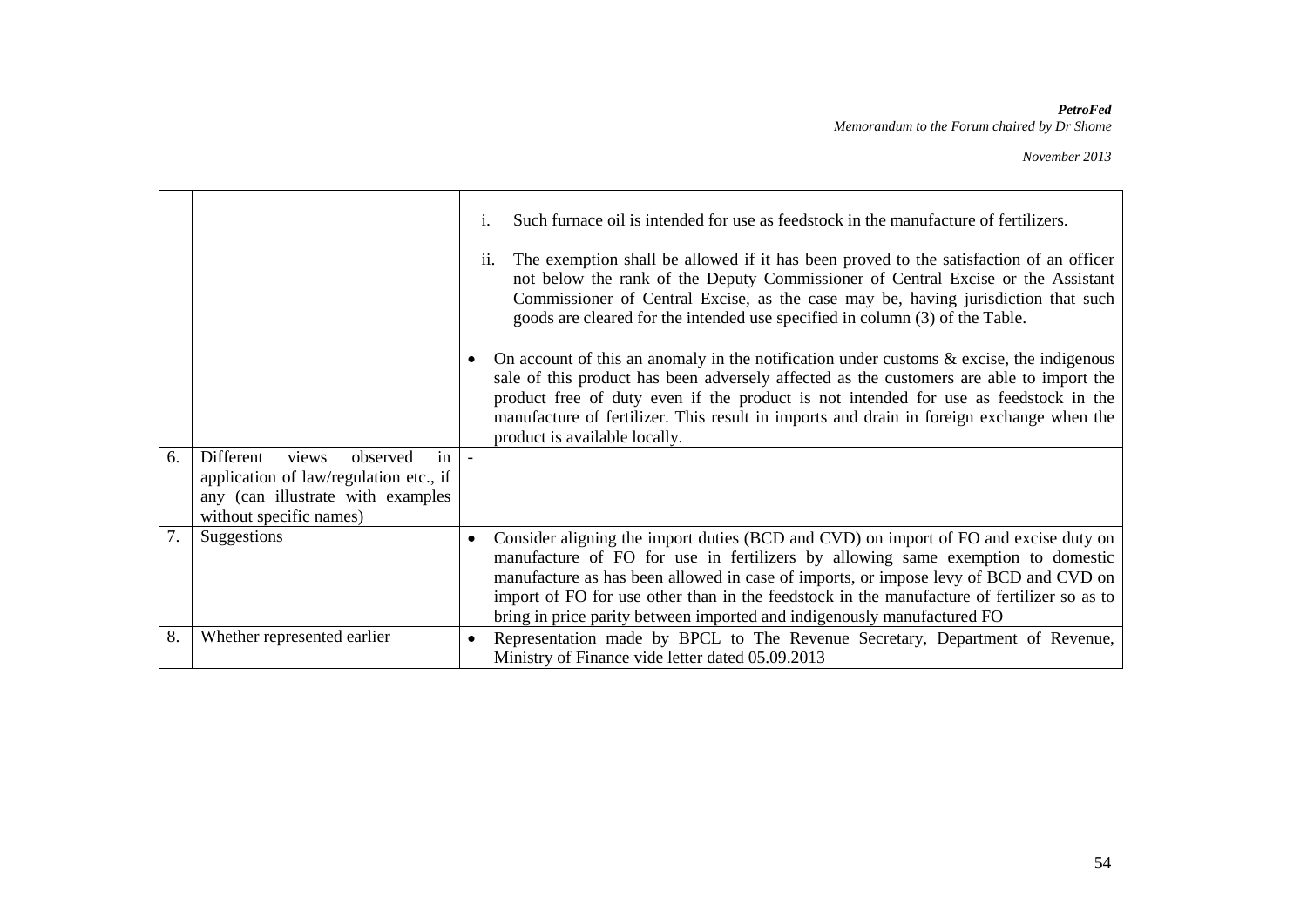| | | |
|---|---|---|
| | | i. Such furnace oil is intended for use as feedstock in the manufacture of fertilizers.<br><br>ii. The exemption shall be allowed if it has been proved to the satisfaction of an officer not below the rank of the Deputy Commissioner of Central Excise or the Assistant Commissioner of Central Excise, as the case may be, having jurisdiction that such goods are cleared for the intended use specified in column (3) of the Table.<br><br>• On account of this an anomaly in the notification under customs & excise, the indigenous sale of this product has been adversely affected as the customers are able to import the product free of duty even if the product is not intended for use as feedstock in the manufacture of fertilizer. This result in imports and drain in foreign exchange when the product is available locally. |
| 6. | Different views observed in application of law/regulation etc., if any (can illustrate with examples without specific names) | - |
| 7. | Suggestions | • Consider aligning the import duties (BCD and CVD) on import of FO and excise duty on manufacture of FO for use in fertilizers by allowing same exemption to domestic manufacture as has been allowed in case of imports, or impose levy of BCD and CVD on import of FO for use other than in the feedstock in the manufacture of fertilizer so as to bring in price parity between imported and indigenously manufactured FO |
| 8. | Whether represented earlier | • Representation made by BPCL to The Revenue Secretary, Department of Revenue, Ministry of Finance vide letter dated 05.09.2013 |